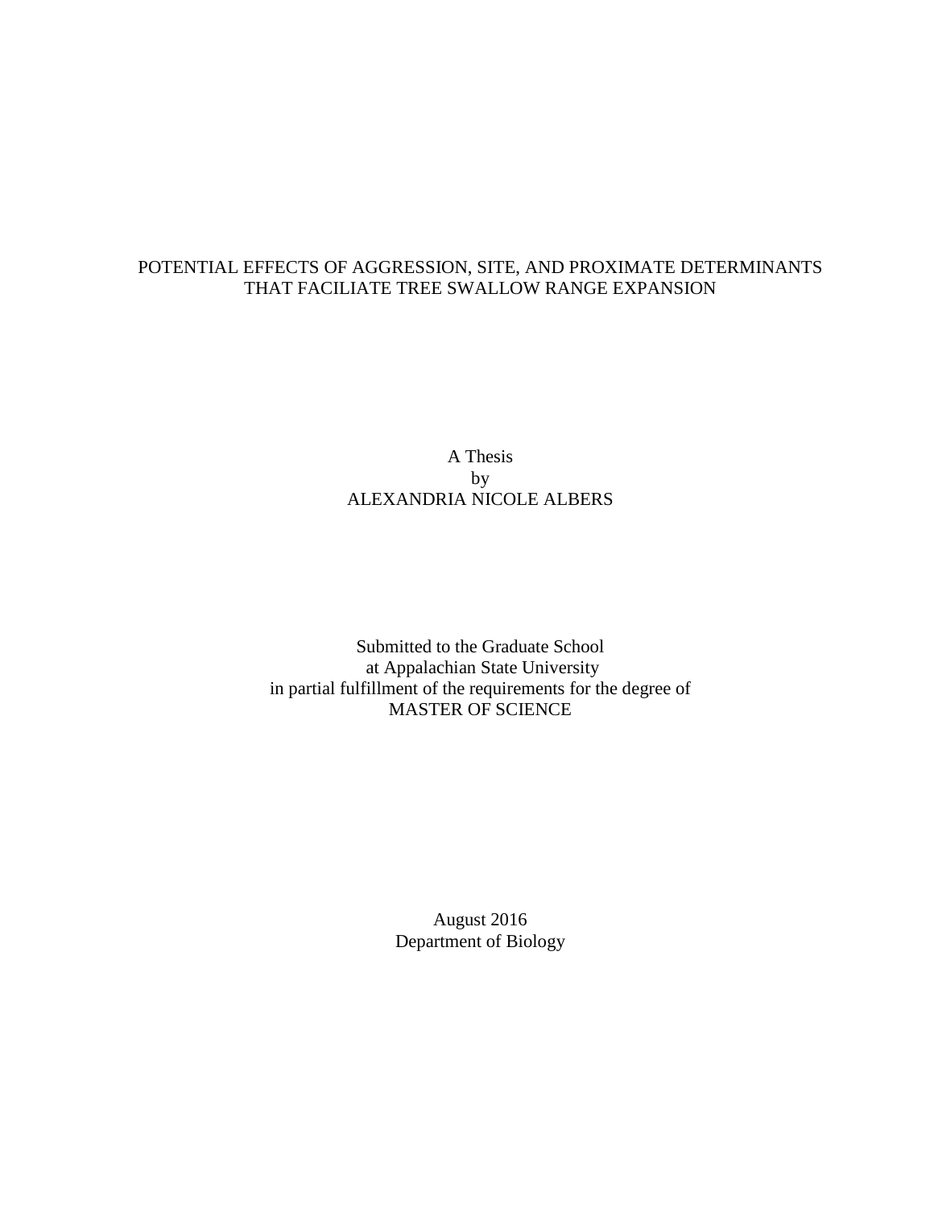# POTENTIAL EFFECTS OF AGGRESSION, SITE, AND PROXIMATE DETERMINANTS THAT FACILIATE TREE SWALLOW RANGE EXPANSION

A Thesis
by
ALEXANDRIA NICOLE ALBERS

Submitted to the Graduate School
at Appalachian State University
in partial fulfillment of the requirements for the degree of
MASTER OF SCIENCE

August 2016
Department of Biology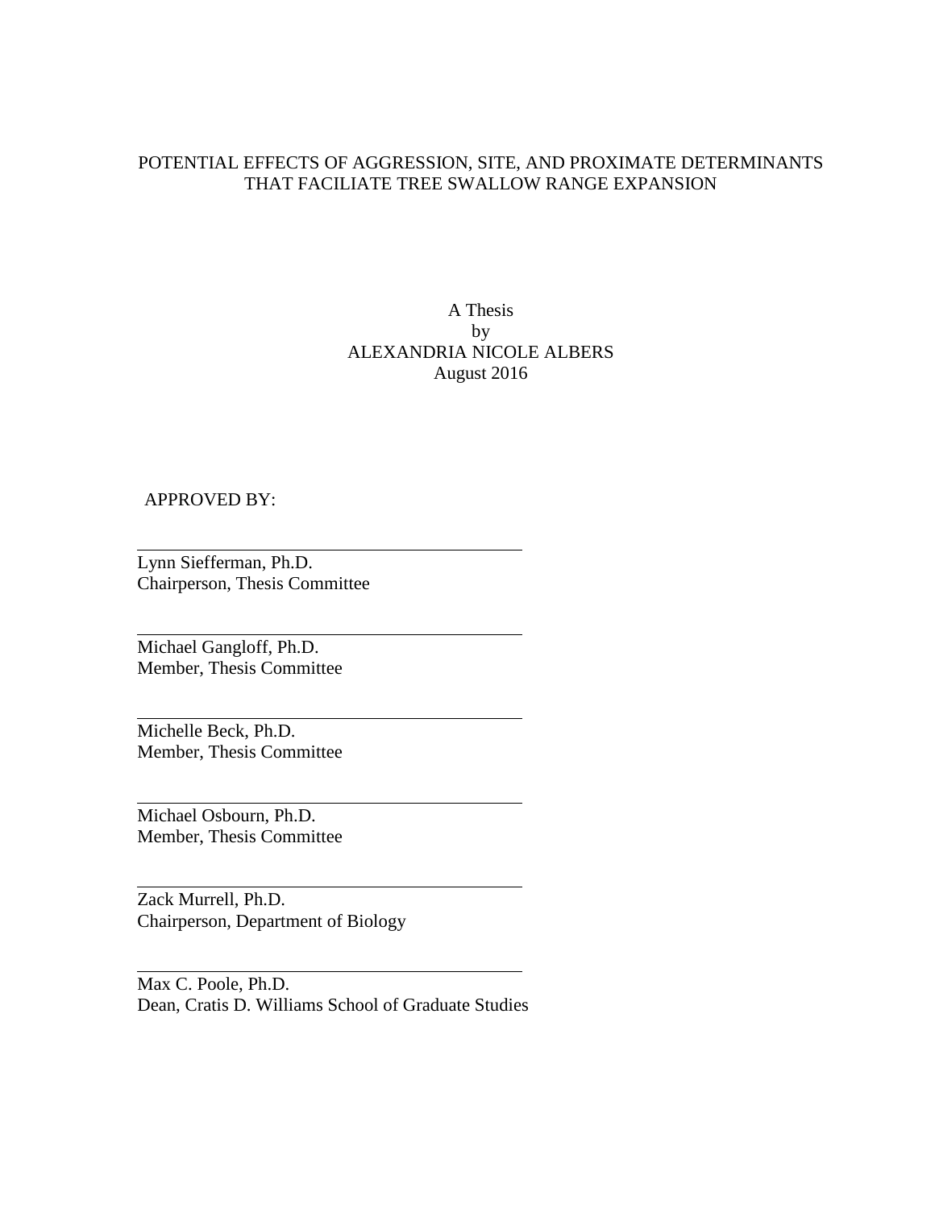POTENTIAL EFFECTS OF AGGRESSION, SITE, AND PROXIMATE DETERMINANTS THAT FACILIATE TREE SWALLOW RANGE EXPANSION

A Thesis
by
ALEXANDRIA NICOLE ALBERS
August 2016

APPROVED BY:

______________________________
Lynn Siefferman, Ph.D.
Chairperson, Thesis Committee

______________________________
Michael Gangloff, Ph.D.
Member, Thesis Committee

______________________________
Michelle Beck, Ph.D.
Member, Thesis Committee

______________________________
Michael Osbourn, Ph.D.
Member, Thesis Committee

______________________________
Zack Murrell, Ph.D.
Chairperson, Department of Biology

______________________________
Max C. Poole, Ph.D.
Dean, Cratis D. Williams School of Graduate Studies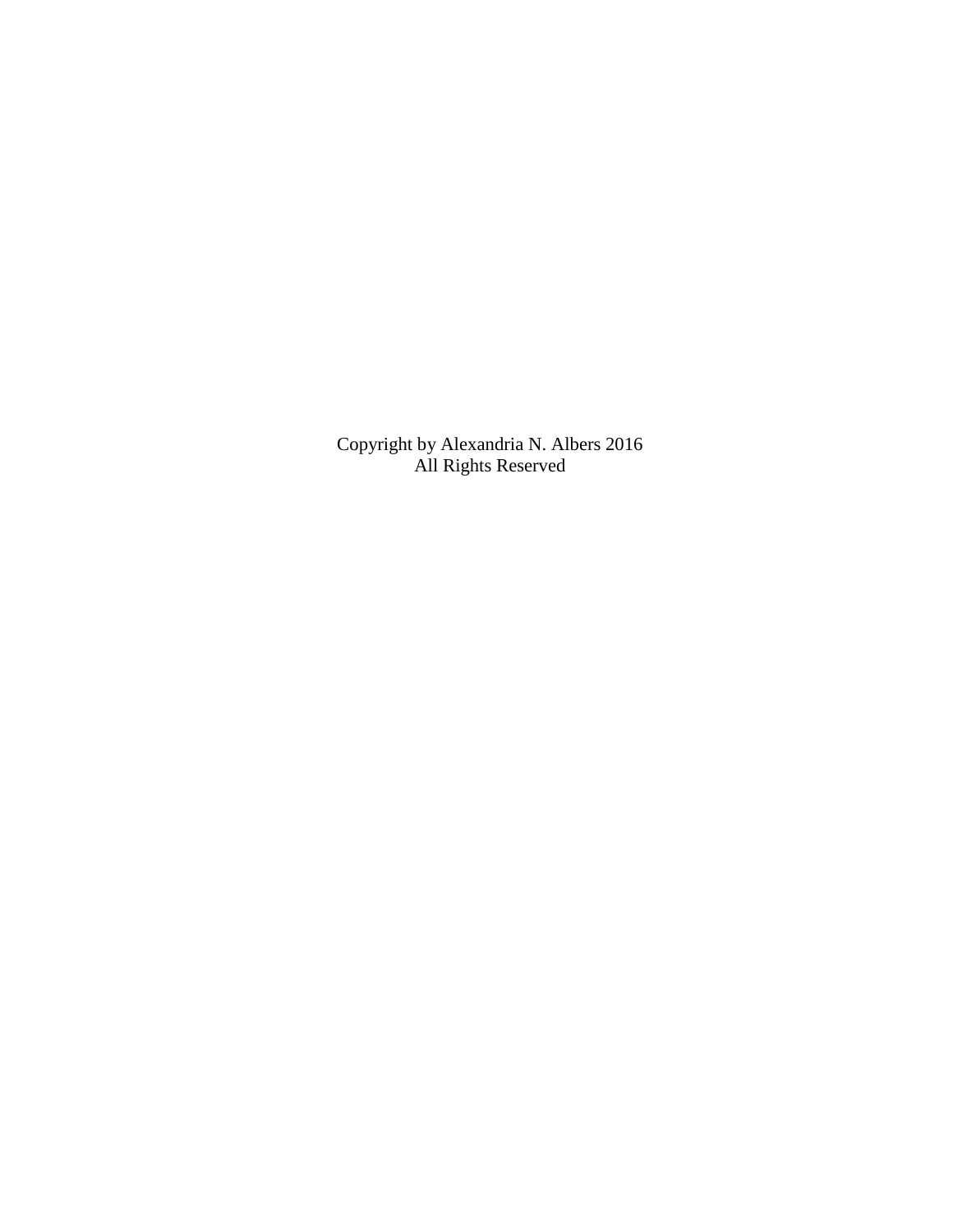Copyright by Alexandria N. Albers 2016
All Rights Reserved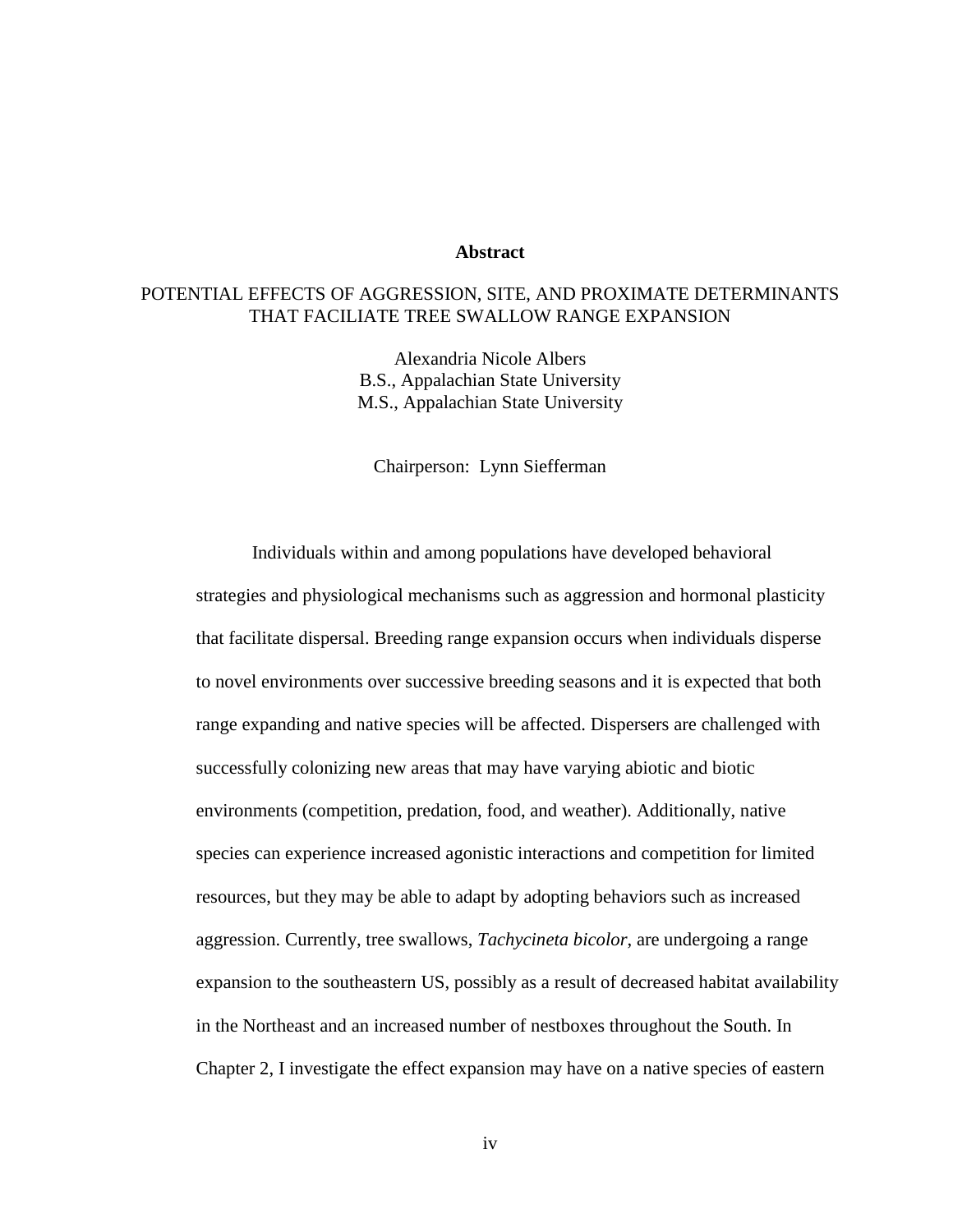## Abstract

POTENTIAL EFFECTS OF AGGRESSION, SITE, AND PROXIMATE DETERMINANTS THAT FACILIATE TREE SWALLOW RANGE EXPANSION

Alexandria Nicole Albers
B.S., Appalachian State University
M.S., Appalachian State University

Chairperson: Lynn Siefferman

Individuals within and among populations have developed behavioral strategies and physiological mechanisms such as aggression and hormonal plasticity that facilitate dispersal. Breeding range expansion occurs when individuals disperse to novel environments over successive breeding seasons and it is expected that both range expanding and native species will be affected. Dispersers are challenged with successfully colonizing new areas that may have varying abiotic and biotic environments (competition, predation, food, and weather). Additionally, native species can experience increased agonistic interactions and competition for limited resources, but they may be able to adapt by adopting behaviors such as increased aggression. Currently, tree swallows, *Tachycineta bicolor*, are undergoing a range expansion to the southeastern US, possibly as a result of decreased habitat availability in the Northeast and an increased number of nestboxes throughout the South. In Chapter 2, I investigate the effect expansion may have on a native species of eastern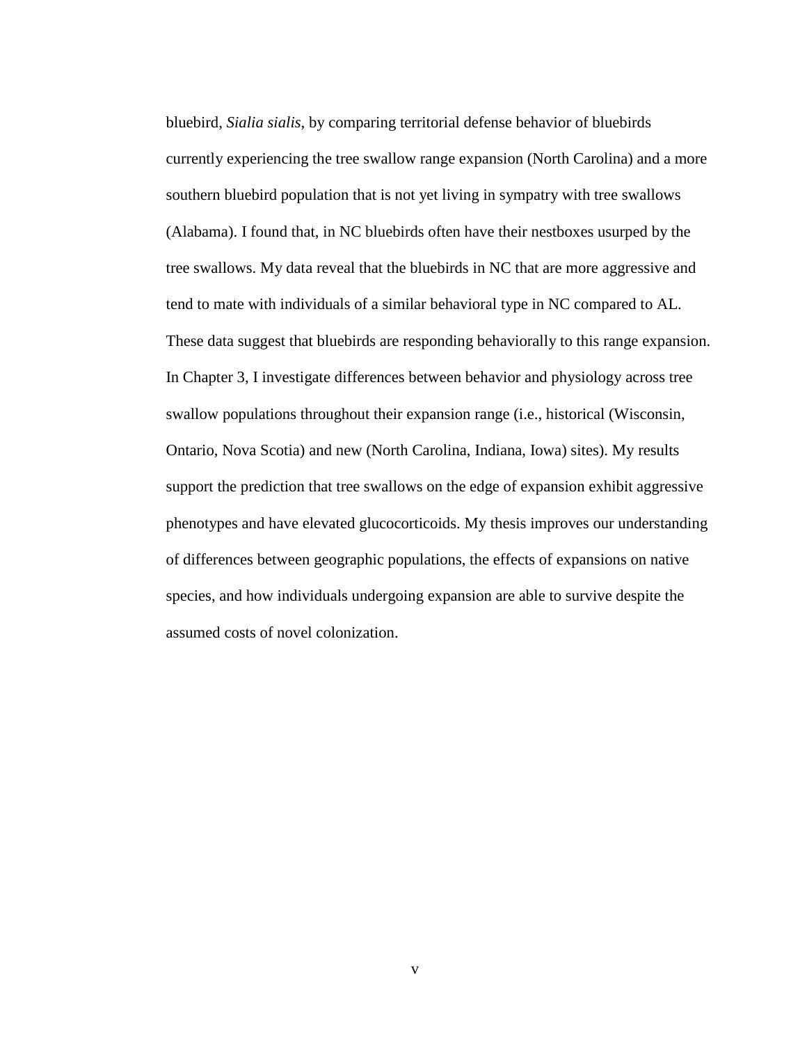bluebird, *Sialia sialis*, by comparing territorial defense behavior of bluebirds currently experiencing the tree swallow range expansion (North Carolina) and a more southern bluebird population that is not yet living in sympatry with tree swallows (Alabama). I found that, in NC bluebirds often have their nestboxes usurped by the tree swallows. My data reveal that the bluebirds in NC that are more aggressive and tend to mate with individuals of a similar behavioral type in NC compared to AL. These data suggest that bluebirds are responding behaviorally to this range expansion. In Chapter 3, I investigate differences between behavior and physiology across tree swallow populations throughout their expansion range (i.e., historical (Wisconsin, Ontario, Nova Scotia) and new (North Carolina, Indiana, Iowa) sites). My results support the prediction that tree swallows on the edge of expansion exhibit aggressive phenotypes and have elevated glucocorticoids. My thesis improves our understanding of differences between geographic populations, the effects of expansions on native species, and how individuals undergoing expansion are able to survive despite the assumed costs of novel colonization.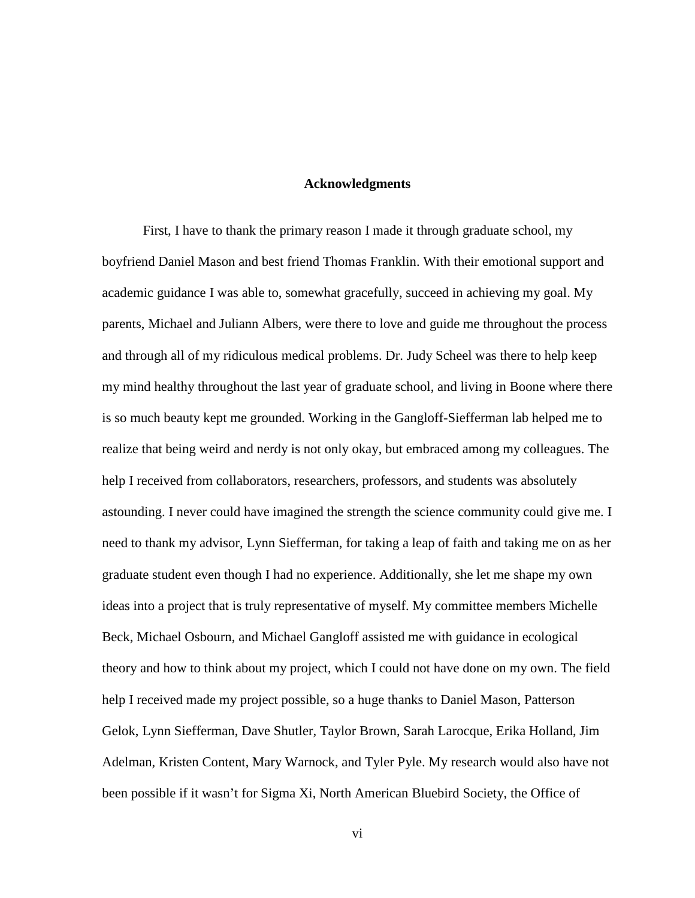## Acknowledgments

First, I have to thank the primary reason I made it through graduate school, my boyfriend Daniel Mason and best friend Thomas Franklin. With their emotional support and academic guidance I was able to, somewhat gracefully, succeed in achieving my goal. My parents, Michael and Juliann Albers, were there to love and guide me throughout the process and through all of my ridiculous medical problems. Dr. Judy Scheel was there to help keep my mind healthy throughout the last year of graduate school, and living in Boone where there is so much beauty kept me grounded. Working in the Gangloff-Siefferman lab helped me to realize that being weird and nerdy is not only okay, but embraced among my colleagues. The help I received from collaborators, researchers, professors, and students was absolutely astounding. I never could have imagined the strength the science community could give me. I need to thank my advisor, Lynn Siefferman, for taking a leap of faith and taking me on as her graduate student even though I had no experience. Additionally, she let me shape my own ideas into a project that is truly representative of myself. My committee members Michelle Beck, Michael Osbourn, and Michael Gangloff assisted me with guidance in ecological theory and how to think about my project, which I could not have done on my own. The field help I received made my project possible, so a huge thanks to Daniel Mason, Patterson Gelok, Lynn Siefferman, Dave Shutler, Taylor Brown, Sarah Larocque, Erika Holland, Jim Adelman, Kristen Content, Mary Warnock, and Tyler Pyle. My research would also have not been possible if it wasn't for Sigma Xi, North American Bluebird Society, the Office of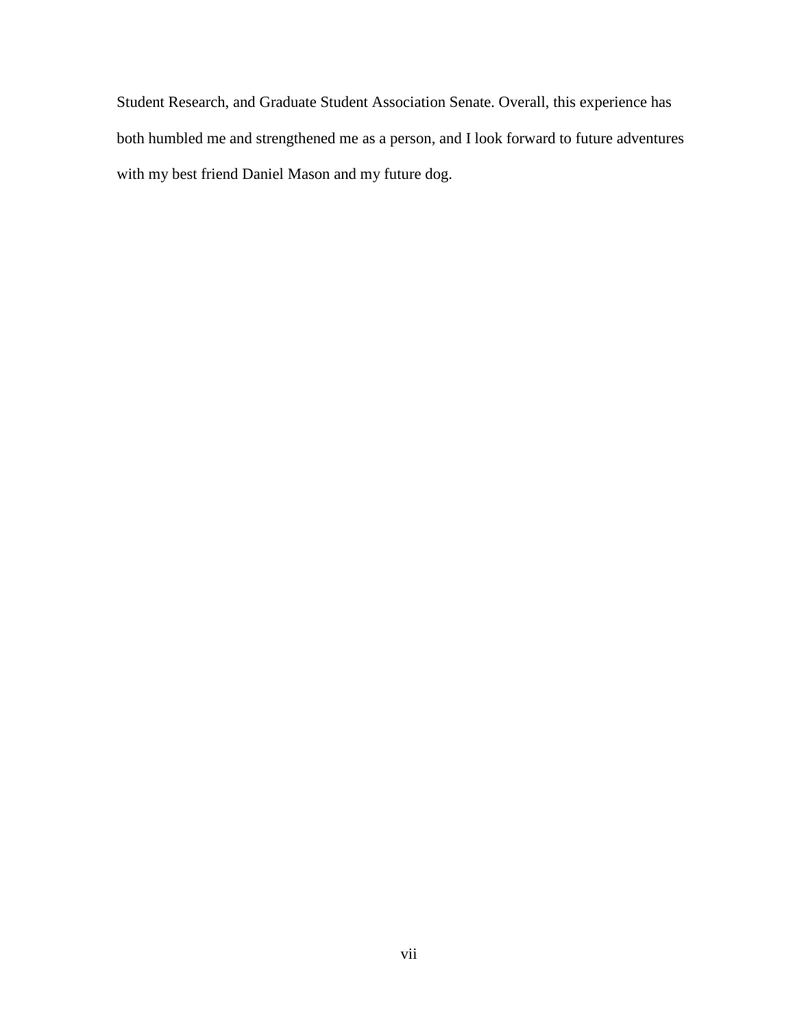Student Research, and Graduate Student Association Senate. Overall, this experience has both humbled me and strengthened me as a person, and I look forward to future adventures with my best friend Daniel Mason and my future dog.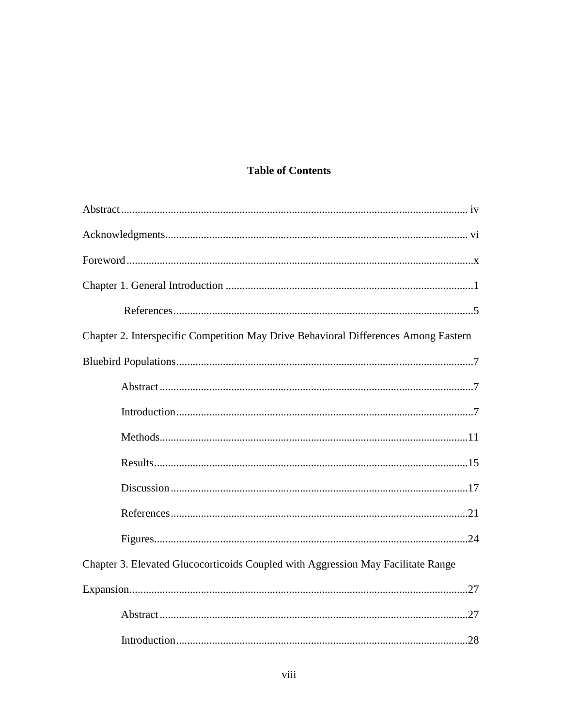## Table of Contents

Abstract............................................................................................................................ iv

Acknowledgments............................................................................................................ vi

Foreword............................................................................................................................x

Chapter 1. General Introduction .........................................................................................1

References............................................................................................................5

Chapter 2. Interspecific Competition May Drive Behavioral Differences Among Eastern Bluebird Populations...........................................................................................................7

Abstract................................................................................................................7

Introduction..........................................................................................................7

Methods..............................................................................................................11

Results................................................................................................................15

Discussion...........................................................................................................17

References...........................................................................................................21

Figures................................................................................................................24

Chapter 3. Elevated Glucocorticoids Coupled with Aggression May Facilitate Range Expansion..........................................................................................................................27

Abstract...............................................................................................................27

Introduction.........................................................................................................28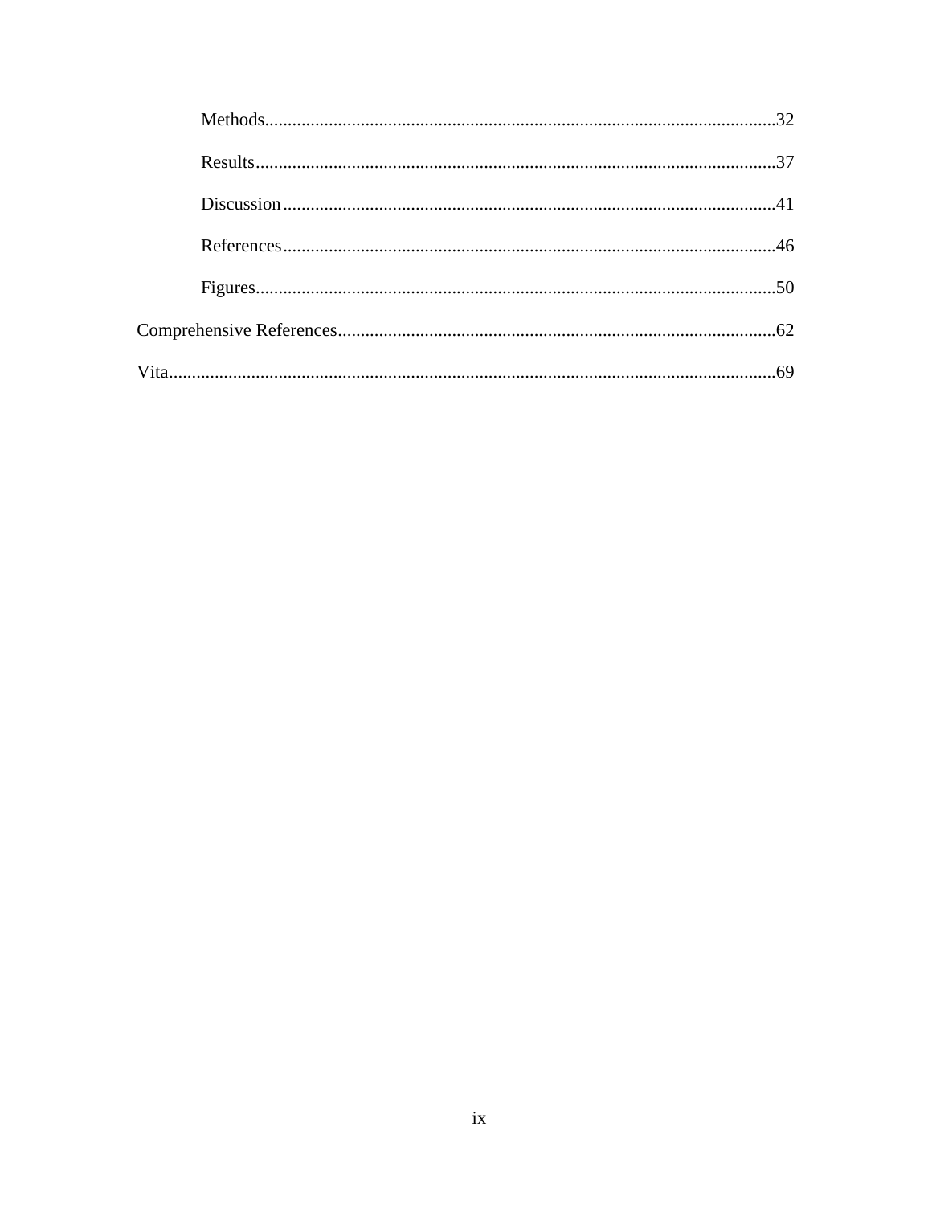Methods...32

Results...37

Discussion...41

References...46

Figures...50

Comprehensive References...62

Vita...69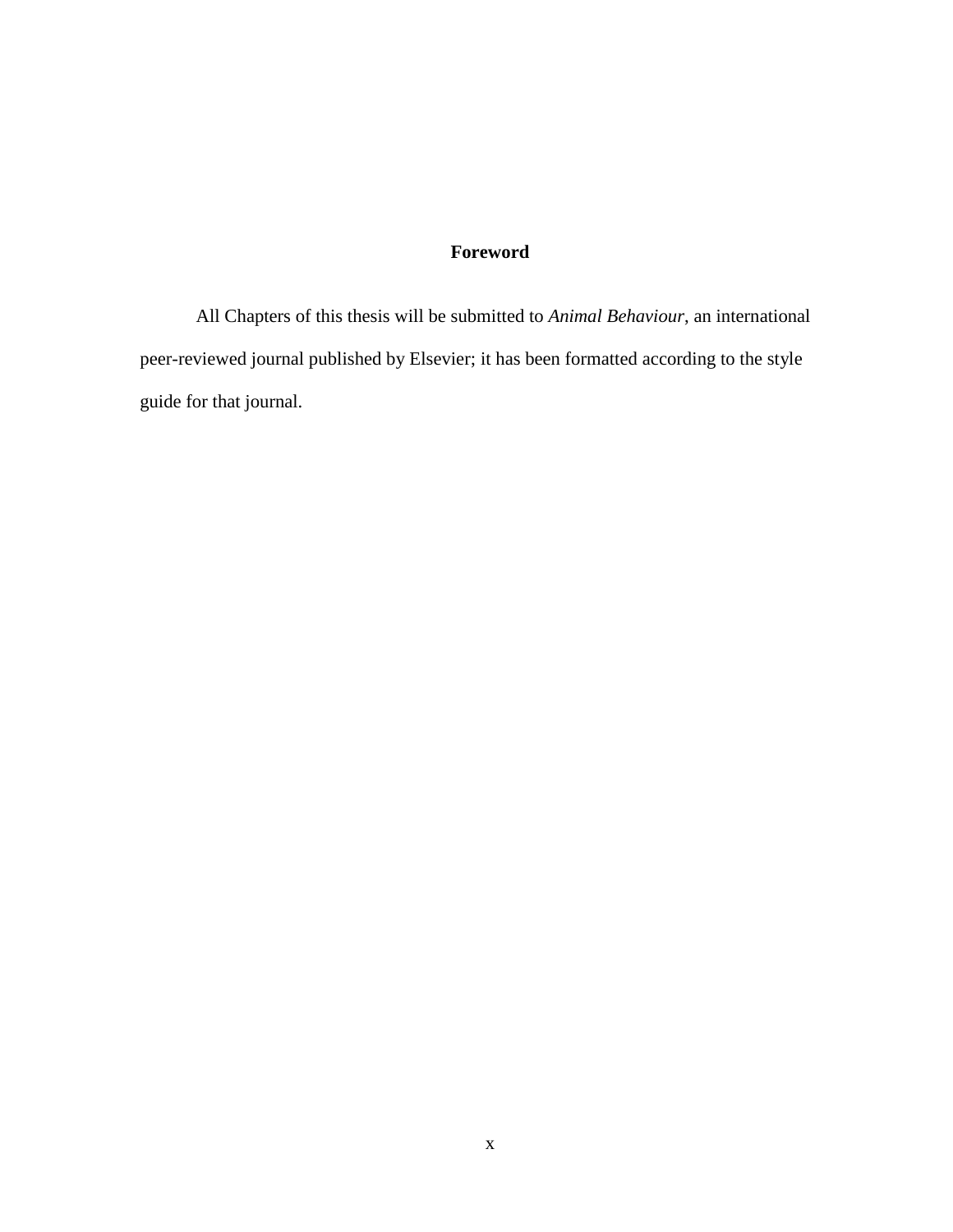# Foreword

All Chapters of this thesis will be submitted to *Animal Behaviour*, an international peer-reviewed journal published by Elsevier; it has been formatted according to the style guide for that journal.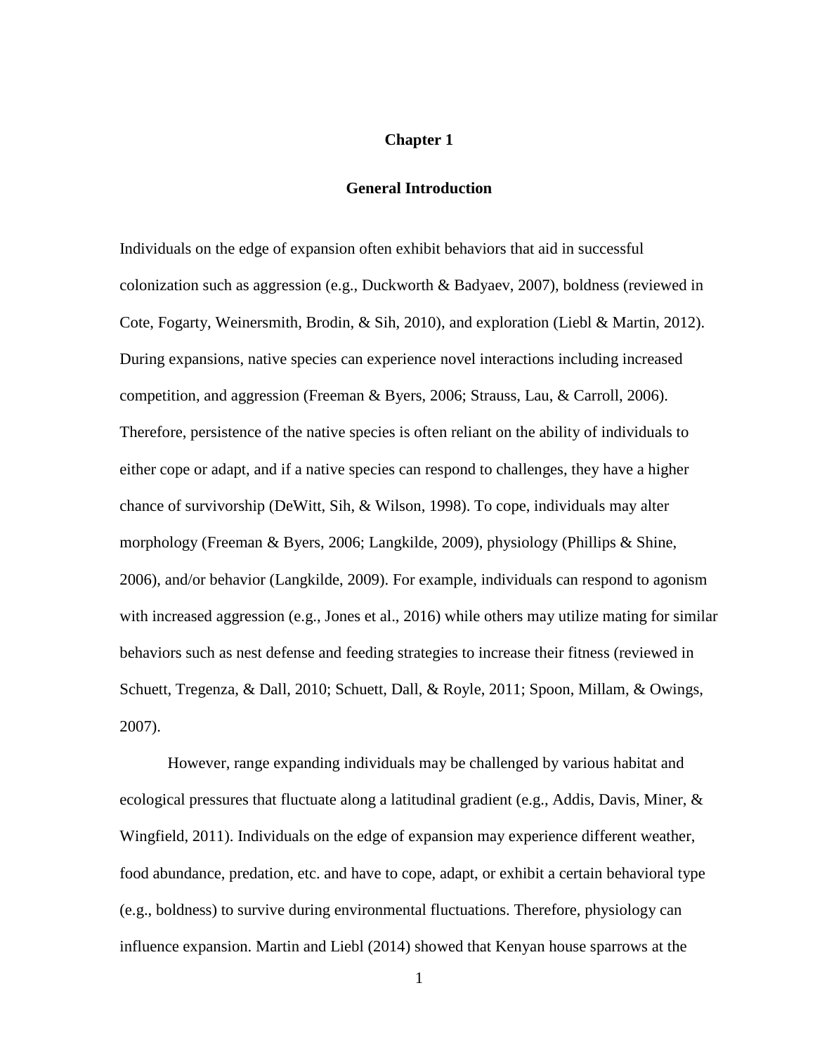# Chapter 1

## General Introduction

Individuals on the edge of expansion often exhibit behaviors that aid in successful colonization such as aggression (e.g., Duckworth & Badyaev, 2007), boldness (reviewed in Cote, Fogarty, Weinersmith, Brodin, & Sih, 2010), and exploration (Liebl & Martin, 2012). During expansions, native species can experience novel interactions including increased competition, and aggression (Freeman & Byers, 2006; Strauss, Lau, & Carroll, 2006). Therefore, persistence of the native species is often reliant on the ability of individuals to either cope or adapt, and if a native species can respond to challenges, they have a higher chance of survivorship (DeWitt, Sih, & Wilson, 1998). To cope, individuals may alter morphology (Freeman & Byers, 2006; Langkilde, 2009), physiology (Phillips & Shine, 2006), and/or behavior (Langkilde, 2009). For example, individuals can respond to agonism with increased aggression (e.g., Jones et al., 2016) while others may utilize mating for similar behaviors such as nest defense and feeding strategies to increase their fitness (reviewed in Schuett, Tregenza, & Dall, 2010; Schuett, Dall, & Royle, 2011; Spoon, Millam, & Owings, 2007).

However, range expanding individuals may be challenged by various habitat and ecological pressures that fluctuate along a latitudinal gradient (e.g., Addis, Davis, Miner, & Wingfield, 2011). Individuals on the edge of expansion may experience different weather, food abundance, predation, etc. and have to cope, adapt, or exhibit a certain behavioral type (e.g., boldness) to survive during environmental fluctuations. Therefore, physiology can influence expansion. Martin and Liebl (2014) showed that Kenyan house sparrows at the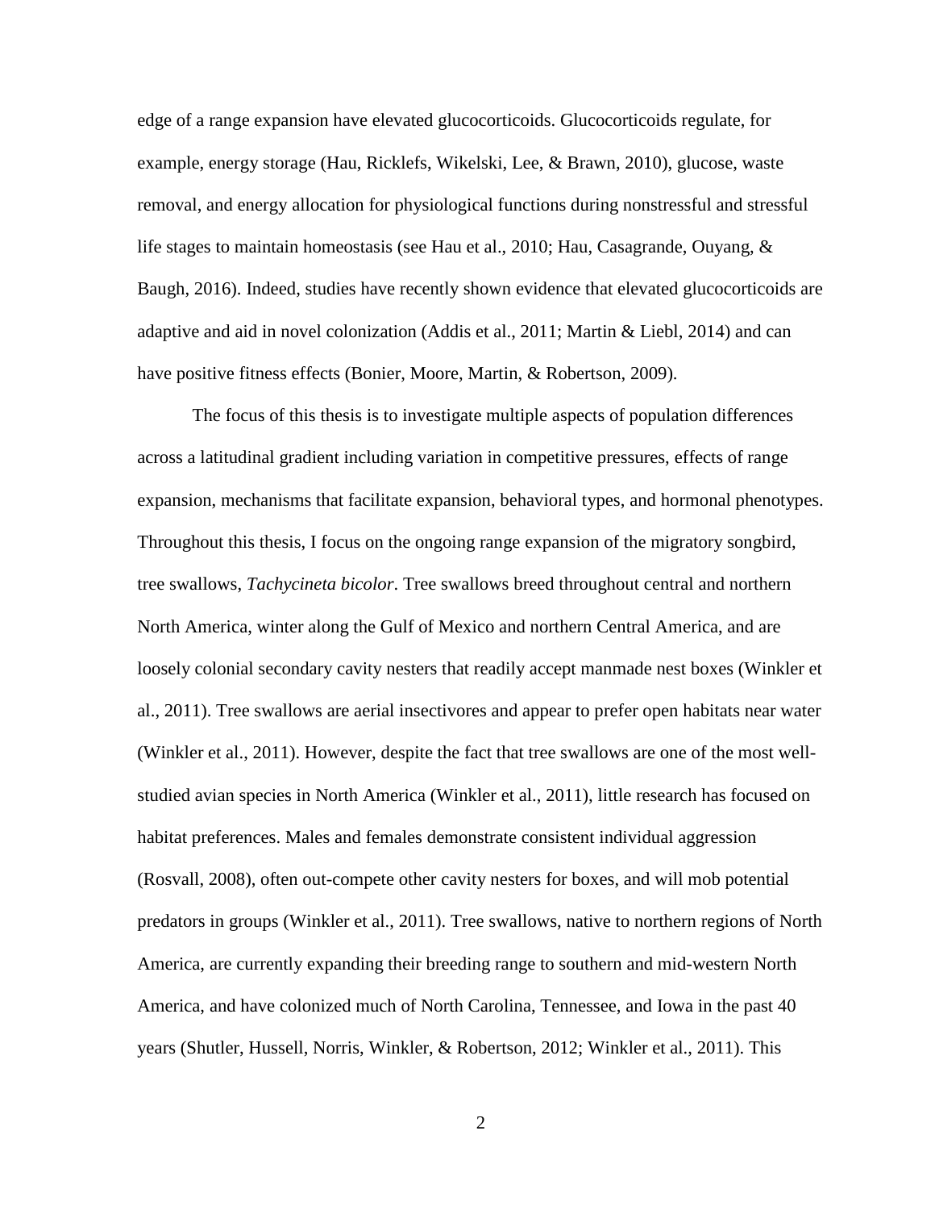edge of a range expansion have elevated glucocorticoids. Glucocorticoids regulate, for example, energy storage (Hau, Ricklefs, Wikelski, Lee, & Brawn, 2010), glucose, waste removal, and energy allocation for physiological functions during nonstressful and stressful life stages to maintain homeostasis (see Hau et al., 2010; Hau, Casagrande, Ouyang, & Baugh, 2016). Indeed, studies have recently shown evidence that elevated glucocorticoids are adaptive and aid in novel colonization (Addis et al., 2011; Martin & Liebl, 2014) and can have positive fitness effects (Bonier, Moore, Martin, & Robertson, 2009).

The focus of this thesis is to investigate multiple aspects of population differences across a latitudinal gradient including variation in competitive pressures, effects of range expansion, mechanisms that facilitate expansion, behavioral types, and hormonal phenotypes. Throughout this thesis, I focus on the ongoing range expansion of the migratory songbird, tree swallows, *Tachycineta bicolor*. Tree swallows breed throughout central and northern North America, winter along the Gulf of Mexico and northern Central America, and are loosely colonial secondary cavity nesters that readily accept manmade nest boxes (Winkler et al., 2011). Tree swallows are aerial insectivores and appear to prefer open habitats near water (Winkler et al., 2011). However, despite the fact that tree swallows are one of the most well-studied avian species in North America (Winkler et al., 2011), little research has focused on habitat preferences. Males and females demonstrate consistent individual aggression (Rosvall, 2008), often out-compete other cavity nesters for boxes, and will mob potential predators in groups (Winkler et al., 2011). Tree swallows, native to northern regions of North America, are currently expanding their breeding range to southern and mid-western North America, and have colonized much of North Carolina, Tennessee, and Iowa in the past 40 years (Shutler, Hussell, Norris, Winkler, & Robertson, 2012; Winkler et al., 2011). This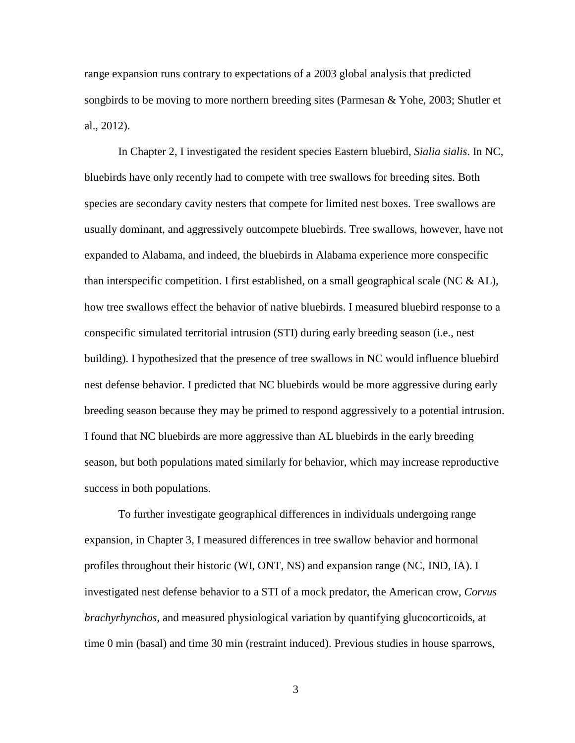range expansion runs contrary to expectations of a 2003 global analysis that predicted songbirds to be moving to more northern breeding sites (Parmesan & Yohe, 2003; Shutler et al., 2012).

In Chapter 2, I investigated the resident species Eastern bluebird, *Sialia sialis*. In NC, bluebirds have only recently had to compete with tree swallows for breeding sites. Both species are secondary cavity nesters that compete for limited nest boxes. Tree swallows are usually dominant, and aggressively outcompete bluebirds. Tree swallows, however, have not expanded to Alabama, and indeed, the bluebirds in Alabama experience more conspecific than interspecific competition. I first established, on a small geographical scale (NC & AL), how tree swallows effect the behavior of native bluebirds. I measured bluebird response to a conspecific simulated territorial intrusion (STI) during early breeding season (i.e., nest building). I hypothesized that the presence of tree swallows in NC would influence bluebird nest defense behavior. I predicted that NC bluebirds would be more aggressive during early breeding season because they may be primed to respond aggressively to a potential intrusion. I found that NC bluebirds are more aggressive than AL bluebirds in the early breeding season, but both populations mated similarly for behavior, which may increase reproductive success in both populations.

To further investigate geographical differences in individuals undergoing range expansion, in Chapter 3, I measured differences in tree swallow behavior and hormonal profiles throughout their historic (WI, ONT, NS) and expansion range (NC, IND, IA). I investigated nest defense behavior to a STI of a mock predator, the American crow, *Corvus brachyrhynchos*, and measured physiological variation by quantifying glucocorticoids, at time 0 min (basal) and time 30 min (restraint induced). Previous studies in house sparrows,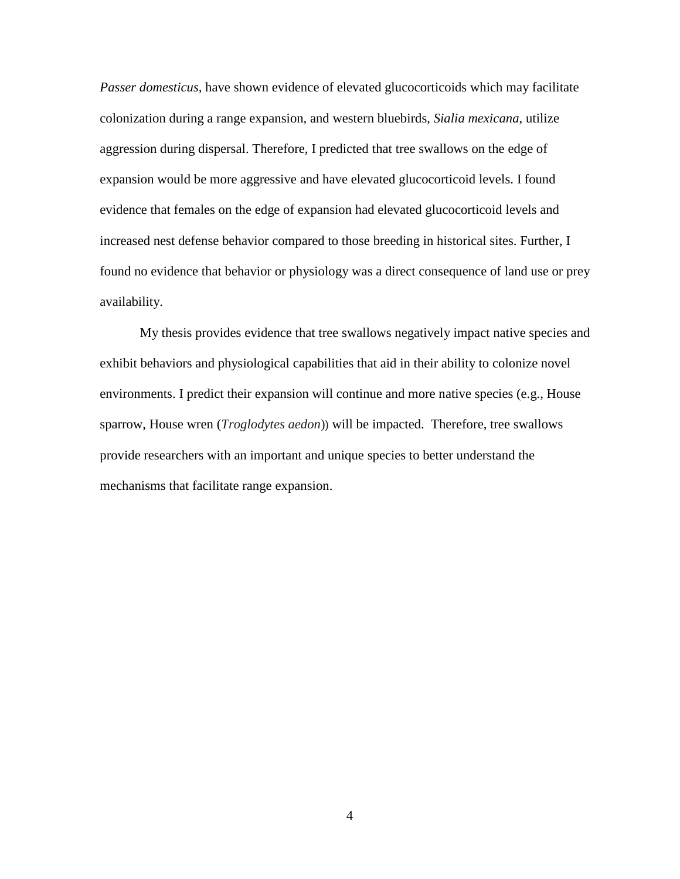*Passer domesticus*, have shown evidence of elevated glucocorticoids which may facilitate colonization during a range expansion, and western bluebirds, *Sialia mexicana*, utilize aggression during dispersal. Therefore, I predicted that tree swallows on the edge of expansion would be more aggressive and have elevated glucocorticoid levels. I found evidence that females on the edge of expansion had elevated glucocorticoid levels and increased nest defense behavior compared to those breeding in historical sites. Further, I found no evidence that behavior or physiology was a direct consequence of land use or prey availability.

My thesis provides evidence that tree swallows negatively impact native species and exhibit behaviors and physiological capabilities that aid in their ability to colonize novel environments. I predict their expansion will continue and more native species (e.g., House sparrow, House wren (*Troglodytes aedon*)) will be impacted. Therefore, tree swallows provide researchers with an important and unique species to better understand the mechanisms that facilitate range expansion.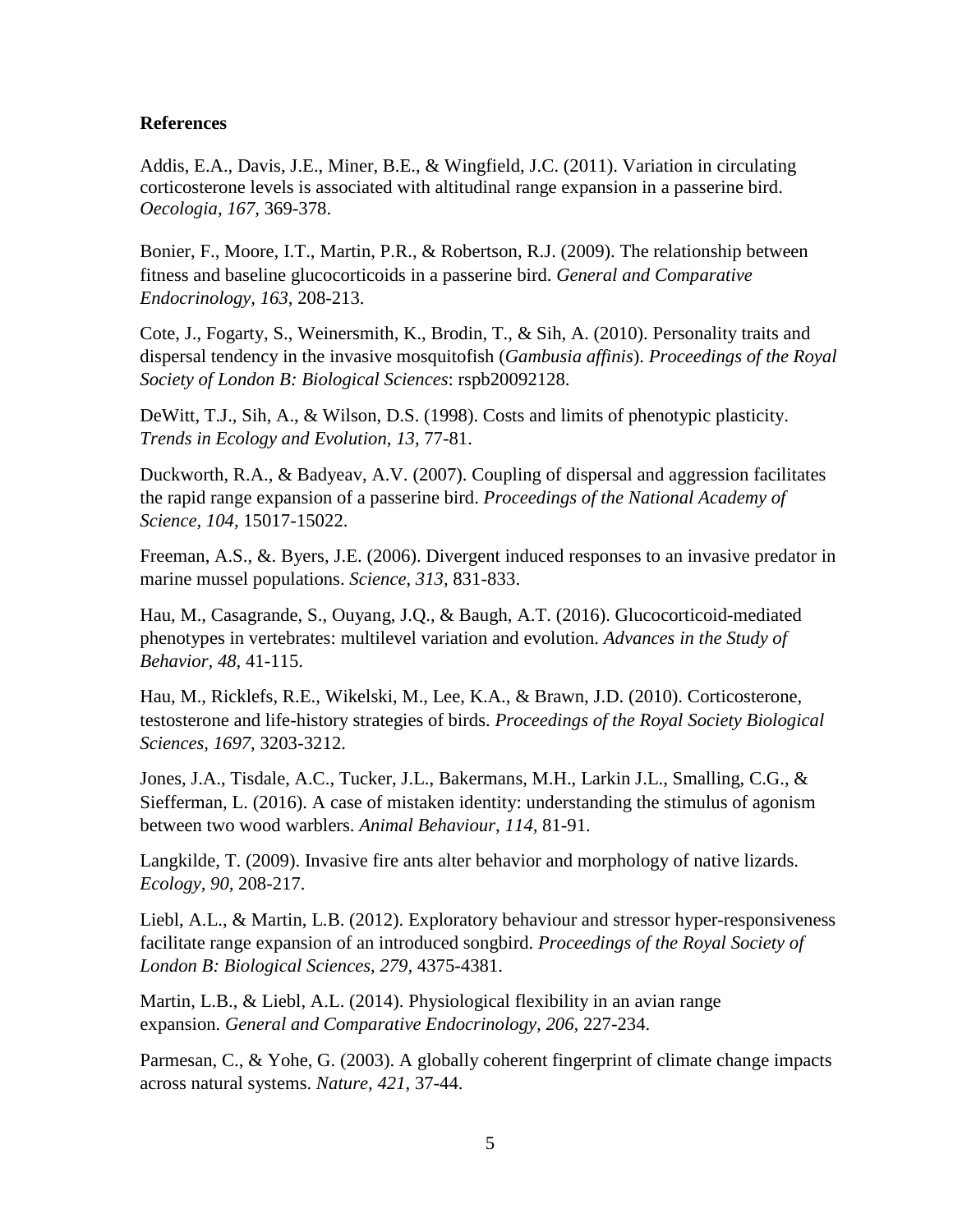**References**

Addis, E.A., Davis, J.E., Miner, B.E., & Wingfield, J.C. (2011). Variation in circulating corticosterone levels is associated with altitudinal range expansion in a passerine bird. *Oecologia, 167,* 369-378.

Bonier, F., Moore, I.T., Martin, P.R., & Robertson, R.J. (2009). The relationship between fitness and baseline glucocorticoids in a passerine bird. *General and Comparative Endocrinology, 163,* 208-213.

Cote, J., Fogarty, S., Weinersmith, K., Brodin, T., & Sih, A. (2010). Personality traits and dispersal tendency in the invasive mosquitofish (*Gambusia affinis*). *Proceedings of the Royal Society of London B: Biological Sciences*: rspb20092128.

DeWitt, T.J., Sih, A., & Wilson, D.S. (1998). Costs and limits of phenotypic plasticity. *Trends in Ecology and Evolution, 13,* 77-81.

Duckworth, R.A., & Badyeav, A.V. (2007). Coupling of dispersal and aggression facilitates the rapid range expansion of a passerine bird. *Proceedings of the National Academy of Science*, *104,* 15017-15022.

Freeman, A.S., &. Byers, J.E. (2006). Divergent induced responses to an invasive predator in marine mussel populations. *Science*, *313,* 831-833.

Hau, M., Casagrande, S., Ouyang, J.Q., & Baugh, A.T. (2016). Glucocorticoid-mediated phenotypes in vertebrates: multilevel variation and evolution. *Advances in the Study of Behavior, 48,* 41-115.

Hau, M., Ricklefs, R.E., Wikelski, M., Lee, K.A., & Brawn, J.D. (2010). Corticosterone, testosterone and life-history strategies of birds. *Proceedings of the Royal Society Biological Sciences, 1697,* 3203-3212.

Jones, J.A., Tisdale, A.C., Tucker, J.L., Bakermans, M.H., Larkin J.L., Smalling, C.G., & Siefferman, L. (2016). A case of mistaken identity: understanding the stimulus of agonism between two wood warblers. *Animal Behaviour*, *114,* 81-91.

Langkilde, T. (2009). Invasive fire ants alter behavior and morphology of native lizards. *Ecology, 90,* 208-217.

Liebl, A.L., & Martin, L.B. (2012). Exploratory behaviour and stressor hyper-responsiveness facilitate range expansion of an introduced songbird. *Proceedings of the Royal Society of London B: Biological Sciences, 279,* 4375-4381.

Martin, L.B., & Liebl, A.L. (2014). Physiological flexibility in an avian range expansion. *General and Comparative Endocrinology, 206,* 227-234.

Parmesan, C., & Yohe, G. (2003). A globally coherent fingerprint of climate change impacts across natural systems. *Nature, 421,* 37-44.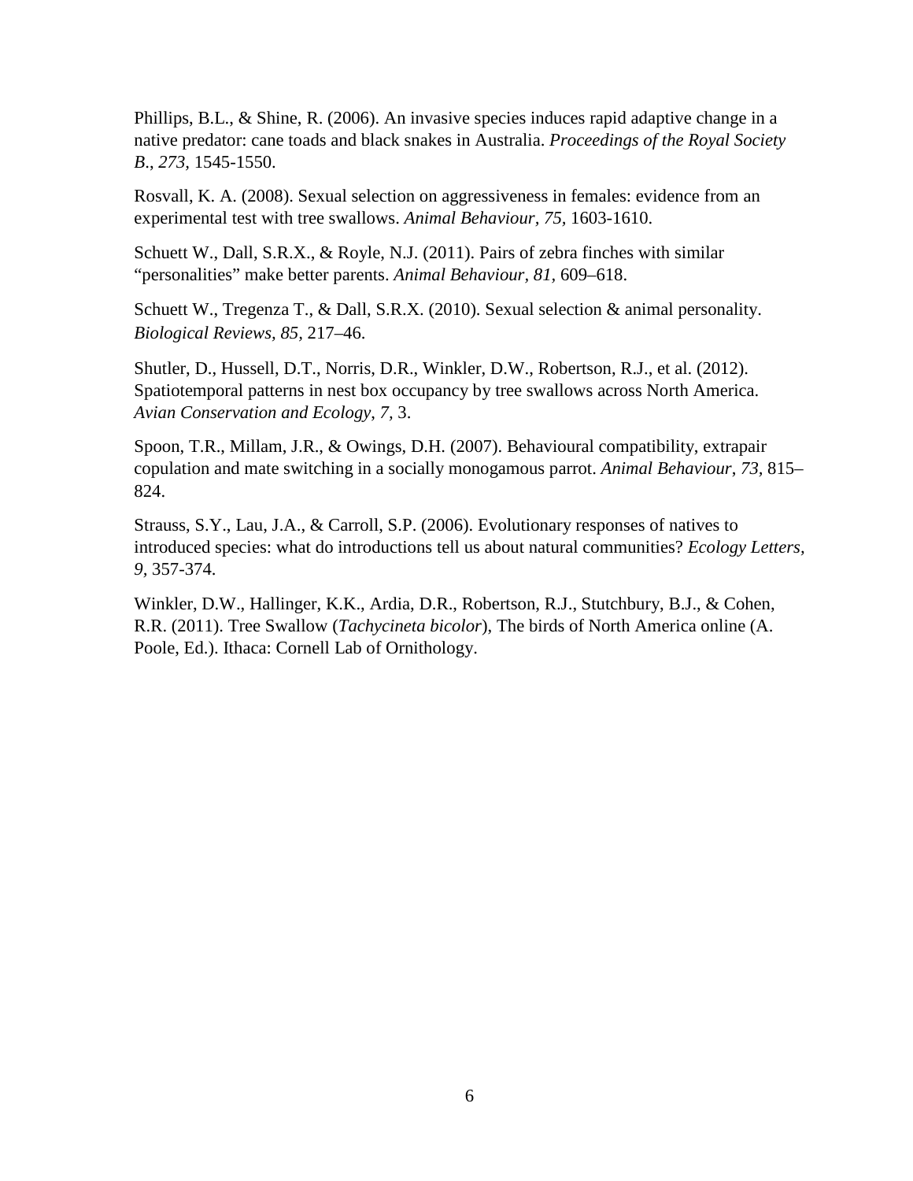Phillips, B.L., & Shine, R. (2006). An invasive species induces rapid adaptive change in a native predator: cane toads and black snakes in Australia. *Proceedings of the Royal Society B*., *273,* 1545-1550.

Rosvall, K. A. (2008). Sexual selection on aggressiveness in females: evidence from an experimental test with tree swallows. *Animal Behaviour, 75,* 1603-1610.

Schuett W., Dall, S.R.X., & Royle, N.J. (2011). Pairs of zebra finches with similar "personalities" make better parents. *Animal Behaviour, 81,* 609–618.

Schuett W., Tregenza T., & Dall, S.R.X. (2010). Sexual selection & animal personality. *Biological Reviews, 85,* 217–46.

Shutler, D., Hussell, D.T., Norris, D.R., Winkler, D.W., Robertson, R.J., et al. (2012). Spatiotemporal patterns in nest box occupancy by tree swallows across North America. *Avian Conservation and Ecology*, *7,* 3.

Spoon, T.R., Millam, J.R., & Owings, D.H. (2007). Behavioural compatibility, extrapair copulation and mate switching in a socially monogamous parrot. *Animal Behaviour*, *73,* 815–824.

Strauss, S.Y., Lau, J.A., & Carroll, S.P. (2006). Evolutionary responses of natives to introduced species: what do introductions tell us about natural communities? *Ecology Letters, 9,* 357-374.

Winkler, D.W., Hallinger, K.K., Ardia, D.R., Robertson, R.J., Stutchbury, B.J., & Cohen, R.R. (2011). Tree Swallow (*Tachycineta bicolor*), The birds of North America online (A. Poole, Ed.). Ithaca: Cornell Lab of Ornithology.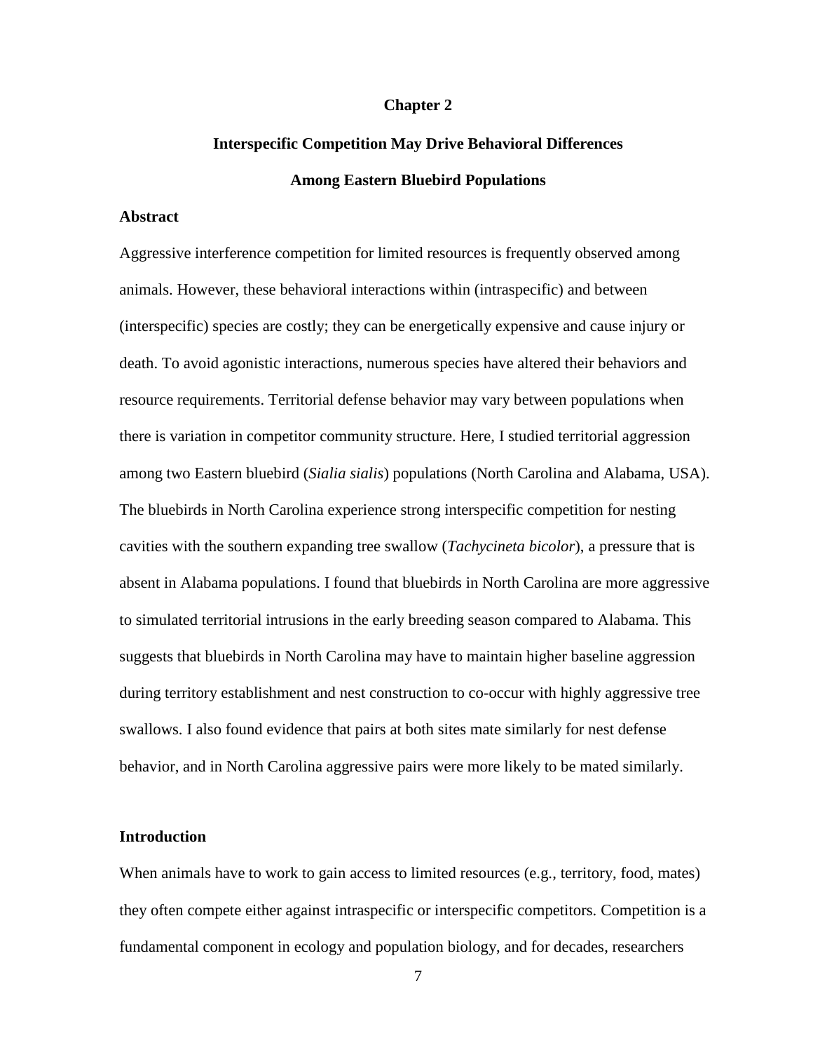# Chapter 2

## Interspecific Competition May Drive Behavioral Differences Among Eastern Bluebird Populations

### Abstract

Aggressive interference competition for limited resources is frequently observed among animals. However, these behavioral interactions within (intraspecific) and between (interspecific) species are costly; they can be energetically expensive and cause injury or death. To avoid agonistic interactions, numerous species have altered their behaviors and resource requirements. Territorial defense behavior may vary between populations when there is variation in competitor community structure. Here, I studied territorial aggression among two Eastern bluebird (*Sialia sialis*) populations (North Carolina and Alabama, USA). The bluebirds in North Carolina experience strong interspecific competition for nesting cavities with the southern expanding tree swallow (*Tachycineta bicolor*), a pressure that is absent in Alabama populations. I found that bluebirds in North Carolina are more aggressive to simulated territorial intrusions in the early breeding season compared to Alabama. This suggests that bluebirds in North Carolina may have to maintain higher baseline aggression during territory establishment and nest construction to co-occur with highly aggressive tree swallows. I also found evidence that pairs at both sites mate similarly for nest defense behavior, and in North Carolina aggressive pairs were more likely to be mated similarly.

### Introduction

When animals have to work to gain access to limited resources (e.g., territory, food, mates) they often compete either against intraspecific or interspecific competitors. Competition is a fundamental component in ecology and population biology, and for decades, researchers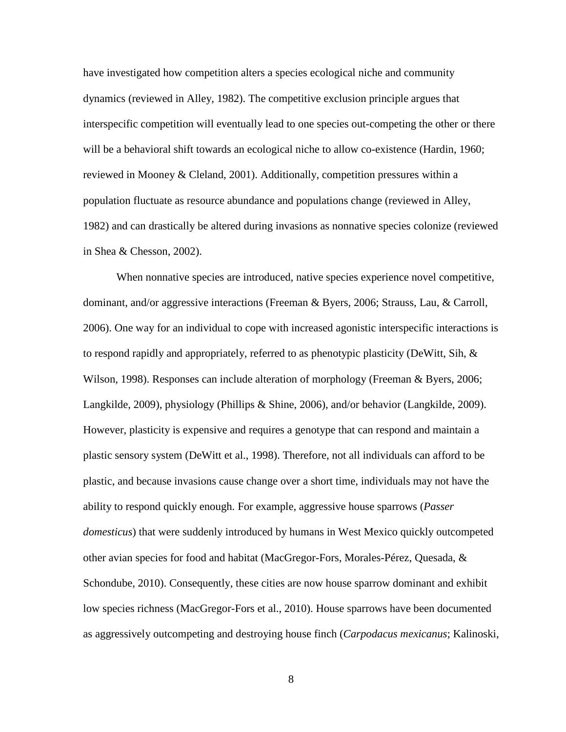have investigated how competition alters a species ecological niche and community dynamics (reviewed in Alley, 1982). The competitive exclusion principle argues that interspecific competition will eventually lead to one species out-competing the other or there will be a behavioral shift towards an ecological niche to allow co-existence (Hardin, 1960; reviewed in Mooney & Cleland, 2001). Additionally, competition pressures within a population fluctuate as resource abundance and populations change (reviewed in Alley, 1982) and can drastically be altered during invasions as nonnative species colonize (reviewed in Shea & Chesson, 2002).

When nonnative species are introduced, native species experience novel competitive, dominant, and/or aggressive interactions (Freeman & Byers, 2006; Strauss, Lau, & Carroll, 2006). One way for an individual to cope with increased agonistic interspecific interactions is to respond rapidly and appropriately, referred to as phenotypic plasticity (DeWitt, Sih, & Wilson, 1998). Responses can include alteration of morphology (Freeman & Byers, 2006; Langkilde, 2009), physiology (Phillips & Shine, 2006), and/or behavior (Langkilde, 2009). However, plasticity is expensive and requires a genotype that can respond and maintain a plastic sensory system (DeWitt et al., 1998). Therefore, not all individuals can afford to be plastic, and because invasions cause change over a short time, individuals may not have the ability to respond quickly enough. For example, aggressive house sparrows (*Passer domesticus*) that were suddenly introduced by humans in West Mexico quickly outcompeted other avian species for food and habitat (MacGregor-Fors, Morales-Pérez, Quesada, & Schondube, 2010). Consequently, these cities are now house sparrow dominant and exhibit low species richness (MacGregor-Fors et al., 2010). House sparrows have been documented as aggressively outcompeting and destroying house finch (*Carpodacus mexicanus*; Kalinoski,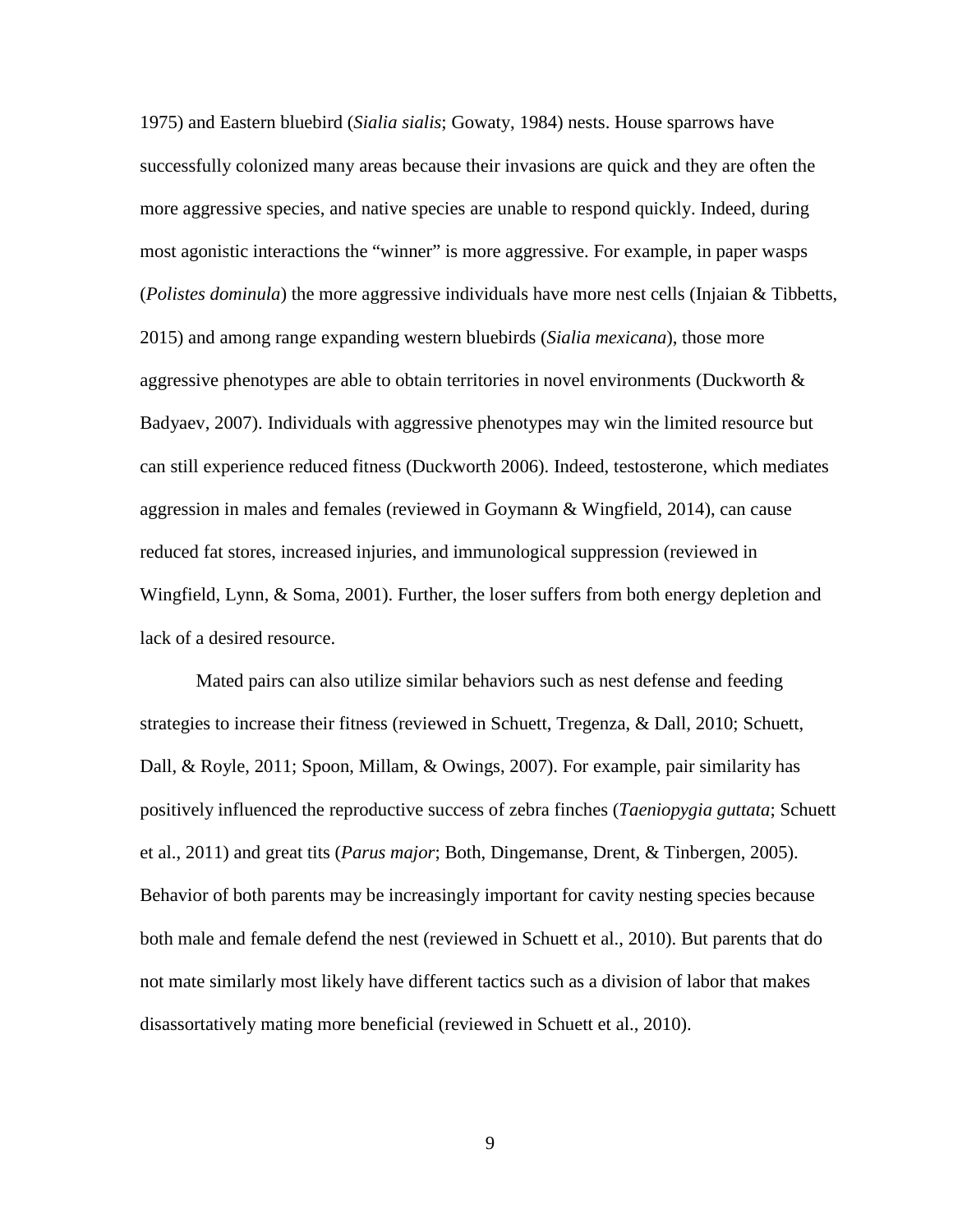1975) and Eastern bluebird (*Sialia sialis*; Gowaty, 1984) nests. House sparrows have successfully colonized many areas because their invasions are quick and they are often the more aggressive species, and native species are unable to respond quickly. Indeed, during most agonistic interactions the "winner" is more aggressive. For example, in paper wasps (*Polistes dominula*) the more aggressive individuals have more nest cells (Injaian & Tibbetts, 2015) and among range expanding western bluebirds (*Sialia mexicana*), those more aggressive phenotypes are able to obtain territories in novel environments (Duckworth & Badyaev, 2007). Individuals with aggressive phenotypes may win the limited resource but can still experience reduced fitness (Duckworth 2006). Indeed, testosterone, which mediates aggression in males and females (reviewed in Goymann & Wingfield, 2014), can cause reduced fat stores, increased injuries, and immunological suppression (reviewed in Wingfield, Lynn, & Soma, 2001). Further, the loser suffers from both energy depletion and lack of a desired resource.

Mated pairs can also utilize similar behaviors such as nest defense and feeding strategies to increase their fitness (reviewed in Schuett, Tregenza, & Dall, 2010; Schuett, Dall, & Royle, 2011; Spoon, Millam, & Owings, 2007). For example, pair similarity has positively influenced the reproductive success of zebra finches (*Taeniopygia guttata*; Schuett et al., 2011) and great tits (*Parus major*; Both, Dingemanse, Drent, & Tinbergen, 2005). Behavior of both parents may be increasingly important for cavity nesting species because both male and female defend the nest (reviewed in Schuett et al., 2010). But parents that do not mate similarly most likely have different tactics such as a division of labor that makes disassortatively mating more beneficial (reviewed in Schuett et al., 2010).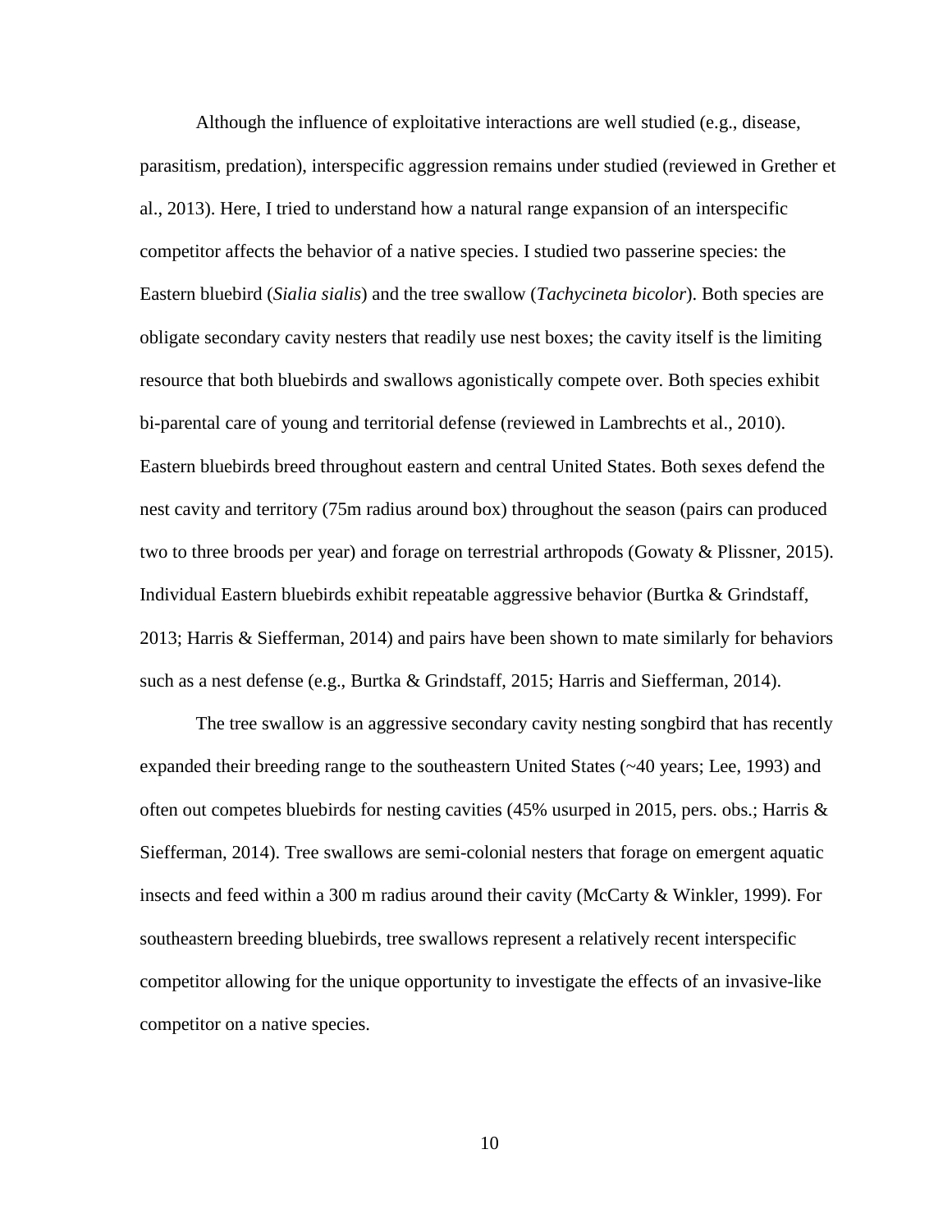Although the influence of exploitative interactions are well studied (e.g., disease, parasitism, predation), interspecific aggression remains under studied (reviewed in Grether et al., 2013). Here, I tried to understand how a natural range expansion of an interspecific competitor affects the behavior of a native species. I studied two passerine species: the Eastern bluebird (*Sialia sialis*) and the tree swallow (*Tachycineta bicolor*). Both species are obligate secondary cavity nesters that readily use nest boxes; the cavity itself is the limiting resource that both bluebirds and swallows agonistically compete over. Both species exhibit bi-parental care of young and territorial defense (reviewed in Lambrechts et al., 2010). Eastern bluebirds breed throughout eastern and central United States. Both sexes defend the nest cavity and territory (75m radius around box) throughout the season (pairs can produced two to three broods per year) and forage on terrestrial arthropods (Gowaty & Plissner, 2015). Individual Eastern bluebirds exhibit repeatable aggressive behavior (Burtka & Grindstaff, 2013; Harris & Siefferman, 2014) and pairs have been shown to mate similarly for behaviors such as a nest defense (e.g., Burtka & Grindstaff, 2015; Harris and Siefferman, 2014).

The tree swallow is an aggressive secondary cavity nesting songbird that has recently expanded their breeding range to the southeastern United States (~40 years; Lee, 1993) and often out competes bluebirds for nesting cavities (45% usurped in 2015, pers. obs.; Harris & Siefferman, 2014). Tree swallows are semi-colonial nesters that forage on emergent aquatic insects and feed within a 300 m radius around their cavity (McCarty & Winkler, 1999). For southeastern breeding bluebirds, tree swallows represent a relatively recent interspecific competitor allowing for the unique opportunity to investigate the effects of an invasive-like competitor on a native species.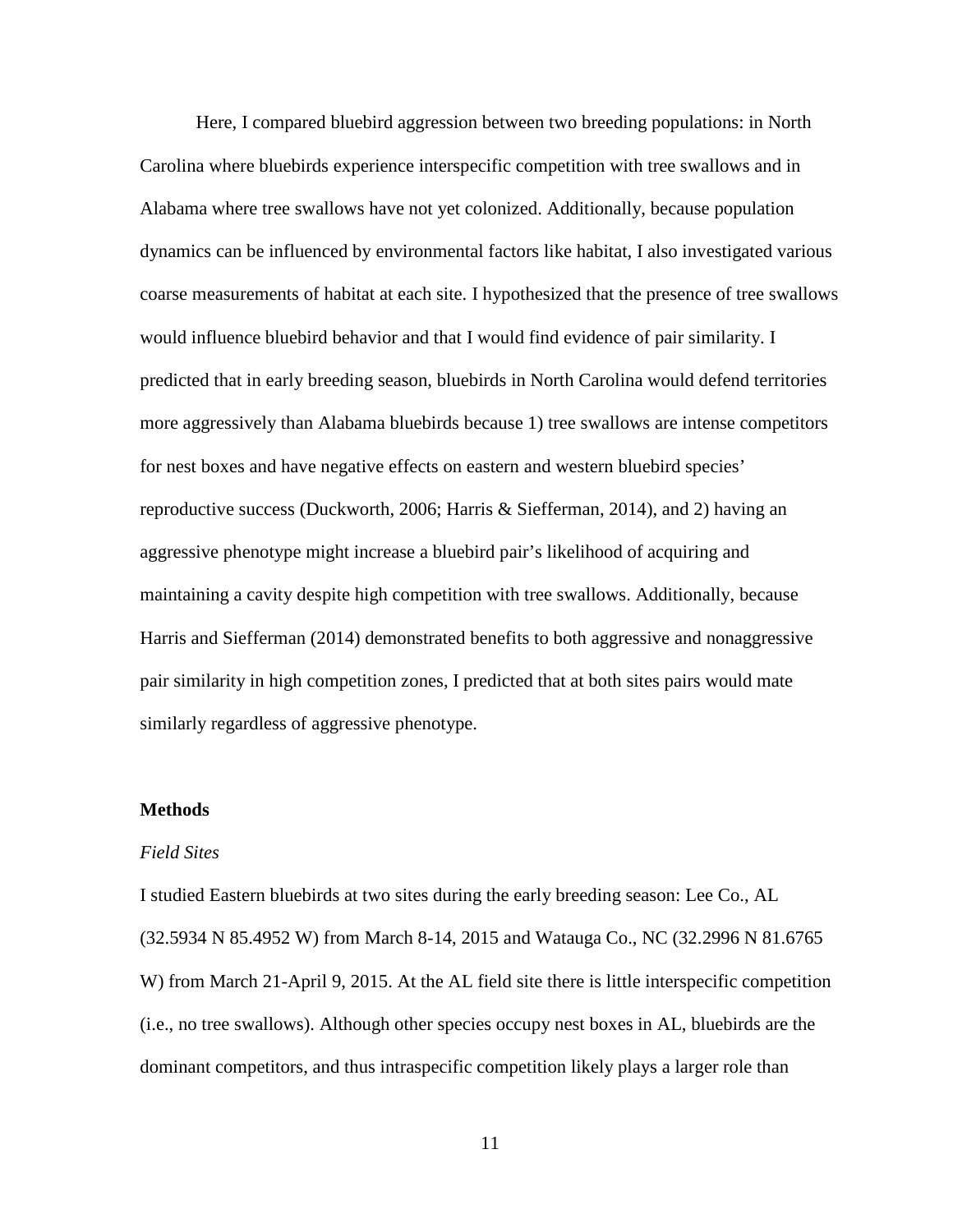Here, I compared bluebird aggression between two breeding populations: in North Carolina where bluebirds experience interspecific competition with tree swallows and in Alabama where tree swallows have not yet colonized. Additionally, because population dynamics can be influenced by environmental factors like habitat, I also investigated various coarse measurements of habitat at each site. I hypothesized that the presence of tree swallows would influence bluebird behavior and that I would find evidence of pair similarity. I predicted that in early breeding season, bluebirds in North Carolina would defend territories more aggressively than Alabama bluebirds because 1) tree swallows are intense competitors for nest boxes and have negative effects on eastern and western bluebird species' reproductive success (Duckworth, 2006; Harris & Siefferman, 2014), and 2) having an aggressive phenotype might increase a bluebird pair's likelihood of acquiring and maintaining a cavity despite high competition with tree swallows. Additionally, because Harris and Siefferman (2014) demonstrated benefits to both aggressive and nonaggressive pair similarity in high competition zones, I predicted that at both sites pairs would mate similarly regardless of aggressive phenotype.

## Methods

### *Field Sites*

I studied Eastern bluebirds at two sites during the early breeding season: Lee Co., AL (32.5934 N 85.4952 W) from March 8-14, 2015 and Watauga Co., NC (32.2996 N 81.6765 W) from March 21-April 9, 2015. At the AL field site there is little interspecific competition (i.e., no tree swallows). Although other species occupy nest boxes in AL, bluebirds are the dominant competitors, and thus intraspecific competition likely plays a larger role than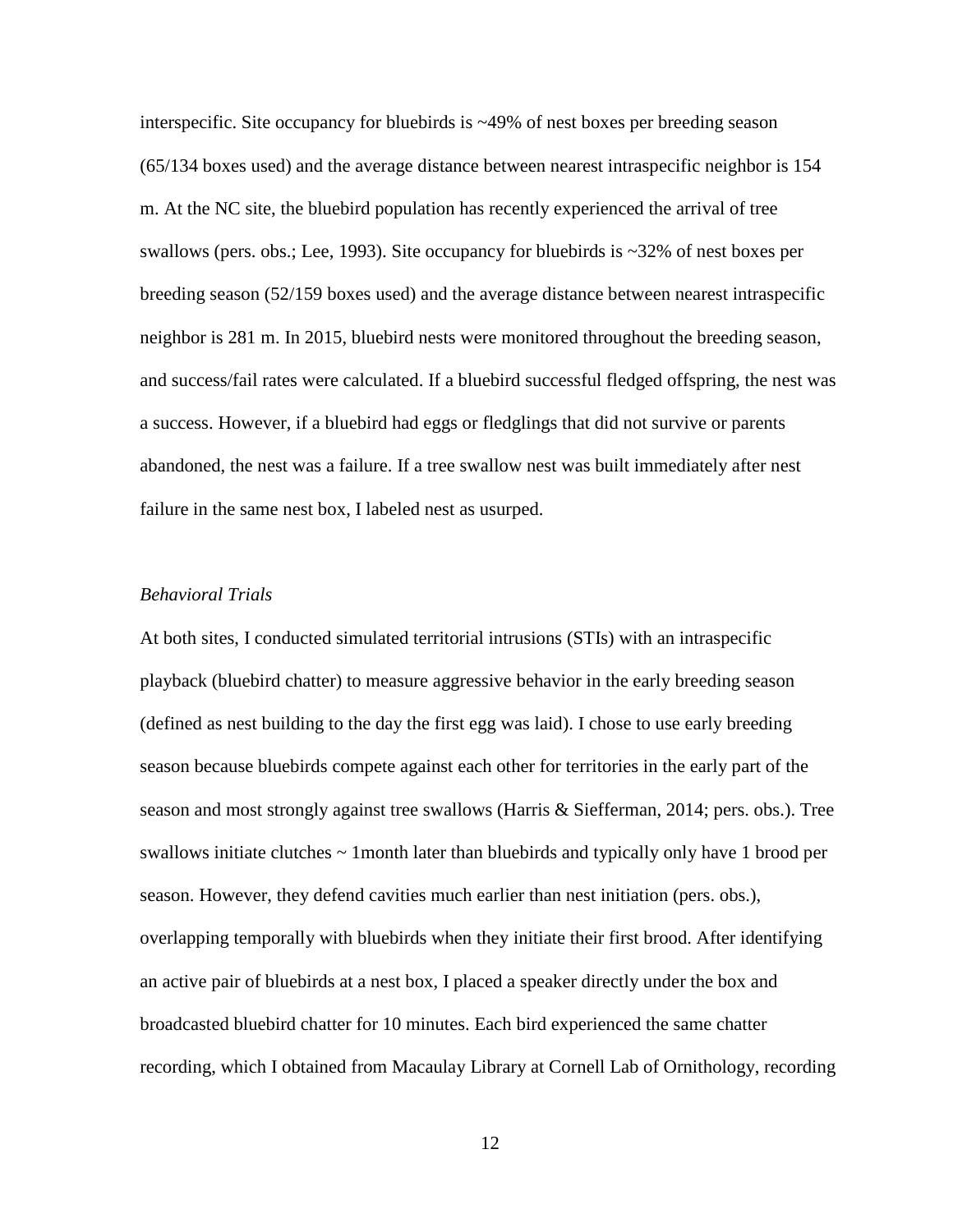interspecific. Site occupancy for bluebirds is ~49% of nest boxes per breeding season (65/134 boxes used) and the average distance between nearest intraspecific neighbor is 154 m. At the NC site, the bluebird population has recently experienced the arrival of tree swallows (pers. obs.; Lee, 1993). Site occupancy for bluebirds is ~32% of nest boxes per breeding season (52/159 boxes used) and the average distance between nearest intraspecific neighbor is 281 m. In 2015, bluebird nests were monitored throughout the breeding season, and success/fail rates were calculated. If a bluebird successful fledged offspring, the nest was a success. However, if a bluebird had eggs or fledglings that did not survive or parents abandoned, the nest was a failure. If a tree swallow nest was built immediately after nest failure in the same nest box, I labeled nest as usurped.

*Behavioral Trials*

At both sites, I conducted simulated territorial intrusions (STIs) with an intraspecific playback (bluebird chatter) to measure aggressive behavior in the early breeding season (defined as nest building to the day the first egg was laid). I chose to use early breeding season because bluebirds compete against each other for territories in the early part of the season and most strongly against tree swallows (Harris & Siefferman, 2014; pers. obs.). Tree swallows initiate clutches ~ 1month later than bluebirds and typically only have 1 brood per season. However, they defend cavities much earlier than nest initiation (pers. obs.), overlapping temporally with bluebirds when they initiate their first brood. After identifying an active pair of bluebirds at a nest box, I placed a speaker directly under the box and broadcasted bluebird chatter for 10 minutes. Each bird experienced the same chatter recording, which I obtained from Macaulay Library at Cornell Lab of Ornithology, recording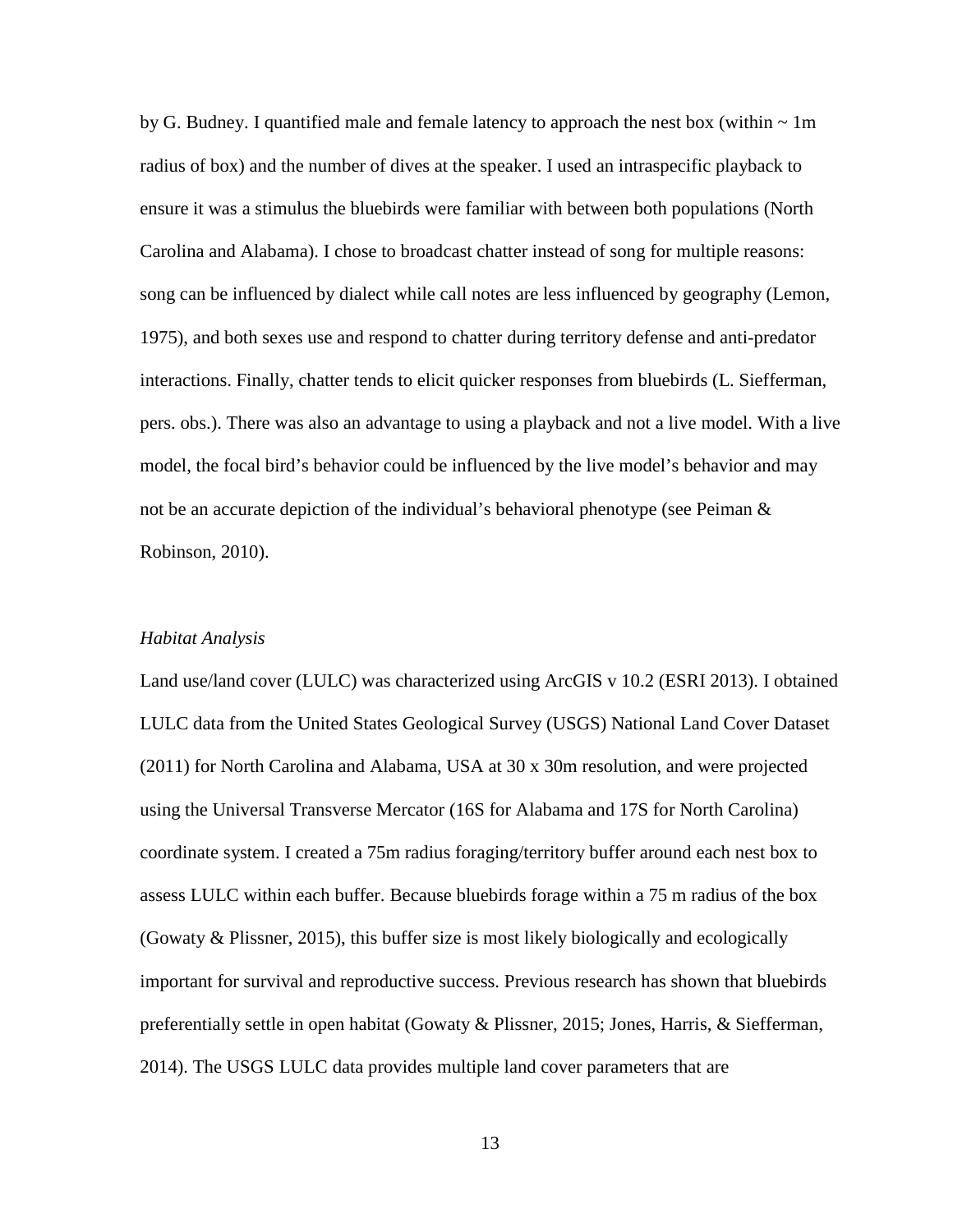by G. Budney. I quantified male and female latency to approach the nest box (within ~ 1m radius of box) and the number of dives at the speaker. I used an intraspecific playback to ensure it was a stimulus the bluebirds were familiar with between both populations (North Carolina and Alabama). I chose to broadcast chatter instead of song for multiple reasons: song can be influenced by dialect while call notes are less influenced by geography (Lemon, 1975), and both sexes use and respond to chatter during territory defense and anti-predator interactions. Finally, chatter tends to elicit quicker responses from bluebirds (L. Siefferman, pers. obs.). There was also an advantage to using a playback and not a live model. With a live model, the focal bird's behavior could be influenced by the live model's behavior and may not be an accurate depiction of the individual's behavioral phenotype (see Peiman & Robinson, 2010).

*Habitat Analysis*

Land use/land cover (LULC) was characterized using ArcGIS v 10.2 (ESRI 2013). I obtained LULC data from the United States Geological Survey (USGS) National Land Cover Dataset (2011) for North Carolina and Alabama, USA at 30 x 30m resolution, and were projected using the Universal Transverse Mercator (16S for Alabama and 17S for North Carolina) coordinate system. I created a 75m radius foraging/territory buffer around each nest box to assess LULC within each buffer. Because bluebirds forage within a 75 m radius of the box (Gowaty & Plissner, 2015), this buffer size is most likely biologically and ecologically important for survival and reproductive success. Previous research has shown that bluebirds preferentially settle in open habitat (Gowaty & Plissner, 2015; Jones, Harris, & Siefferman, 2014). The USGS LULC data provides multiple land cover parameters that are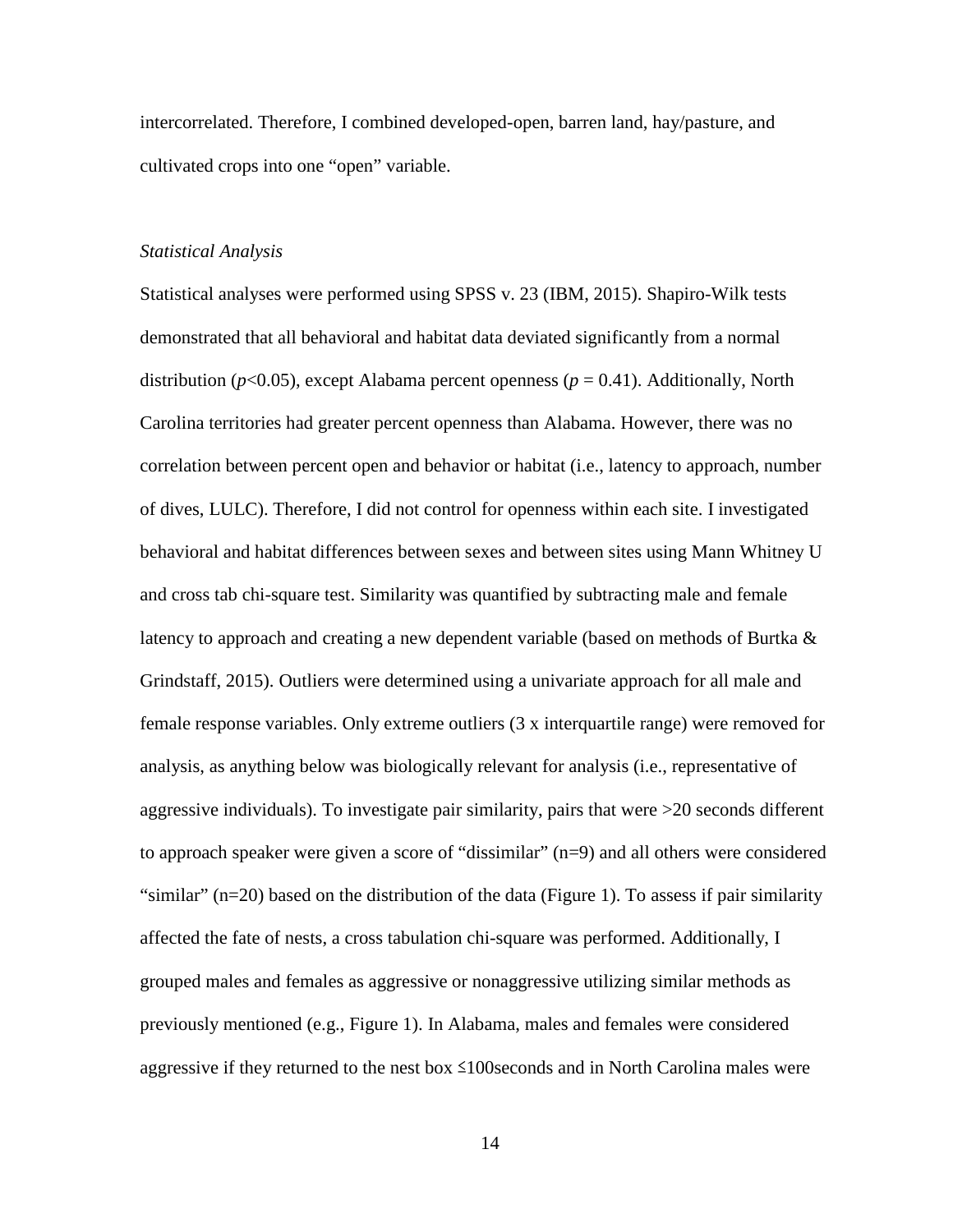intercorrelated. Therefore, I combined developed-open, barren land, hay/pasture, and cultivated crops into one "open" variable.

### *Statistical Analysis*

Statistical analyses were performed using SPSS v. 23 (IBM, 2015). Shapiro-Wilk tests demonstrated that all behavioral and habitat data deviated significantly from a normal distribution ($p<0.05$), except Alabama percent openness ($p = 0.41$). Additionally, North Carolina territories had greater percent openness than Alabama. However, there was no correlation between percent open and behavior or habitat (i.e., latency to approach, number of dives, LULC). Therefore, I did not control for openness within each site. I investigated behavioral and habitat differences between sexes and between sites using Mann Whitney U and cross tab chi-square test. Similarity was quantified by subtracting male and female latency to approach and creating a new dependent variable (based on methods of Burtka & Grindstaff, 2015). Outliers were determined using a univariate approach for all male and female response variables. Only extreme outliers (3 x interquartile range) were removed for analysis, as anything below was biologically relevant for analysis (i.e., representative of aggressive individuals). To investigate pair similarity, pairs that were >20 seconds different to approach speaker were given a score of "dissimilar" (n=9) and all others were considered "similar" (n=20) based on the distribution of the data (Figure 1). To assess if pair similarity affected the fate of nests, a cross tabulation chi-square was performed. Additionally, I grouped males and females as aggressive or nonaggressive utilizing similar methods as previously mentioned (e.g., Figure 1). In Alabama, males and females were considered aggressive if they returned to the nest box ≤100seconds and in North Carolina males were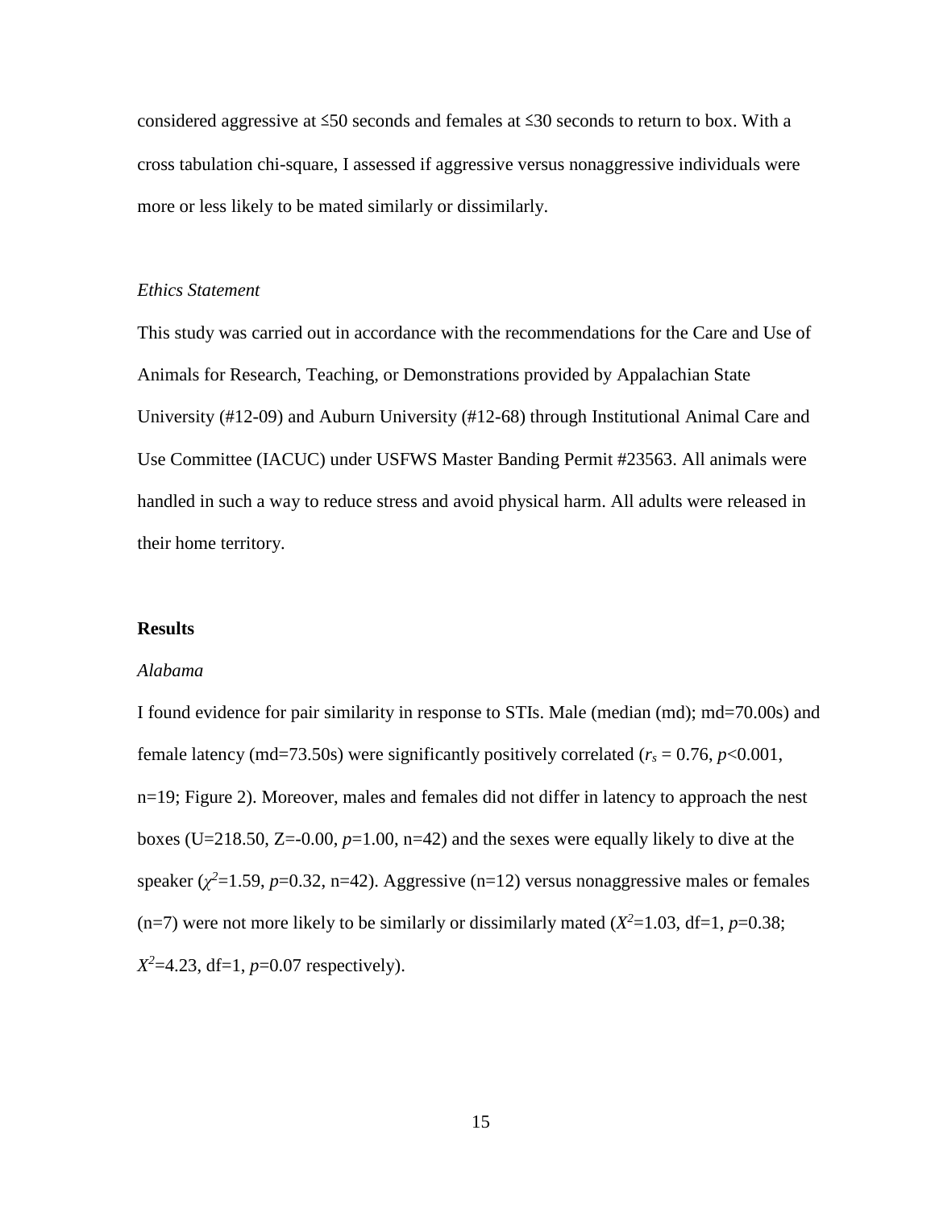considered aggressive at ≤50 seconds and females at ≤30 seconds to return to box. With a cross tabulation chi-square, I assessed if aggressive versus nonaggressive individuals were more or less likely to be mated similarly or dissimilarly.

*Ethics Statement*

This study was carried out in accordance with the recommendations for the Care and Use of Animals for Research, Teaching, or Demonstrations provided by Appalachian State University (#12-09) and Auburn University (#12-68) through Institutional Animal Care and Use Committee (IACUC) under USFWS Master Banding Permit #23563. All animals were handled in such a way to reduce stress and avoid physical harm. All adults were released in their home territory.

## Results

*Alabama*

I found evidence for pair similarity in response to STIs. Male (median (md); md=70.00s) and female latency (md=73.50s) were significantly positively correlated ($r_s$ = 0.76, $p$<0.001, n=19; Figure 2). Moreover, males and females did not differ in latency to approach the nest boxes (U=218.50, Z=-0.00, $p$=1.00, n=42) and the sexes were equally likely to dive at the speaker ($\chi^2$=1.59, $p$=0.32, n=42). Aggressive (n=12) versus nonaggressive males or females (n=7) were not more likely to be similarly or dissimilarly mated ($X^2$=1.03, df=1, $p$=0.38; $X^2$=4.23, df=1, $p$=0.07 respectively).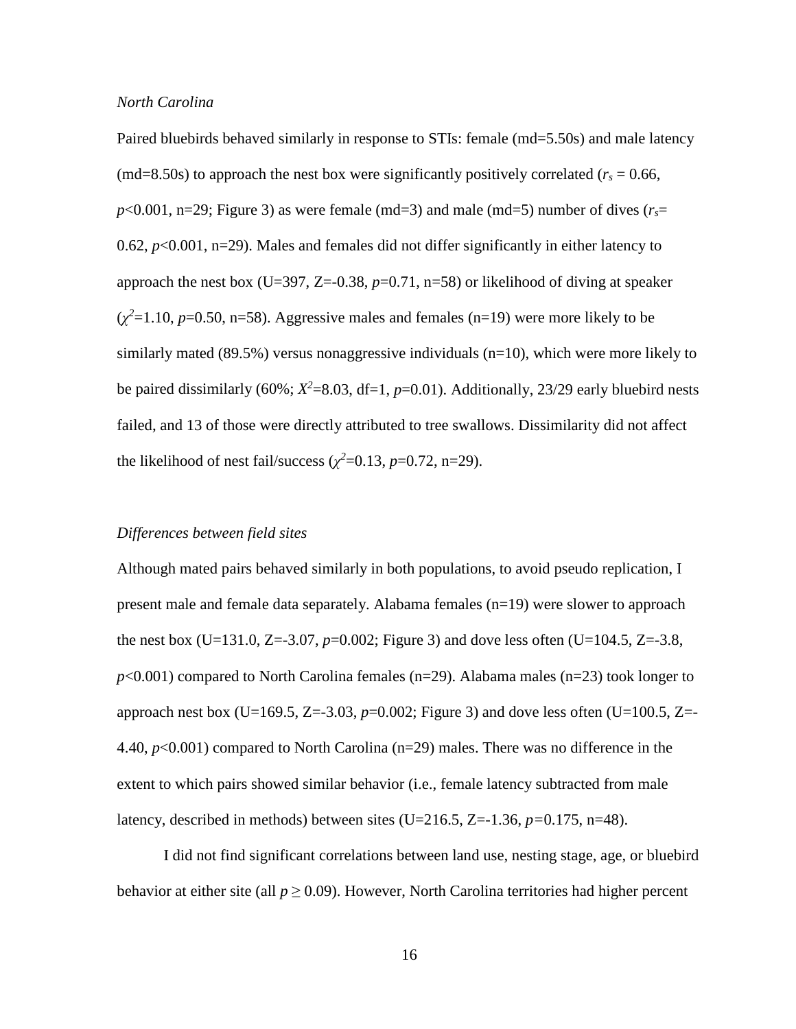*North Carolina*

Paired bluebirds behaved similarly in response to STIs: female (md=5.50s) and male latency (md=8.50s) to approach the nest box were significantly positively correlated ($r_s$ = 0.66, $p$<0.001, n=29; Figure 3) as were female (md=3) and male (md=5) number of dives ($r_s$= 0.62, $p$<0.001, n=29). Males and females did not differ significantly in either latency to approach the nest box (U=397, Z=-0.38, $p$=0.71, n=58) or likelihood of diving at speaker ($\chi^2$=1.10, $p$=0.50, n=58). Aggressive males and females (n=19) were more likely to be similarly mated (89.5%) versus nonaggressive individuals (n=10), which were more likely to be paired dissimilarly (60%; $X^2$=8.03, df=1, $p$=0.01). Additionally, 23/29 early bluebird nests failed, and 13 of those were directly attributed to tree swallows. Dissimilarity did not affect the likelihood of nest fail/success ($\chi^2$=0.13, $p$=0.72, n=29).

*Differences between field sites*

Although mated pairs behaved similarly in both populations, to avoid pseudo replication, I present male and female data separately. Alabama females (n=19) were slower to approach the nest box (U=131.0, Z=-3.07, $p$=0.002; Figure 3) and dove less often (U=104.5, Z=-3.8, $p$<0.001) compared to North Carolina females (n=29). Alabama males (n=23) took longer to approach nest box (U=169.5, Z=-3.03, $p$=0.002; Figure 3) and dove less often (U=100.5, Z=-4.40, $p$<0.001) compared to North Carolina (n=29) males. There was no difference in the extent to which pairs showed similar behavior (i.e., female latency subtracted from male latency, described in methods) between sites (U=216.5, Z=-1.36, $p$=0.175, n=48).

I did not find significant correlations between land use, nesting stage, age, or bluebird behavior at either site (all $p \geq 0.09$). However, North Carolina territories had higher percent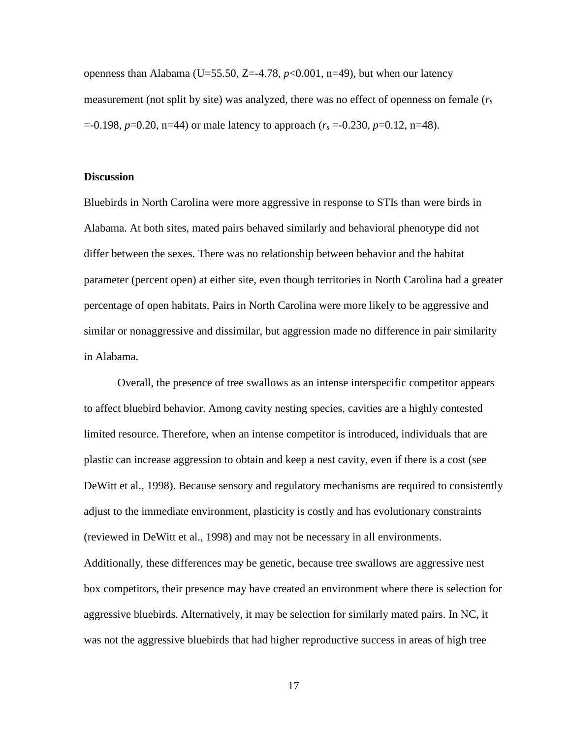openness than Alabama (U=55.50, Z=-4.78, $p$<0.001, n=49), but when our latency measurement (not split by site) was analyzed, there was no effect of openness on female ($r_s$ =-0.198, $p$=0.20, n=44) or male latency to approach ($r_s$ =-0.230, $p$=0.12, n=48).

## Discussion

Bluebirds in North Carolina were more aggressive in response to STIs than were birds in Alabama. At both sites, mated pairs behaved similarly and behavioral phenotype did not differ between the sexes. There was no relationship between behavior and the habitat parameter (percent open) at either site, even though territories in North Carolina had a greater percentage of open habitats. Pairs in North Carolina were more likely to be aggressive and similar or nonaggressive and dissimilar, but aggression made no difference in pair similarity in Alabama.

Overall, the presence of tree swallows as an intense interspecific competitor appears to affect bluebird behavior. Among cavity nesting species, cavities are a highly contested limited resource. Therefore, when an intense competitor is introduced, individuals that are plastic can increase aggression to obtain and keep a nest cavity, even if there is a cost (see DeWitt et al., 1998). Because sensory and regulatory mechanisms are required to consistently adjust to the immediate environment, plasticity is costly and has evolutionary constraints (reviewed in DeWitt et al., 1998) and may not be necessary in all environments. Additionally, these differences may be genetic, because tree swallows are aggressive nest box competitors, their presence may have created an environment where there is selection for aggressive bluebirds. Alternatively, it may be selection for similarly mated pairs. In NC, it was not the aggressive bluebirds that had higher reproductive success in areas of high tree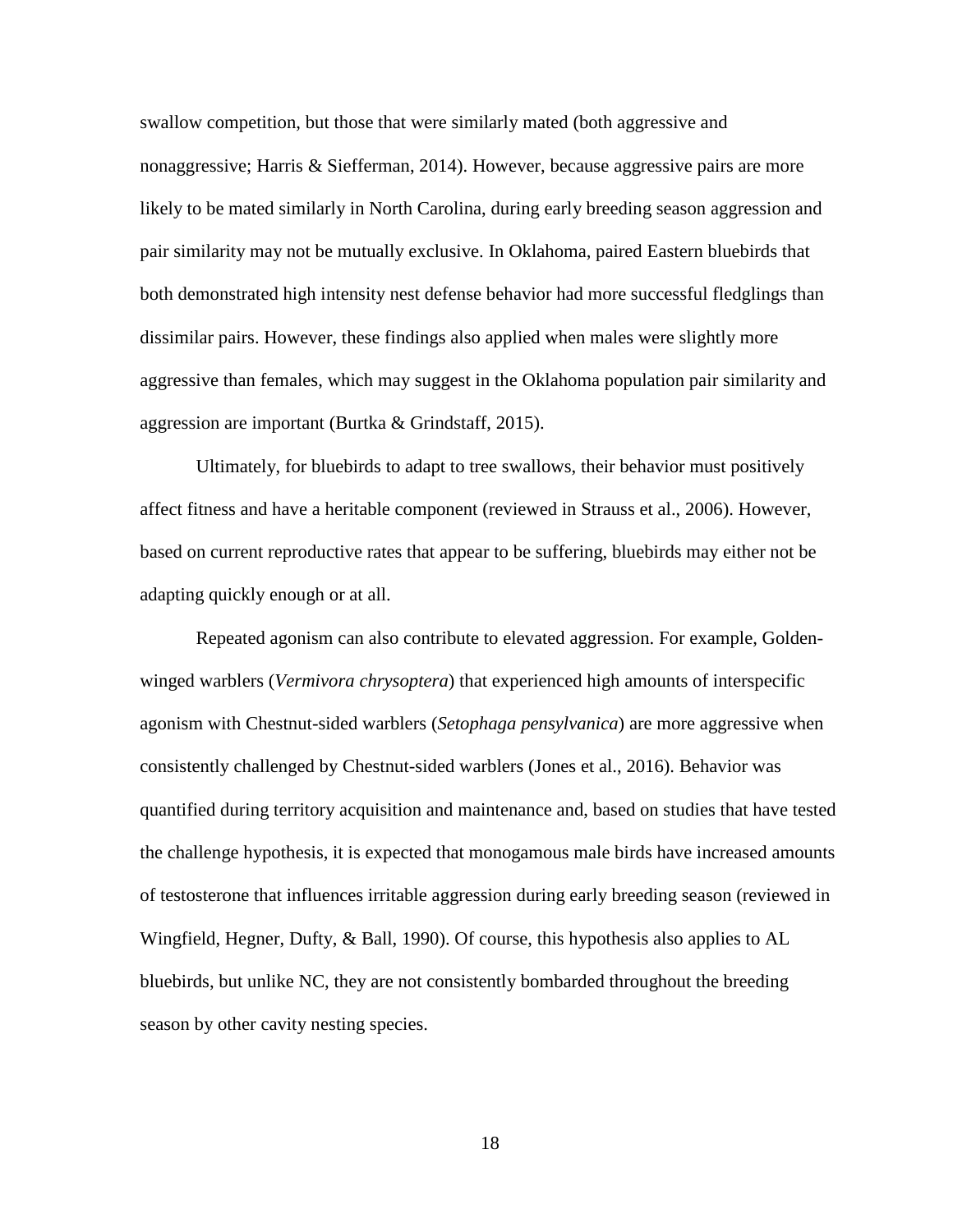swallow competition, but those that were similarly mated (both aggressive and nonaggressive; Harris & Siefferman, 2014). However, because aggressive pairs are more likely to be mated similarly in North Carolina, during early breeding season aggression and pair similarity may not be mutually exclusive. In Oklahoma, paired Eastern bluebirds that both demonstrated high intensity nest defense behavior had more successful fledglings than dissimilar pairs. However, these findings also applied when males were slightly more aggressive than females, which may suggest in the Oklahoma population pair similarity and aggression are important (Burtka & Grindstaff, 2015).

Ultimately, for bluebirds to adapt to tree swallows, their behavior must positively affect fitness and have a heritable component (reviewed in Strauss et al., 2006). However, based on current reproductive rates that appear to be suffering, bluebirds may either not be adapting quickly enough or at all.

Repeated agonism can also contribute to elevated aggression. For example, Golden-winged warblers (*Vermivora chrysoptera*) that experienced high amounts of interspecific agonism with Chestnut-sided warblers (*Setophaga pensylvanica*) are more aggressive when consistently challenged by Chestnut-sided warblers (Jones et al., 2016). Behavior was quantified during territory acquisition and maintenance and, based on studies that have tested the challenge hypothesis, it is expected that monogamous male birds have increased amounts of testosterone that influences irritable aggression during early breeding season (reviewed in Wingfield, Hegner, Dufty, & Ball, 1990). Of course, this hypothesis also applies to AL bluebirds, but unlike NC, they are not consistently bombarded throughout the breeding season by other cavity nesting species.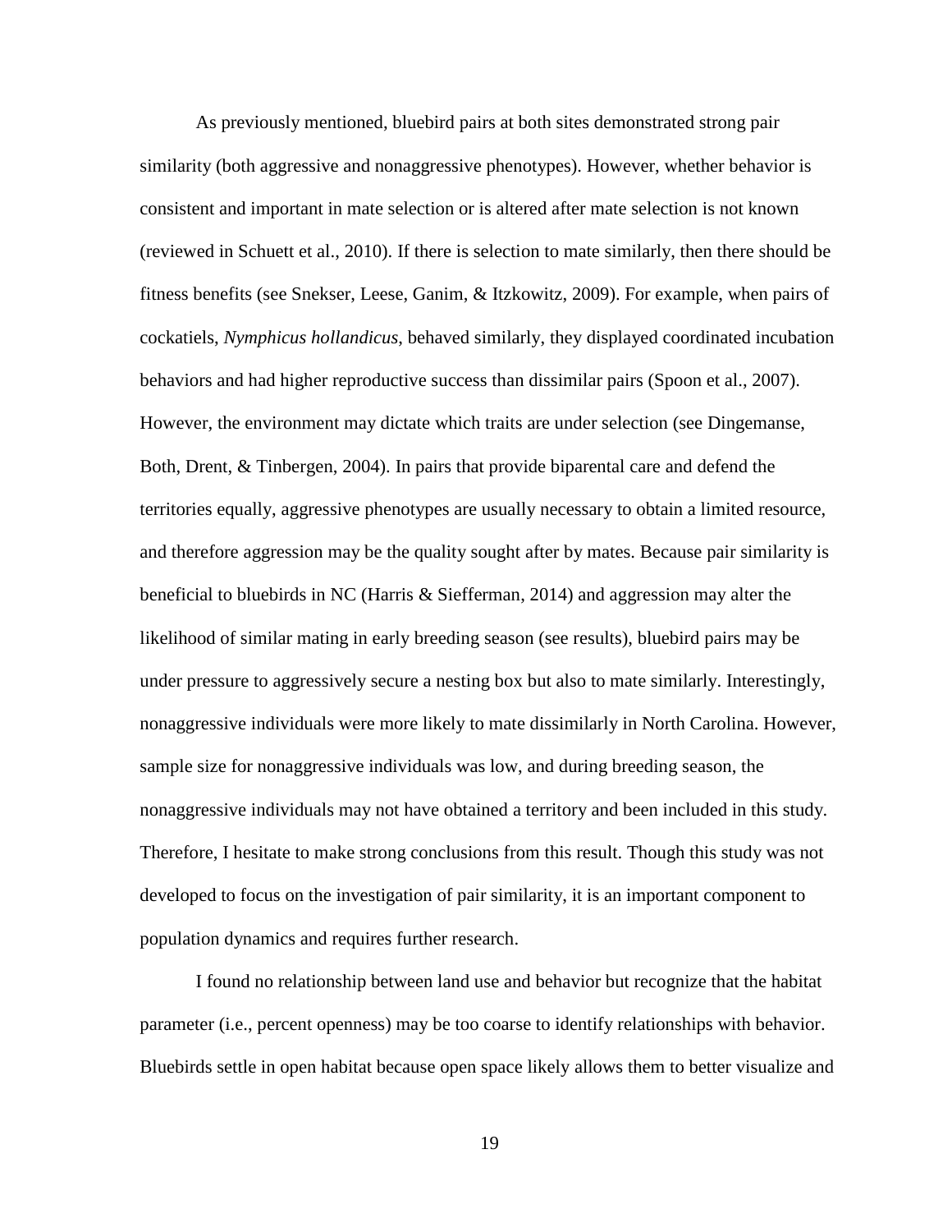As previously mentioned, bluebird pairs at both sites demonstrated strong pair similarity (both aggressive and nonaggressive phenotypes). However, whether behavior is consistent and important in mate selection or is altered after mate selection is not known (reviewed in Schuett et al., 2010). If there is selection to mate similarly, then there should be fitness benefits (see Snekser, Leese, Ganim, & Itzkowitz, 2009). For example, when pairs of cockatiels, *Nymphicus hollandicus*, behaved similarly, they displayed coordinated incubation behaviors and had higher reproductive success than dissimilar pairs (Spoon et al., 2007). However, the environment may dictate which traits are under selection (see Dingemanse, Both, Drent, & Tinbergen, 2004). In pairs that provide biparental care and defend the territories equally, aggressive phenotypes are usually necessary to obtain a limited resource, and therefore aggression may be the quality sought after by mates. Because pair similarity is beneficial to bluebirds in NC (Harris & Siefferman, 2014) and aggression may alter the likelihood of similar mating in early breeding season (see results), bluebird pairs may be under pressure to aggressively secure a nesting box but also to mate similarly. Interestingly, nonaggressive individuals were more likely to mate dissimilarly in North Carolina. However, sample size for nonaggressive individuals was low, and during breeding season, the nonaggressive individuals may not have obtained a territory and been included in this study. Therefore, I hesitate to make strong conclusions from this result. Though this study was not developed to focus on the investigation of pair similarity, it is an important component to population dynamics and requires further research.

I found no relationship between land use and behavior but recognize that the habitat parameter (i.e., percent openness) may be too coarse to identify relationships with behavior. Bluebirds settle in open habitat because open space likely allows them to better visualize and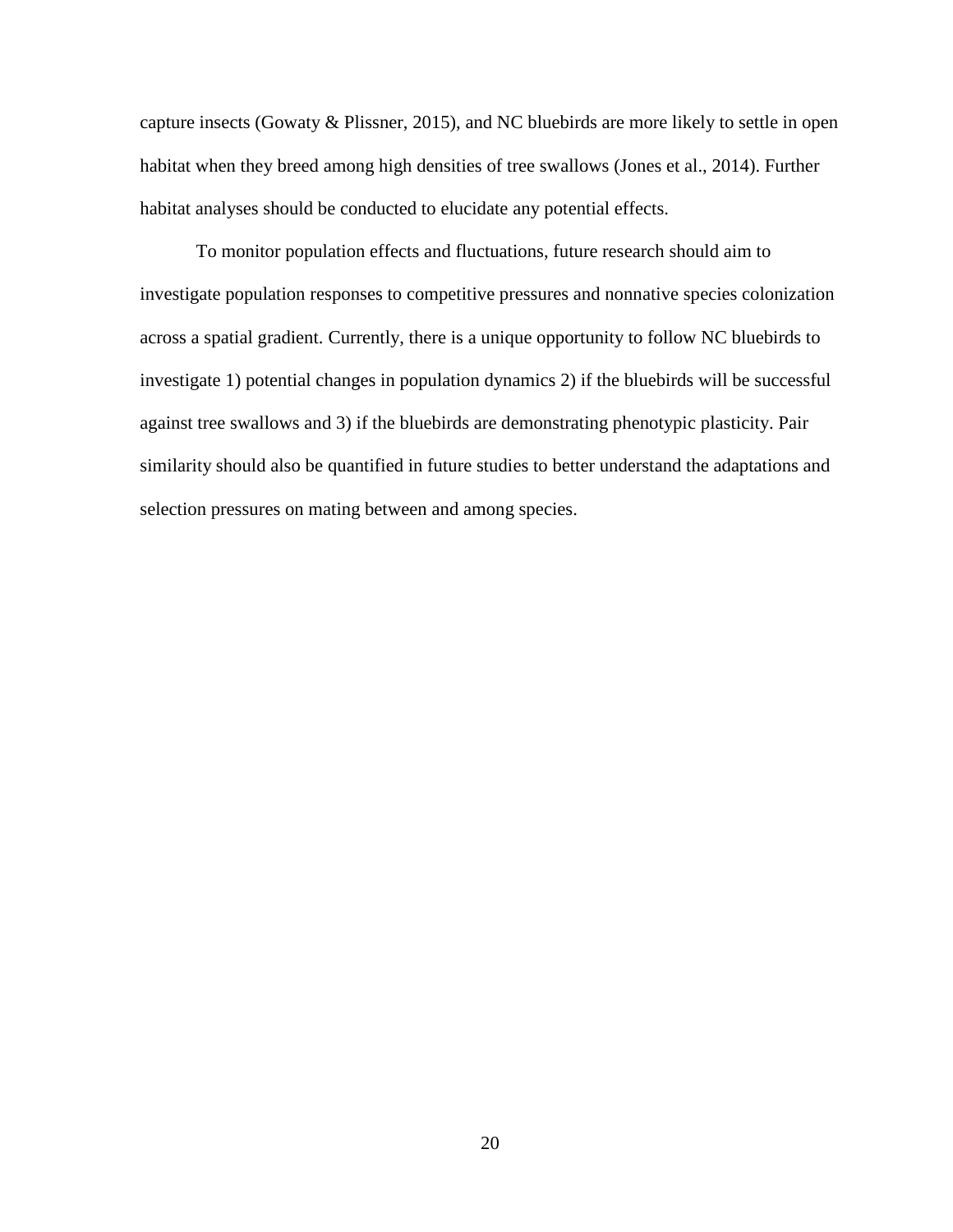capture insects (Gowaty & Plissner, 2015), and NC bluebirds are more likely to settle in open habitat when they breed among high densities of tree swallows (Jones et al., 2014). Further habitat analyses should be conducted to elucidate any potential effects.

To monitor population effects and fluctuations, future research should aim to investigate population responses to competitive pressures and nonnative species colonization across a spatial gradient. Currently, there is a unique opportunity to follow NC bluebirds to investigate 1) potential changes in population dynamics 2) if the bluebirds will be successful against tree swallows and 3) if the bluebirds are demonstrating phenotypic plasticity. Pair similarity should also be quantified in future studies to better understand the adaptations and selection pressures on mating between and among species.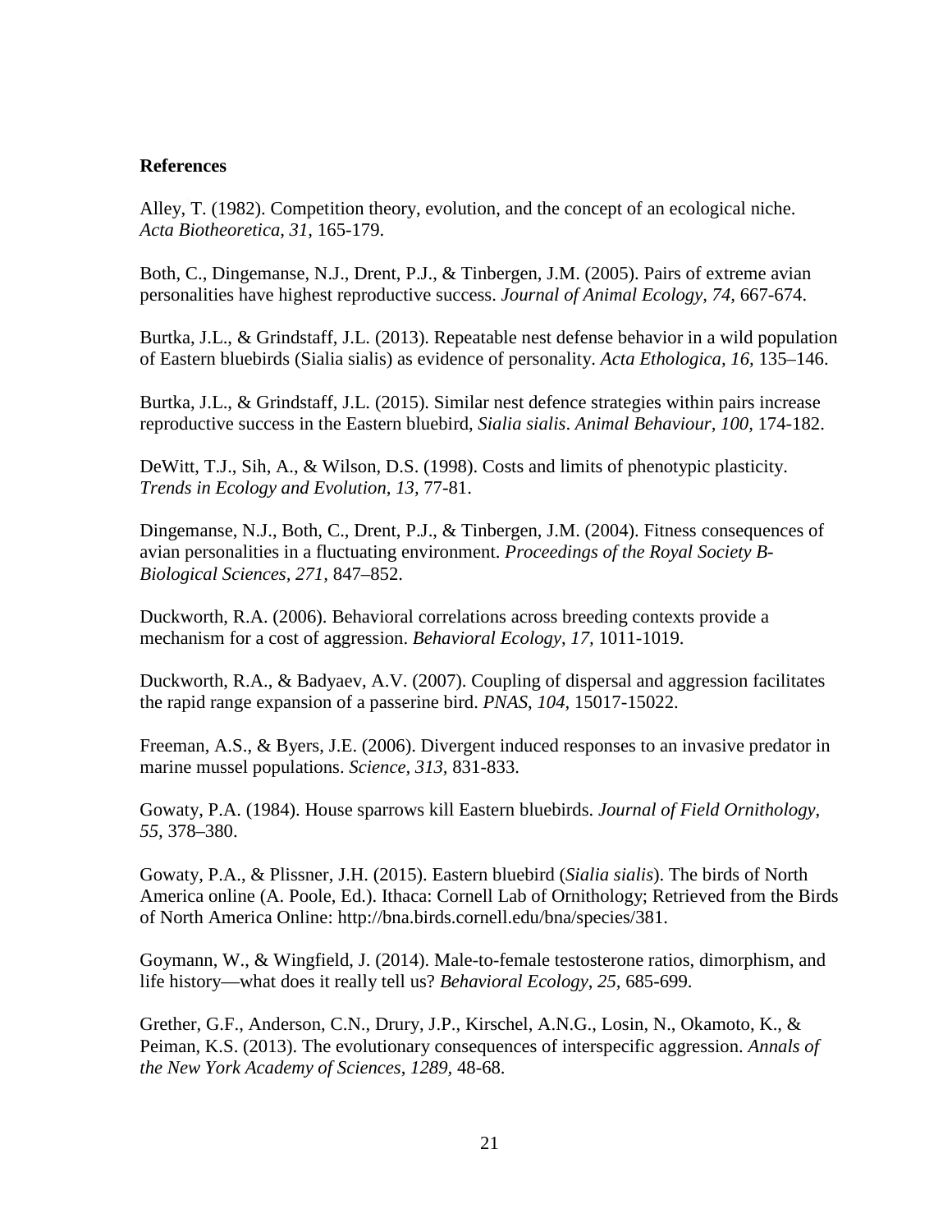**References**

Alley, T. (1982). Competition theory, evolution, and the concept of an ecological niche. *Acta Biotheoretica, 31,* 165-179.

Both, C., Dingemanse, N.J., Drent, P.J., & Tinbergen, J.M. (2005). Pairs of extreme avian personalities have highest reproductive success. *Journal of Animal Ecology, 74,* 667-674.

Burtka, J.L., & Grindstaff, J.L. (2013). Repeatable nest defense behavior in a wild population of Eastern bluebirds (Sialia sialis) as evidence of personality. *Acta Ethologica, 16,* 135–146.

Burtka, J.L., & Grindstaff, J.L. (2015). Similar nest defence strategies within pairs increase reproductive success in the Eastern bluebird, *Sialia sialis*. *Animal Behaviour, 100,* 174-182.

DeWitt, T.J., Sih, A., & Wilson, D.S. (1998). Costs and limits of phenotypic plasticity. *Trends in Ecology and Evolution, 13,* 77-81.

Dingemanse, N.J., Both, C., Drent, P.J., & Tinbergen, J.M. (2004). Fitness consequences of avian personalities in a fluctuating environment. *Proceedings of the Royal Society B-Biological Sciences, 271,* 847–852.

Duckworth, R.A. (2006). Behavioral correlations across breeding contexts provide a mechanism for a cost of aggression. *Behavioral Ecology, 17,* 1011-1019.

Duckworth, R.A., & Badyaev, A.V. (2007). Coupling of dispersal and aggression facilitates the rapid range expansion of a passerine bird. *PNAS, 104,* 15017-15022.

Freeman, A.S., & Byers, J.E. (2006). Divergent induced responses to an invasive predator in marine mussel populations. *Science, 313,* 831-833.

Gowaty, P.A. (1984). House sparrows kill Eastern bluebirds. *Journal of Field Ornithology, 55,* 378–380.

Gowaty, P.A., & Plissner, J.H. (2015). Eastern bluebird (*Sialia sialis*). The birds of North America online (A. Poole, Ed.). Ithaca: Cornell Lab of Ornithology; Retrieved from the Birds of North America Online: http://bna.birds.cornell.edu/bna/species/381.

Goymann, W., & Wingfield, J. (2014). Male-to-female testosterone ratios, dimorphism, and life history—what does it really tell us? *Behavioral Ecology, 25,* 685-699.

Grether, G.F., Anderson, C.N., Drury, J.P., Kirschel, A.N.G., Losin, N., Okamoto, K., & Peiman, K.S. (2013). The evolutionary consequences of interspecific aggression. *Annals of the New York Academy of Sciences, 1289,* 48-68.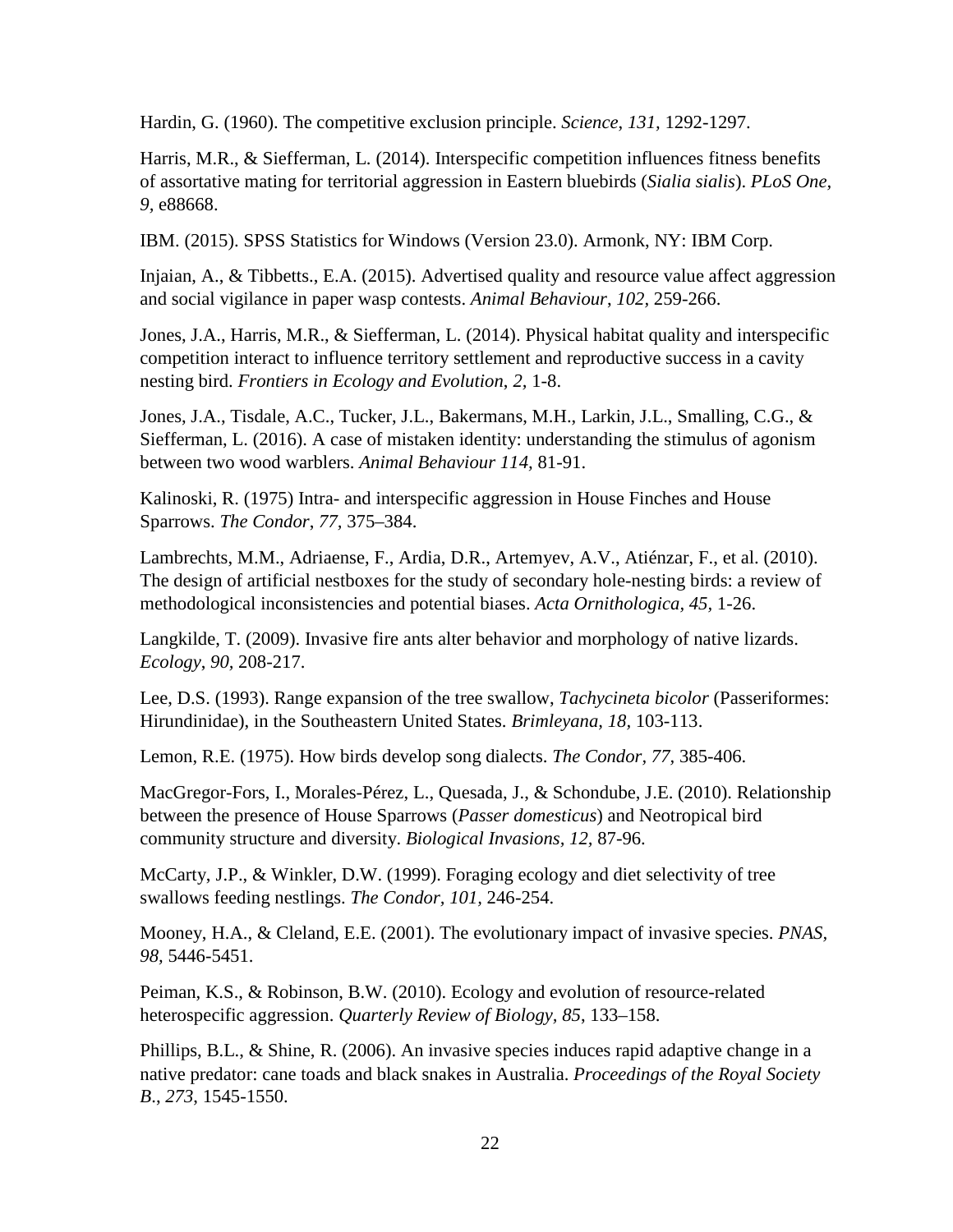Hardin, G. (1960). The competitive exclusion principle. *Science*, *131*, 1292-1297.

Harris, M.R., & Siefferman, L. (2014). Interspecific competition influences fitness benefits of assortative mating for territorial aggression in Eastern bluebirds (*Sialia sialis*). *PLoS One, 9*, e88668.

IBM. (2015). SPSS Statistics for Windows (Version 23.0). Armonk, NY: IBM Corp.

Injaian, A., & Tibbetts., E.A. (2015). Advertised quality and resource value affect aggression and social vigilance in paper wasp contests. *Animal Behaviour, 102,* 259-266.

Jones, J.A., Harris, M.R., & Siefferman, L. (2014). Physical habitat quality and interspecific competition interact to influence territory settlement and reproductive success in a cavity nesting bird. *Frontiers in Ecology and Evolution*, *2*, 1-8.

Jones, J.A., Tisdale, A.C., Tucker, J.L., Bakermans, M.H., Larkin, J.L., Smalling, C.G., & Siefferman, L. (2016). A case of mistaken identity: understanding the stimulus of agonism between two wood warblers. *Animal Behaviour 114,* 81-91.

Kalinoski, R. (1975) Intra- and interspecific aggression in House Finches and House Sparrows. *The Condor*, *77*, 375–384.

Lambrechts, M.M., Adriaense, F., Ardia, D.R., Artemyev, A.V., Atiénzar, F., et al. (2010). The design of artificial nestboxes for the study of secondary hole-nesting birds: a review of methodological inconsistencies and potential biases. *Acta Ornithologica*, *45,* 1-26.

Langkilde, T. (2009). Invasive fire ants alter behavior and morphology of native lizards. *Ecology*, *90,* 208-217.

Lee, D.S. (1993). Range expansion of the tree swallow, *Tachycineta bicolor* (Passeriformes: Hirundinidae), in the Southeastern United States. *Brimleyana, 18*, 103-113.

Lemon, R.E. (1975). How birds develop song dialects. *The Condor, 77*, 385-406.

MacGregor-Fors, I., Morales-Pérez, L., Quesada, J., & Schondube, J.E. (2010). Relationship between the presence of House Sparrows (*Passer domesticus*) and Neotropical bird community structure and diversity. *Biological Invasions*, *12,* 87-96.

McCarty, J.P., & Winkler, D.W. (1999). Foraging ecology and diet selectivity of tree swallows feeding nestlings. *The Condor, 101,* 246-254.

Mooney, H.A., & Cleland, E.E. (2001). The evolutionary impact of invasive species. *PNAS, 98,* 5446-5451.

Peiman, K.S., & Robinson, B.W. (2010). Ecology and evolution of resource-related heterospecific aggression. *Quarterly Review of Biology, 85*, 133–158.

Phillips, B.L., & Shine, R. (2006). An invasive species induces rapid adaptive change in a native predator: cane toads and black snakes in Australia. *Proceedings of the Royal Society B.*, *273*, 1545-1550.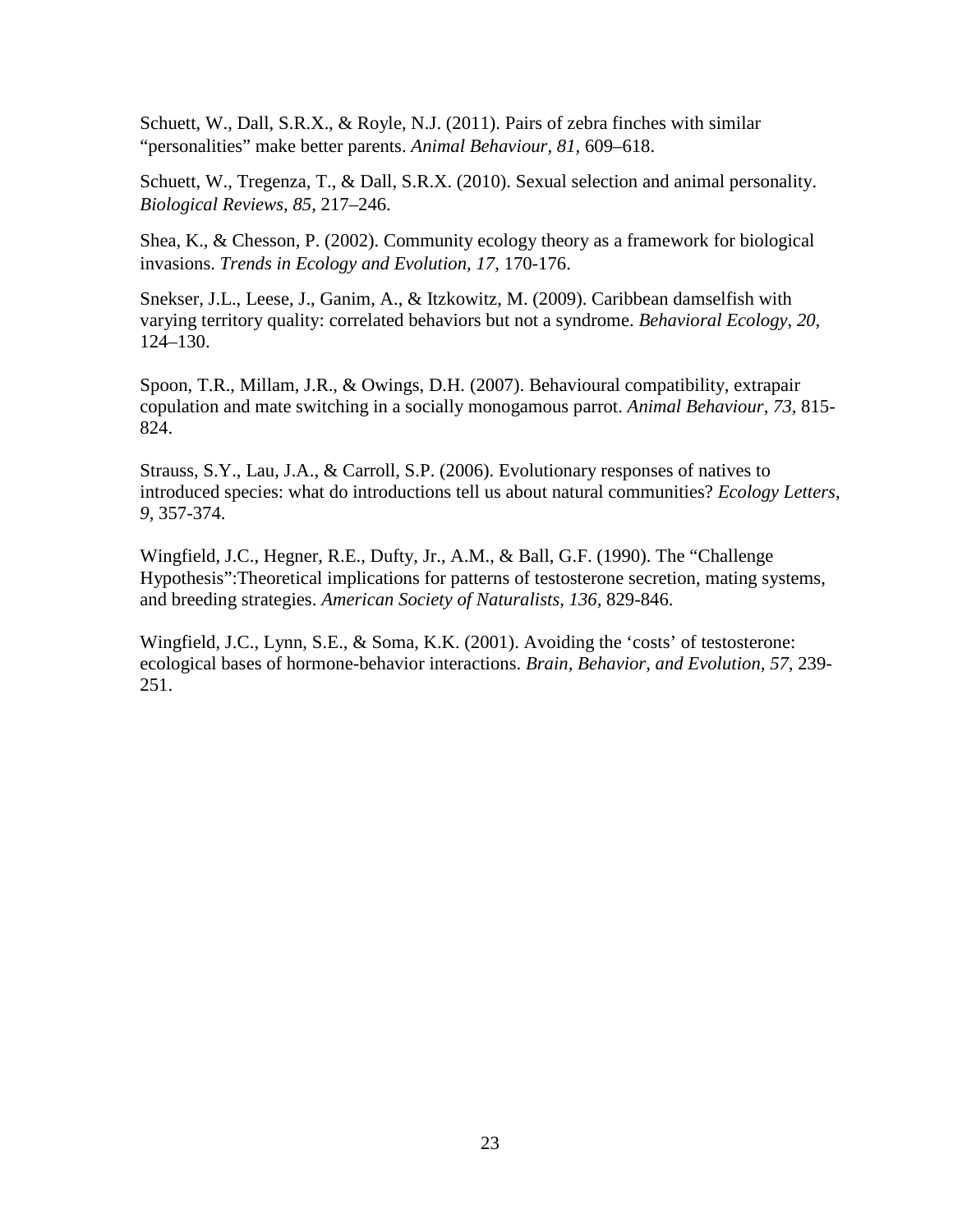Schuett, W., Dall, S.R.X., & Royle, N.J. (2011). Pairs of zebra finches with similar “personalities” make better parents. *Animal Behaviour, 81,* 609–618.

Schuett, W., Tregenza, T., & Dall, S.R.X. (2010). Sexual selection and animal personality. *Biological Reviews, 85,* 217–246.

Shea, K., & Chesson, P. (2002). Community ecology theory as a framework for biological invasions. *Trends in Ecology and Evolution, 17,* 170-176.

Snekser, J.L., Leese, J., Ganim, A., & Itzkowitz, M. (2009). Caribbean damselfish with varying territory quality: correlated behaviors but not a syndrome. *Behavioral Ecology*, *20,* 124–130.

Spoon, T.R., Millam, J.R., & Owings, D.H. (2007). Behavioural compatibility, extrapair copulation and mate switching in a socially monogamous parrot. *Animal Behaviour*, *73,* 815-824.

Strauss, S.Y., Lau, J.A., & Carroll, S.P. (2006). Evolutionary responses of natives to introduced species: what do introductions tell us about natural communities? *Ecology Letters*, *9,* 357-374.

Wingfield, J.C., Hegner, R.E., Dufty, Jr., A.M., & Ball, G.F. (1990). The “Challenge Hypothesis”:Theoretical implications for patterns of testosterone secretion, mating systems, and breeding strategies. *American Society of Naturalists*, *136,* 829-846.

Wingfield, J.C., Lynn, S.E., & Soma, K.K. (2001). Avoiding the ‘costs’ of testosterone: ecological bases of hormone-behavior interactions. *Brain, Behavior, and Evolution*, *57,* 239-251.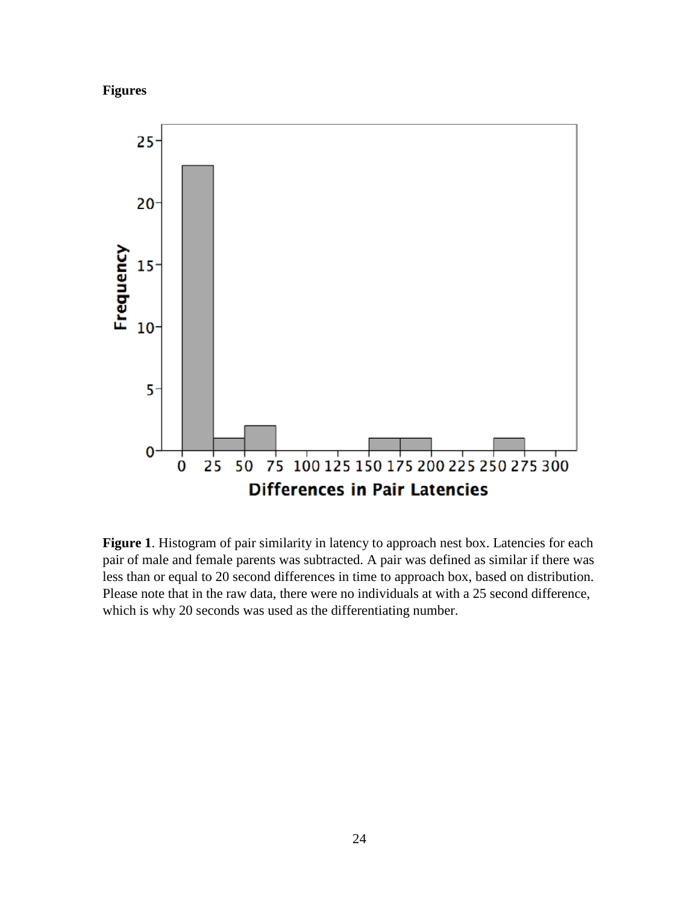**Figures**

**Figure 1**. Histogram of pair similarity in latency to approach nest box. Latencies for each pair of male and female parents was subtracted. A pair was defined as similar if there was less than or equal to 20 second differences in time to approach box, based on distribution. Please note that in the raw data, there were no individuals at with a 25 second difference, which is why 20 seconds was used as the differentiating number.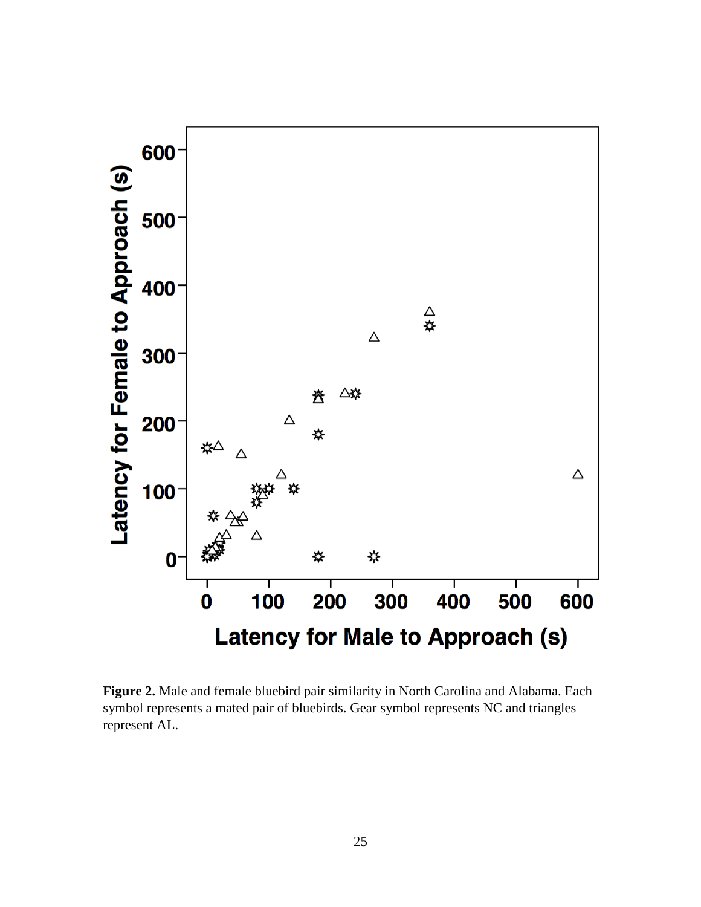**Figure 2.** Male and female bluebird pair similarity in North Carolina and Alabama. Each symbol represents a mated pair of bluebirds. Gear symbol represents NC and triangles represent AL.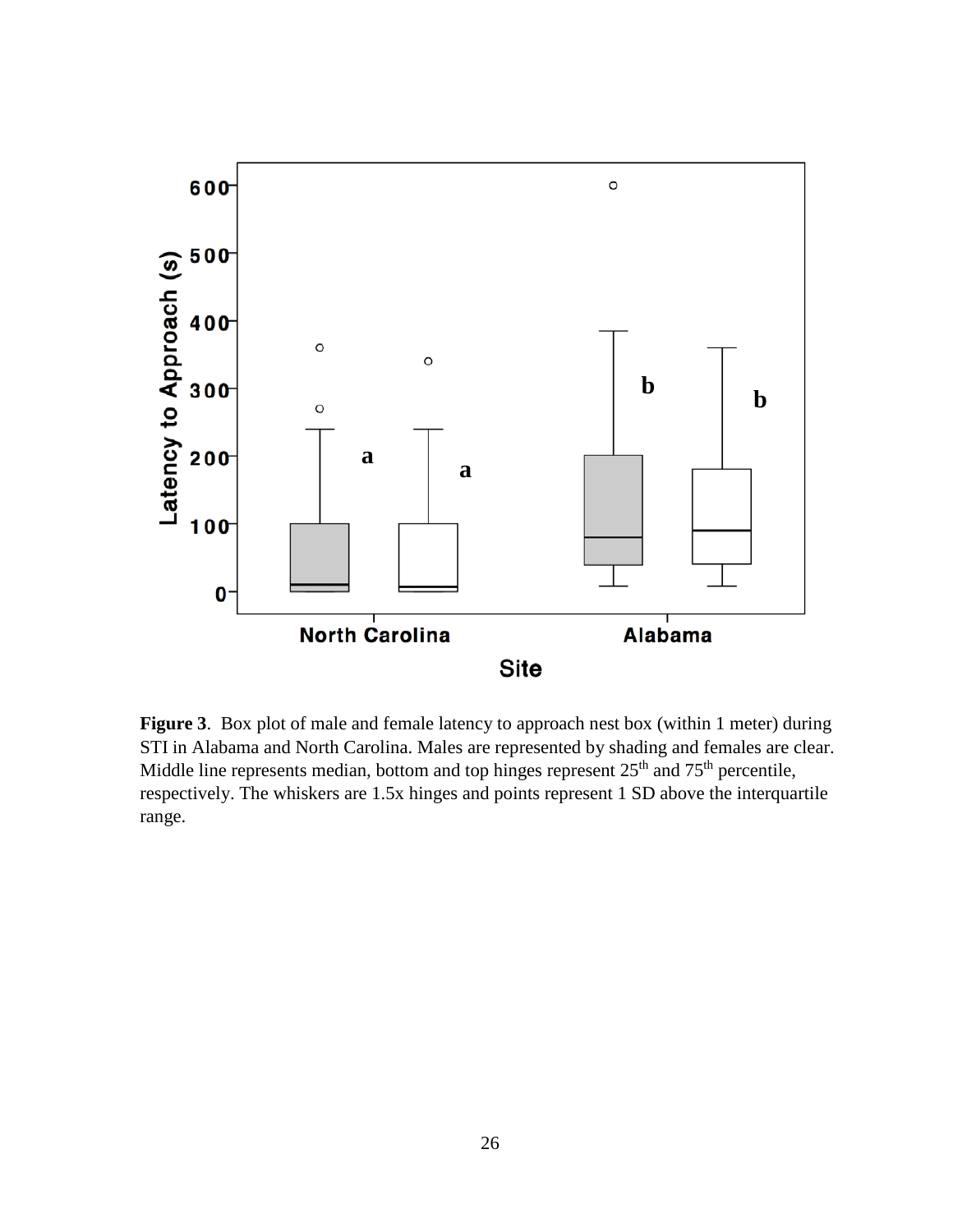**Figure 3**. Box plot of male and female latency to approach nest box (within 1 meter) during STI in Alabama and North Carolina. Males are represented by shading and females are clear. Middle line represents median, bottom and top hinges represent 25th and 75th percentile, respectively. The whiskers are 1.5x hinges and points represent 1 SD above the interquartile range.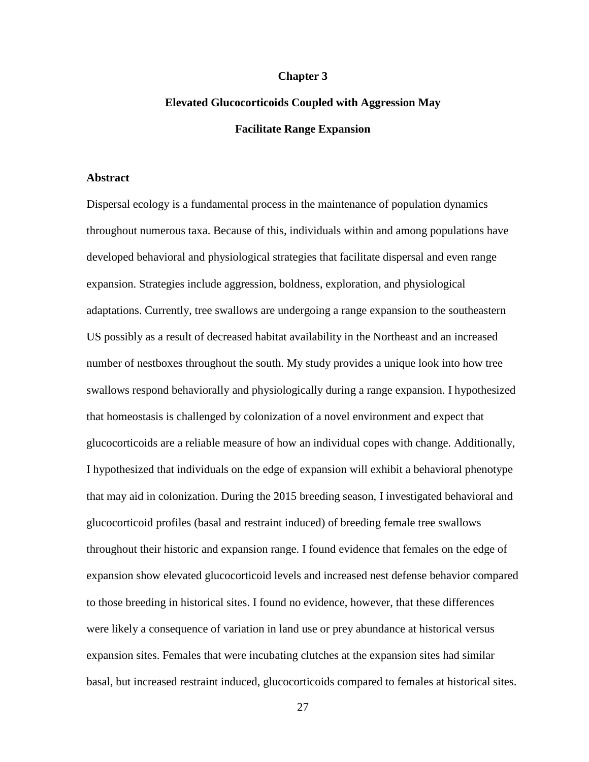# Chapter 3

## Elevated Glucocorticoids Coupled with Aggression May Facilitate Range Expansion

### Abstract

Dispersal ecology is a fundamental process in the maintenance of population dynamics throughout numerous taxa. Because of this, individuals within and among populations have developed behavioral and physiological strategies that facilitate dispersal and even range expansion. Strategies include aggression, boldness, exploration, and physiological adaptations. Currently, tree swallows are undergoing a range expansion to the southeastern US possibly as a result of decreased habitat availability in the Northeast and an increased number of nestboxes throughout the south. My study provides a unique look into how tree swallows respond behaviorally and physiologically during a range expansion. I hypothesized that homeostasis is challenged by colonization of a novel environment and expect that glucocorticoids are a reliable measure of how an individual copes with change. Additionally, I hypothesized that individuals on the edge of expansion will exhibit a behavioral phenotype that may aid in colonization. During the 2015 breeding season, I investigated behavioral and glucocorticoid profiles (basal and restraint induced) of breeding female tree swallows throughout their historic and expansion range. I found evidence that females on the edge of expansion show elevated glucocorticoid levels and increased nest defense behavior compared to those breeding in historical sites. I found no evidence, however, that these differences were likely a consequence of variation in land use or prey abundance at historical versus expansion sites. Females that were incubating clutches at the expansion sites had similar basal, but increased restraint induced, glucocorticoids compared to females at historical sites.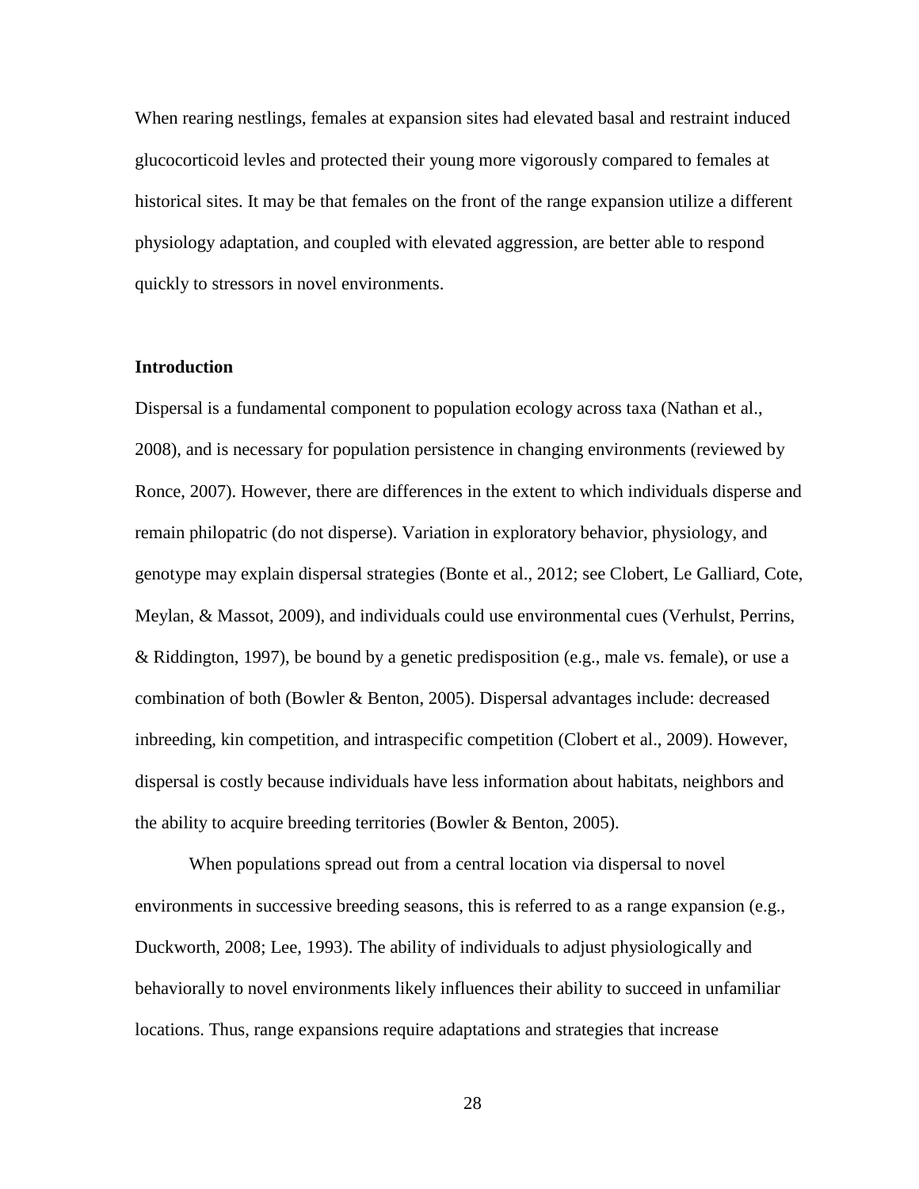When rearing nestlings, females at expansion sites had elevated basal and restraint induced glucocorticoid levles and protected their young more vigorously compared to females at historical sites. It may be that females on the front of the range expansion utilize a different physiology adaptation, and coupled with elevated aggression, are better able to respond quickly to stressors in novel environments.

**Introduction**

Dispersal is a fundamental component to population ecology across taxa (Nathan et al., 2008), and is necessary for population persistence in changing environments (reviewed by Ronce, 2007). However, there are differences in the extent to which individuals disperse and remain philopatric (do not disperse). Variation in exploratory behavior, physiology, and genotype may explain dispersal strategies (Bonte et al., 2012; see Clobert, Le Galliard, Cote, Meylan, & Massot, 2009), and individuals could use environmental cues (Verhulst, Perrins, & Riddington, 1997), be bound by a genetic predisposition (e.g., male vs. female), or use a combination of both (Bowler & Benton, 2005). Dispersal advantages include: decreased inbreeding, kin competition, and intraspecific competition (Clobert et al., 2009). However, dispersal is costly because individuals have less information about habitats, neighbors and the ability to acquire breeding territories (Bowler & Benton, 2005).

When populations spread out from a central location via dispersal to novel environments in successive breeding seasons, this is referred to as a range expansion (e.g., Duckworth, 2008; Lee, 1993). The ability of individuals to adjust physiologically and behaviorally to novel environments likely influences their ability to succeed in unfamiliar locations. Thus, range expansions require adaptations and strategies that increase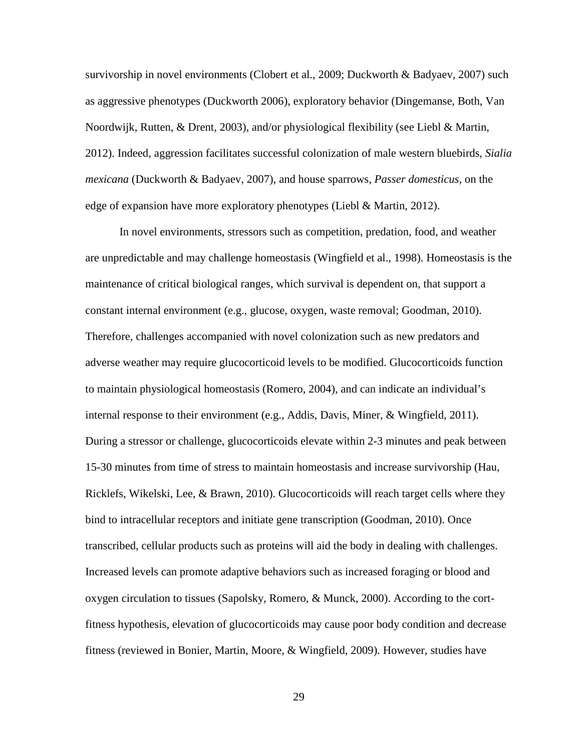survivorship in novel environments (Clobert et al., 2009; Duckworth & Badyaev, 2007) such as aggressive phenotypes (Duckworth 2006), exploratory behavior (Dingemanse, Both, Van Noordwijk, Rutten, & Drent, 2003), and/or physiological flexibility (see Liebl & Martin, 2012). Indeed, aggression facilitates successful colonization of male western bluebirds, *Sialia mexicana* (Duckworth & Badyaev, 2007), and house sparrows, *Passer domesticus*, on the edge of expansion have more exploratory phenotypes (Liebl & Martin, 2012).

In novel environments, stressors such as competition, predation, food, and weather are unpredictable and may challenge homeostasis (Wingfield et al., 1998). Homeostasis is the maintenance of critical biological ranges, which survival is dependent on, that support a constant internal environment (e.g., glucose, oxygen, waste removal; Goodman, 2010). Therefore, challenges accompanied with novel colonization such as new predators and adverse weather may require glucocorticoid levels to be modified. Glucocorticoids function to maintain physiological homeostasis (Romero, 2004), and can indicate an individual's internal response to their environment (e.g., Addis, Davis, Miner, & Wingfield, 2011). During a stressor or challenge, glucocorticoids elevate within 2-3 minutes and peak between 15-30 minutes from time of stress to maintain homeostasis and increase survivorship (Hau, Ricklefs, Wikelski, Lee, & Brawn, 2010). Glucocorticoids will reach target cells where they bind to intracellular receptors and initiate gene transcription (Goodman, 2010). Once transcribed, cellular products such as proteins will aid the body in dealing with challenges. Increased levels can promote adaptive behaviors such as increased foraging or blood and oxygen circulation to tissues (Sapolsky, Romero, & Munck, 2000). According to the cort-fitness hypothesis, elevation of glucocorticoids may cause poor body condition and decrease fitness (reviewed in Bonier, Martin, Moore, & Wingfield, 2009). However, studies have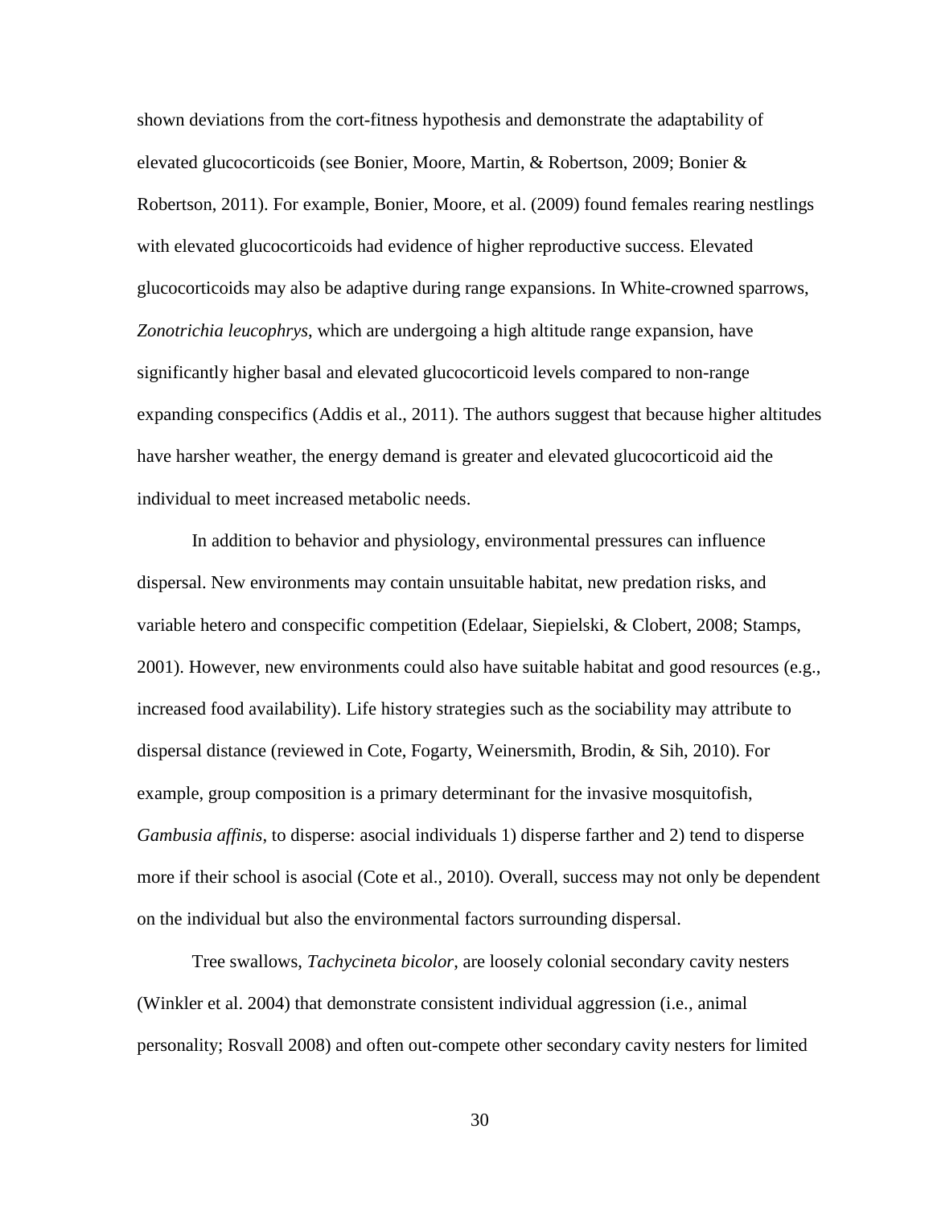shown deviations from the cort-fitness hypothesis and demonstrate the adaptability of elevated glucocorticoids (see Bonier, Moore, Martin, & Robertson, 2009; Bonier & Robertson, 2011). For example, Bonier, Moore, et al. (2009) found females rearing nestlings with elevated glucocorticoids had evidence of higher reproductive success. Elevated glucocorticoids may also be adaptive during range expansions. In White-crowned sparrows, *Zonotrichia leucophrys*, which are undergoing a high altitude range expansion, have significantly higher basal and elevated glucocorticoid levels compared to non-range expanding conspecifics (Addis et al., 2011). The authors suggest that because higher altitudes have harsher weather, the energy demand is greater and elevated glucocorticoid aid the individual to meet increased metabolic needs.

In addition to behavior and physiology, environmental pressures can influence dispersal. New environments may contain unsuitable habitat, new predation risks, and variable hetero and conspecific competition (Edelaar, Siepielski, & Clobert, 2008; Stamps, 2001). However, new environments could also have suitable habitat and good resources (e.g., increased food availability). Life history strategies such as the sociability may attribute to dispersal distance (reviewed in Cote, Fogarty, Weinersmith, Brodin, & Sih, 2010). For example, group composition is a primary determinant for the invasive mosquitofish, *Gambusia affinis*, to disperse: asocial individuals 1) disperse farther and 2) tend to disperse more if their school is asocial (Cote et al., 2010). Overall, success may not only be dependent on the individual but also the environmental factors surrounding dispersal.

Tree swallows, *Tachycineta bicolor*, are loosely colonial secondary cavity nesters (Winkler et al. 2004) that demonstrate consistent individual aggression (i.e., animal personality; Rosvall 2008) and often out-compete other secondary cavity nesters for limited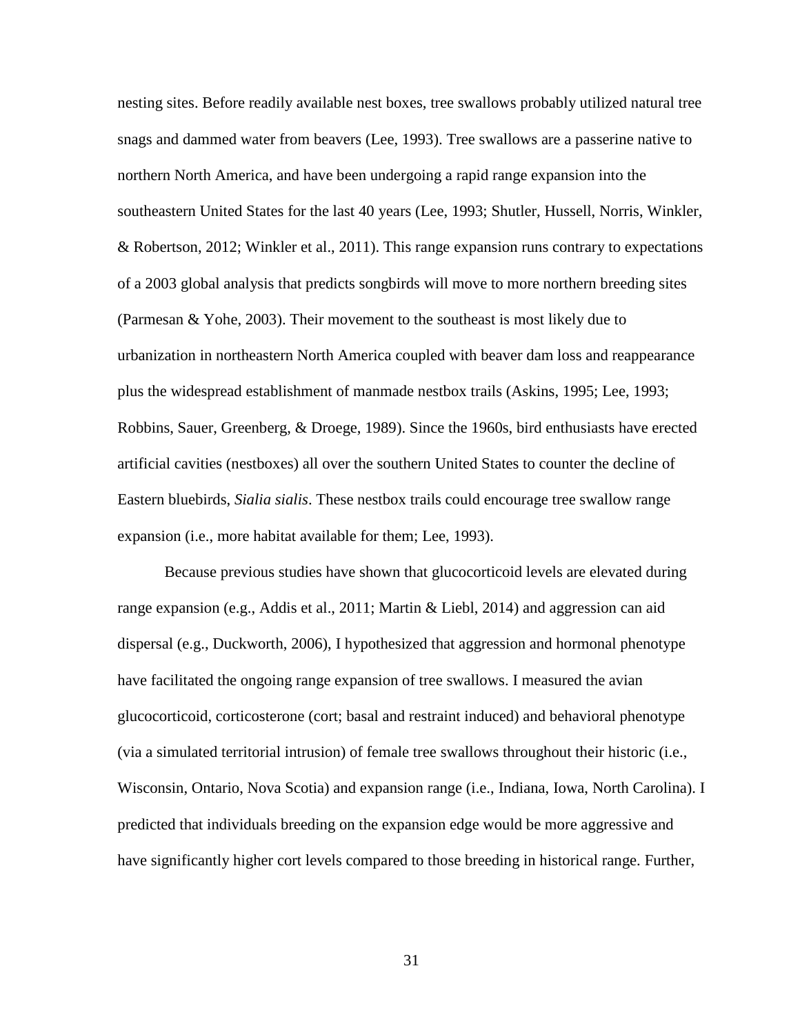nesting sites. Before readily available nest boxes, tree swallows probably utilized natural tree snags and dammed water from beavers (Lee, 1993). Tree swallows are a passerine native to northern North America, and have been undergoing a rapid range expansion into the southeastern United States for the last 40 years (Lee, 1993; Shutler, Hussell, Norris, Winkler, & Robertson, 2012; Winkler et al., 2011). This range expansion runs contrary to expectations of a 2003 global analysis that predicts songbirds will move to more northern breeding sites (Parmesan & Yohe, 2003). Their movement to the southeast is most likely due to urbanization in northeastern North America coupled with beaver dam loss and reappearance plus the widespread establishment of manmade nestbox trails (Askins, 1995; Lee, 1993; Robbins, Sauer, Greenberg, & Droege, 1989). Since the 1960s, bird enthusiasts have erected artificial cavities (nestboxes) all over the southern United States to counter the decline of Eastern bluebirds, *Sialia sialis*. These nestbox trails could encourage tree swallow range expansion (i.e., more habitat available for them; Lee, 1993).

Because previous studies have shown that glucocorticoid levels are elevated during range expansion (e.g., Addis et al., 2011; Martin & Liebl, 2014) and aggression can aid dispersal (e.g., Duckworth, 2006), I hypothesized that aggression and hormonal phenotype have facilitated the ongoing range expansion of tree swallows. I measured the avian glucocorticoid, corticosterone (cort; basal and restraint induced) and behavioral phenotype (via a simulated territorial intrusion) of female tree swallows throughout their historic (i.e., Wisconsin, Ontario, Nova Scotia) and expansion range (i.e., Indiana, Iowa, North Carolina). I predicted that individuals breeding on the expansion edge would be more aggressive and have significantly higher cort levels compared to those breeding in historical range. Further,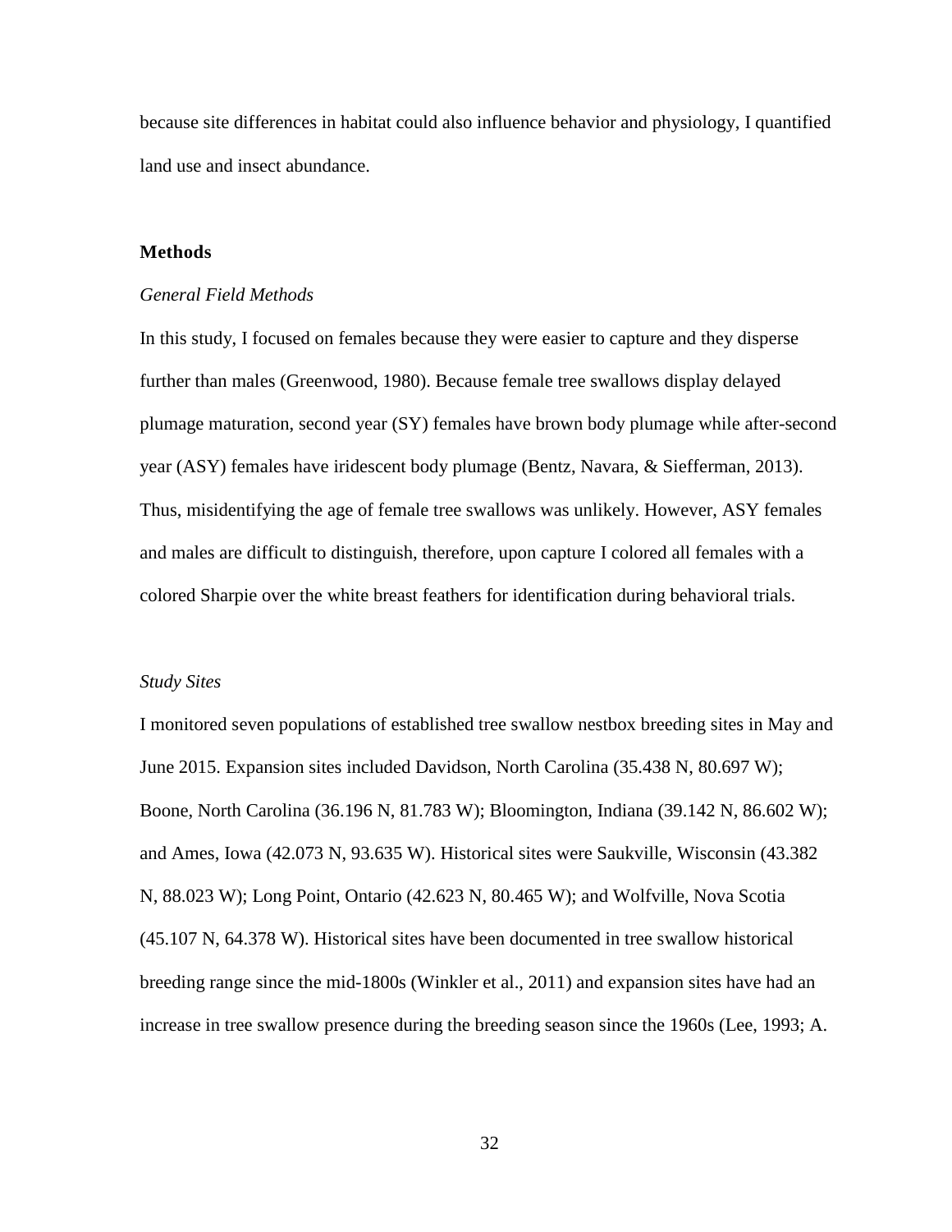because site differences in habitat could also influence behavior and physiology, I quantified land use and insect abundance.

## Methods

### *General Field Methods*

In this study, I focused on females because they were easier to capture and they disperse further than males (Greenwood, 1980). Because female tree swallows display delayed plumage maturation, second year (SY) females have brown body plumage while after-second year (ASY) females have iridescent body plumage (Bentz, Navara, & Siefferman, 2013). Thus, misidentifying the age of female tree swallows was unlikely. However, ASY females and males are difficult to distinguish, therefore, upon capture I colored all females with a colored Sharpie over the white breast feathers for identification during behavioral trials.

### *Study Sites*

I monitored seven populations of established tree swallow nestbox breeding sites in May and June 2015. Expansion sites included Davidson, North Carolina (35.438 N, 80.697 W); Boone, North Carolina (36.196 N, 81.783 W); Bloomington, Indiana (39.142 N, 86.602 W); and Ames, Iowa (42.073 N, 93.635 W). Historical sites were Saukville, Wisconsin (43.382 N, 88.023 W); Long Point, Ontario (42.623 N, 80.465 W); and Wolfville, Nova Scotia (45.107 N, 64.378 W). Historical sites have been documented in tree swallow historical breeding range since the mid-1800s (Winkler et al., 2011) and expansion sites have had an increase in tree swallow presence during the breeding season since the 1960s (Lee, 1993; A.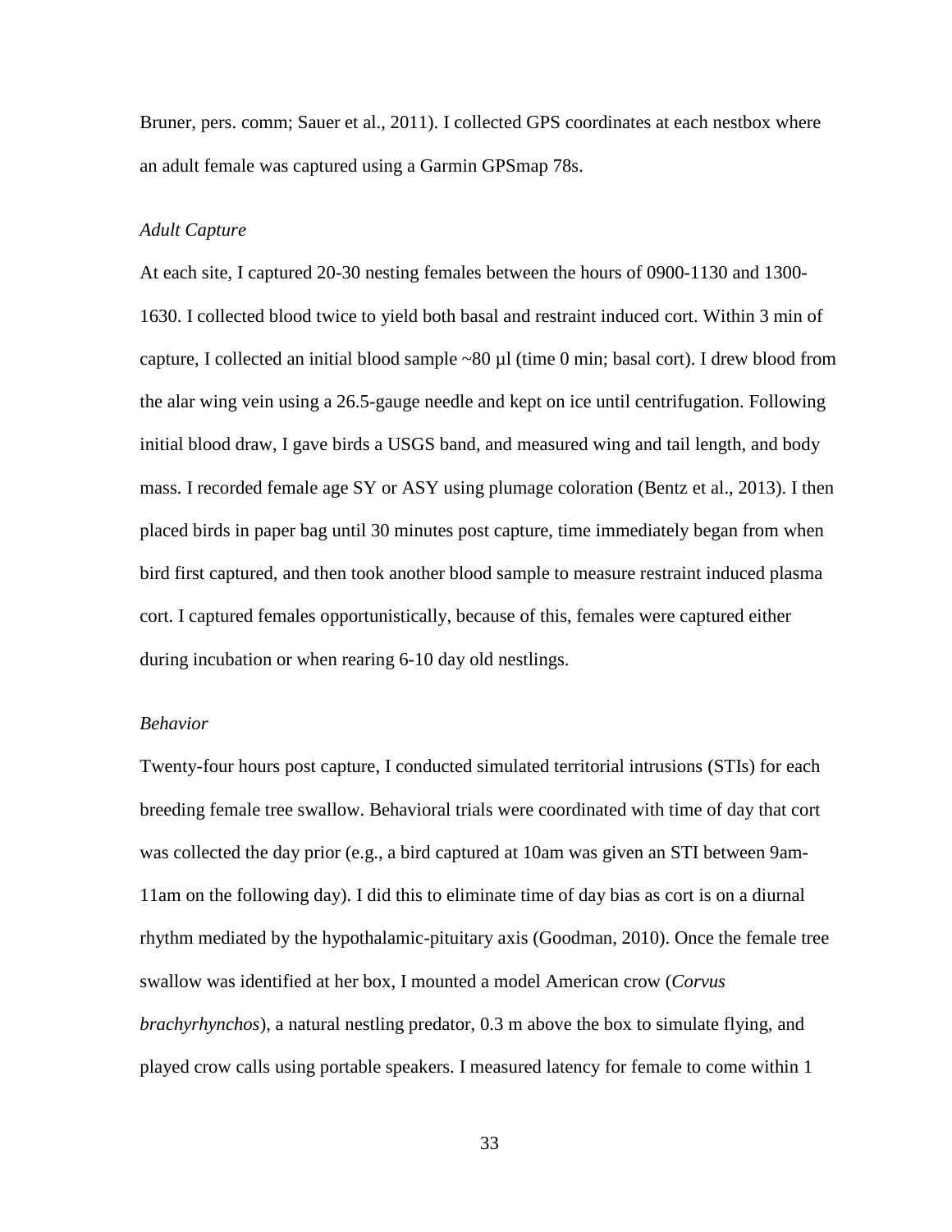Bruner, pers. comm; Sauer et al., 2011). I collected GPS coordinates at each nestbox where an adult female was captured using a Garmin GPSmap 78s.

### *Adult Capture*

At each site, I captured 20-30 nesting females between the hours of 0900-1130 and 1300-1630. I collected blood twice to yield both basal and restraint induced cort. Within 3 min of capture, I collected an initial blood sample ~80 µl (time 0 min; basal cort). I drew blood from the alar wing vein using a 26.5-gauge needle and kept on ice until centrifugation. Following initial blood draw, I gave birds a USGS band, and measured wing and tail length, and body mass. I recorded female age SY or ASY using plumage coloration (Bentz et al., 2013). I then placed birds in paper bag until 30 minutes post capture, time immediately began from when bird first captured, and then took another blood sample to measure restraint induced plasma cort. I captured females opportunistically, because of this, females were captured either during incubation or when rearing 6-10 day old nestlings.

### *Behavior*

Twenty-four hours post capture, I conducted simulated territorial intrusions (STIs) for each breeding female tree swallow. Behavioral trials were coordinated with time of day that cort was collected the day prior (e.g., a bird captured at 10am was given an STI between 9am-11am on the following day). I did this to eliminate time of day bias as cort is on a diurnal rhythm mediated by the hypothalamic-pituitary axis (Goodman, 2010). Once the female tree swallow was identified at her box, I mounted a model American crow (*Corvus brachyrhynchos*), a natural nestling predator, 0.3 m above the box to simulate flying, and played crow calls using portable speakers. I measured latency for female to come within 1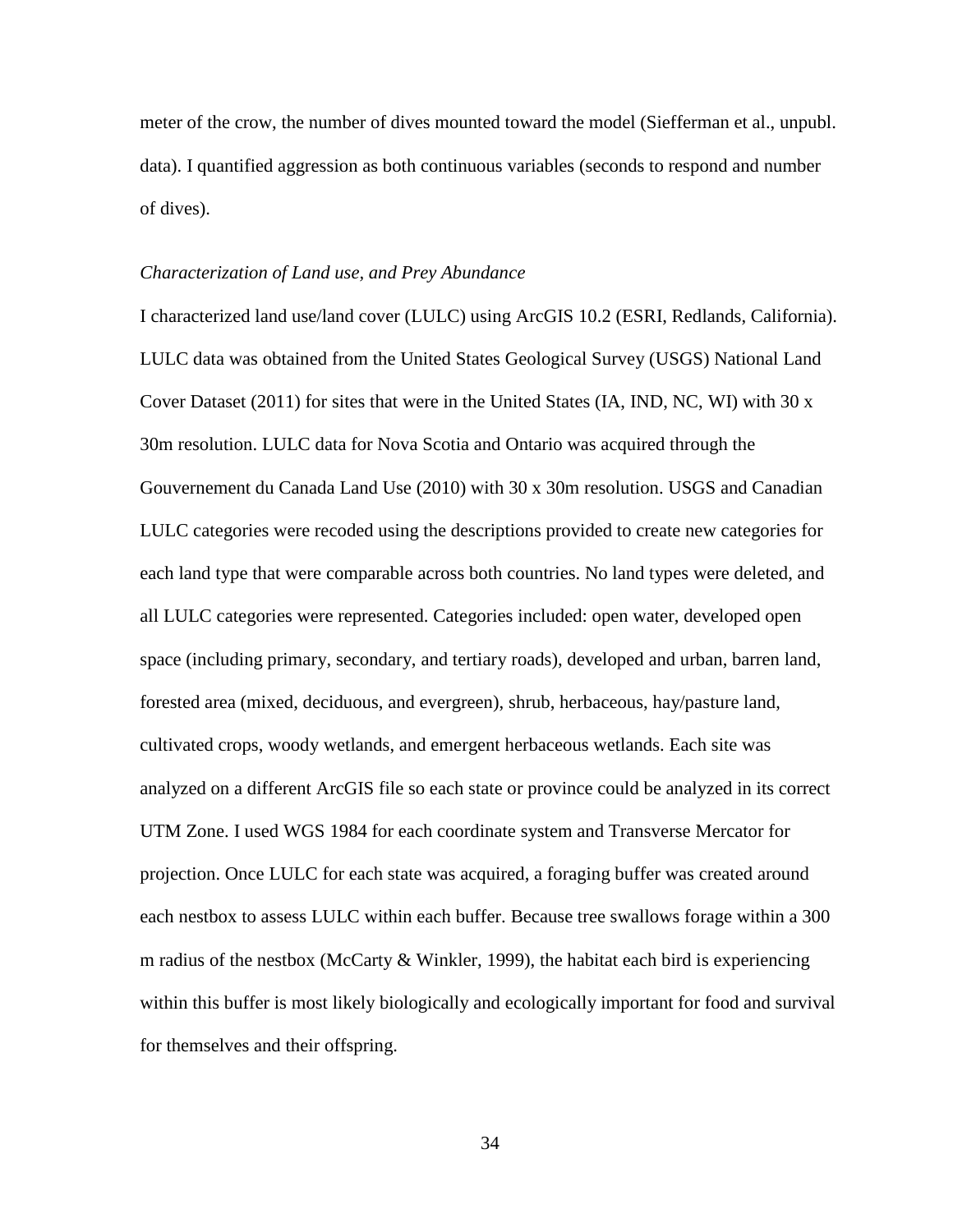meter of the crow, the number of dives mounted toward the model (Siefferman et al., unpubl. data). I quantified aggression as both continuous variables (seconds to respond and number of dives).

### *Characterization of Land use, and Prey Abundance*

I characterized land use/land cover (LULC) using ArcGIS 10.2 (ESRI, Redlands, California). LULC data was obtained from the United States Geological Survey (USGS) National Land Cover Dataset (2011) for sites that were in the United States (IA, IND, NC, WI) with 30 x 30m resolution. LULC data for Nova Scotia and Ontario was acquired through the Gouvernement du Canada Land Use (2010) with 30 x 30m resolution. USGS and Canadian LULC categories were recoded using the descriptions provided to create new categories for each land type that were comparable across both countries. No land types were deleted, and all LULC categories were represented. Categories included: open water, developed open space (including primary, secondary, and tertiary roads), developed and urban, barren land, forested area (mixed, deciduous, and evergreen), shrub, herbaceous, hay/pasture land, cultivated crops, woody wetlands, and emergent herbaceous wetlands. Each site was analyzed on a different ArcGIS file so each state or province could be analyzed in its correct UTM Zone. I used WGS 1984 for each coordinate system and Transverse Mercator for projection. Once LULC for each state was acquired, a foraging buffer was created around each nestbox to assess LULC within each buffer. Because tree swallows forage within a 300 m radius of the nestbox (McCarty & Winkler, 1999), the habitat each bird is experiencing within this buffer is most likely biologically and ecologically important for food and survival for themselves and their offspring.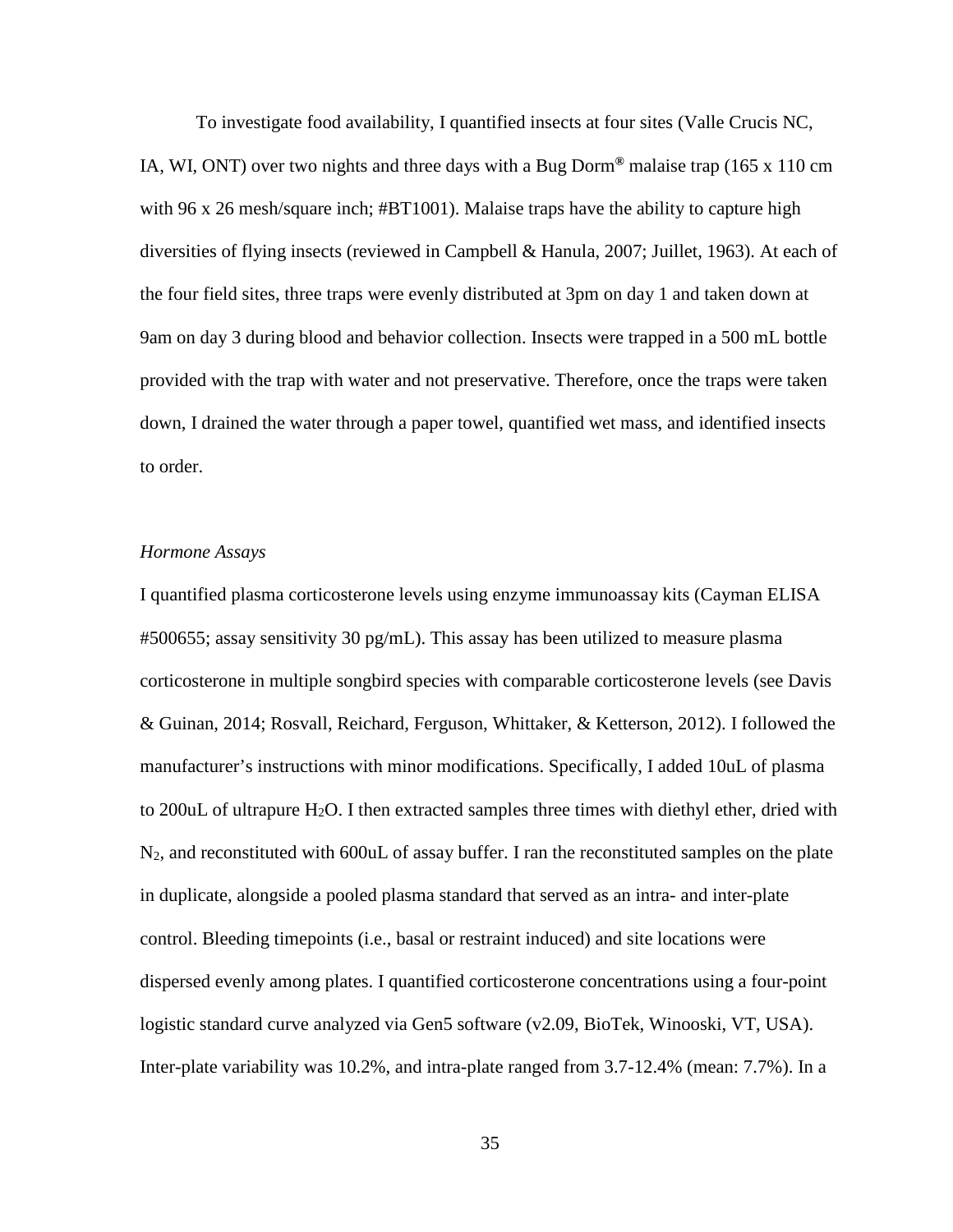To investigate food availability, I quantified insects at four sites (Valle Crucis NC, IA, WI, ONT) over two nights and three days with a Bug Dorm® malaise trap (165 x 110 cm with 96 x 26 mesh/square inch; #BT1001). Malaise traps have the ability to capture high diversities of flying insects (reviewed in Campbell & Hanula, 2007; Juillet, 1963). At each of the four field sites, three traps were evenly distributed at 3pm on day 1 and taken down at 9am on day 3 during blood and behavior collection. Insects were trapped in a 500 mL bottle provided with the trap with water and not preservative. Therefore, once the traps were taken down, I drained the water through a paper towel, quantified wet mass, and identified insects to order.

*Hormone Assays*

I quantified plasma corticosterone levels using enzyme immunoassay kits (Cayman ELISA #500655; assay sensitivity 30 pg/mL). This assay has been utilized to measure plasma corticosterone in multiple songbird species with comparable corticosterone levels (see Davis & Guinan, 2014; Rosvall, Reichard, Ferguson, Whittaker, & Ketterson, 2012). I followed the manufacturer's instructions with minor modifications. Specifically, I added 10uL of plasma to 200uL of ultrapure $H_2O$. I then extracted samples three times with diethyl ether, dried with $N_2$, and reconstituted with 600uL of assay buffer. I ran the reconstituted samples on the plate in duplicate, alongside a pooled plasma standard that served as an intra- and inter-plate control. Bleeding timepoints (i.e., basal or restraint induced) and site locations were dispersed evenly among plates. I quantified corticosterone concentrations using a four-point logistic standard curve analyzed via Gen5 software (v2.09, BioTek, Winooski, VT, USA). Inter-plate variability was 10.2%, and intra-plate ranged from 3.7-12.4% (mean: 7.7%). In a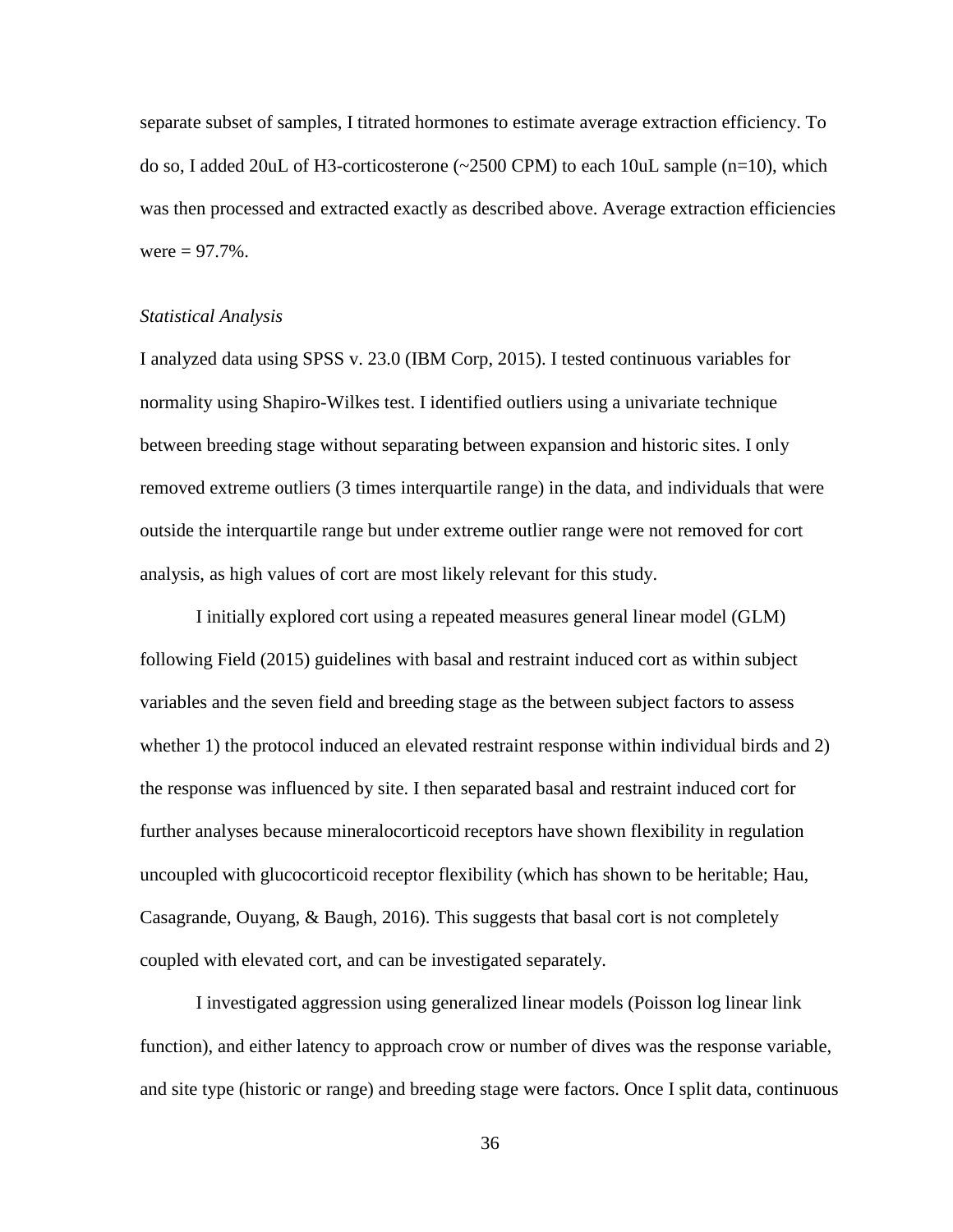separate subset of samples, I titrated hormones to estimate average extraction efficiency. To do so, I added 20uL of H3-corticosterone (~2500 CPM) to each 10uL sample (n=10), which was then processed and extracted exactly as described above. Average extraction efficiencies were = 97.7%.

*Statistical Analysis*

I analyzed data using SPSS v. 23.0 (IBM Corp, 2015). I tested continuous variables for normality using Shapiro-Wilkes test. I identified outliers using a univariate technique between breeding stage without separating between expansion and historic sites. I only removed extreme outliers (3 times interquartile range) in the data, and individuals that were outside the interquartile range but under extreme outlier range were not removed for cort analysis, as high values of cort are most likely relevant for this study.

I initially explored cort using a repeated measures general linear model (GLM) following Field (2015) guidelines with basal and restraint induced cort as within subject variables and the seven field and breeding stage as the between subject factors to assess whether 1) the protocol induced an elevated restraint response within individual birds and 2) the response was influenced by site. I then separated basal and restraint induced cort for further analyses because mineralocorticoid receptors have shown flexibility in regulation uncoupled with glucocorticoid receptor flexibility (which has shown to be heritable; Hau, Casagrande, Ouyang, & Baugh, 2016). This suggests that basal cort is not completely coupled with elevated cort, and can be investigated separately.

I investigated aggression using generalized linear models (Poisson log linear link function), and either latency to approach crow or number of dives was the response variable, and site type (historic or range) and breeding stage were factors. Once I split data, continuous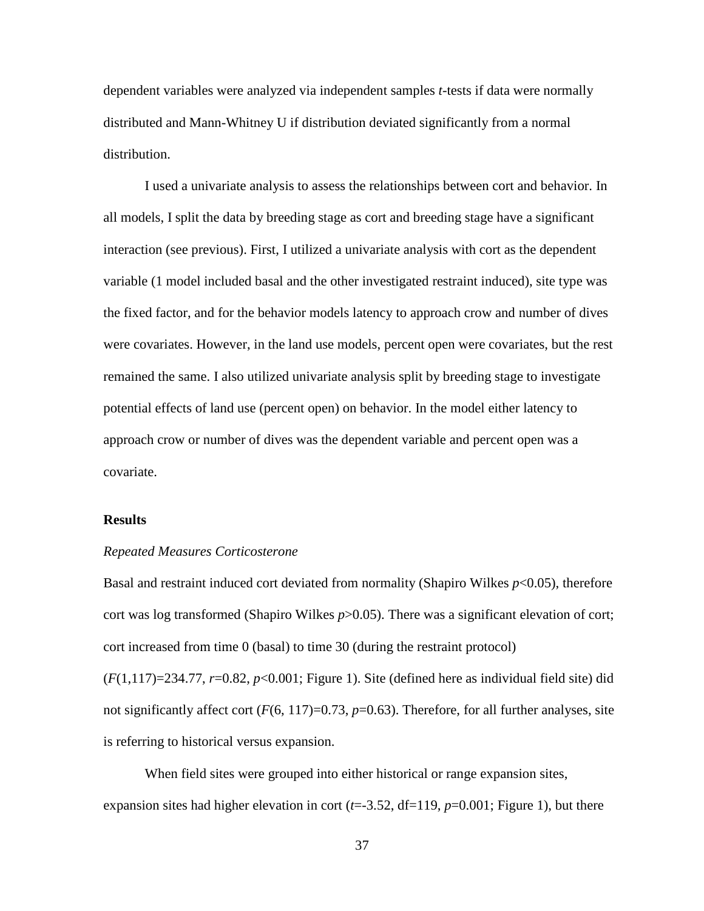dependent variables were analyzed via independent samples *t*-tests if data were normally distributed and Mann-Whitney U if distribution deviated significantly from a normal distribution.

I used a univariate analysis to assess the relationships between cort and behavior. In all models, I split the data by breeding stage as cort and breeding stage have a significant interaction (see previous). First, I utilized a univariate analysis with cort as the dependent variable (1 model included basal and the other investigated restraint induced), site type was the fixed factor, and for the behavior models latency to approach crow and number of dives were covariates. However, in the land use models, percent open were covariates, but the rest remained the same. I also utilized univariate analysis split by breeding stage to investigate potential effects of land use (percent open) on behavior. In the model either latency to approach crow or number of dives was the dependent variable and percent open was a covariate.

### Results

*Repeated Measures Corticosterone*

Basal and restraint induced cort deviated from normality (Shapiro Wilkes $p<0.05$), therefore cort was log transformed (Shapiro Wilkes $p>0.05$). There was a significant elevation of cort; cort increased from time 0 (basal) to time 30 (during the restraint protocol) ($F(1,117)=234.77$, $r=0.82$, $p<0.001$; Figure 1). Site (defined here as individual field site) did not significantly affect cort ($F(6, 117)=0.73$, $p=0.63$). Therefore, for all further analyses, site is referring to historical versus expansion.

When field sites were grouped into either historical or range expansion sites, expansion sites had higher elevation in cort ($t=-3.52$, df=119, $p=0.001$; Figure 1), but there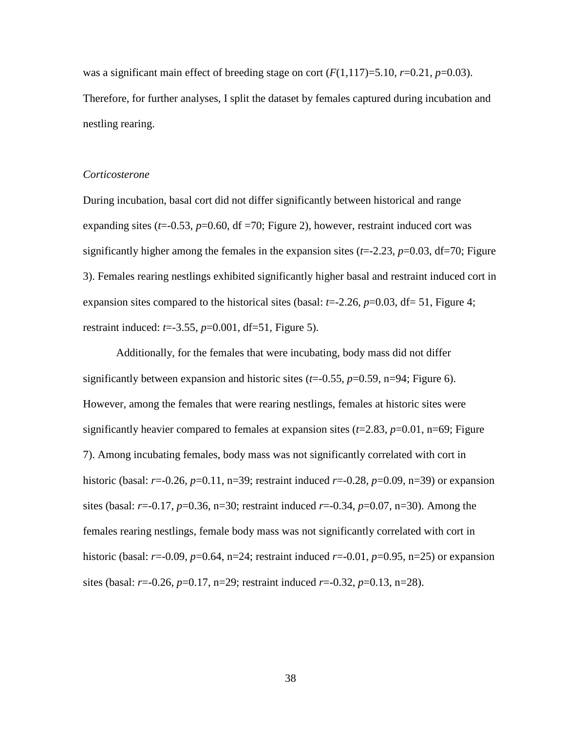was a significant main effect of breeding stage on cort ($F(1,117)=5.10$, $r=0.21$, $p=0.03$). Therefore, for further analyses, I split the dataset by females captured during incubation and nestling rearing.

### *Corticosterone*

During incubation, basal cort did not differ significantly between historical and range expanding sites ($t=-0.53$, $p=0.60$, df =70; Figure 2), however, restraint induced cort was significantly higher among the females in the expansion sites ($t=-2.23$, $p=0.03$, df=70; Figure 3). Females rearing nestlings exhibited significantly higher basal and restraint induced cort in expansion sites compared to the historical sites (basal: $t=-2.26$, $p=0.03$, df= 51, Figure 4; restraint induced: $t=-3.55$, $p=0.001$, df=51, Figure 5).

Additionally, for the females that were incubating, body mass did not differ significantly between expansion and historic sites ($t=-0.55$, $p=0.59$, n=94; Figure 6). However, among the females that were rearing nestlings, females at historic sites were significantly heavier compared to females at expansion sites ($t=2.83$, $p=0.01$, n=69; Figure 7). Among incubating females, body mass was not significantly correlated with cort in historic (basal: $r=-0.26$, $p=0.11$, n=39; restraint induced $r=-0.28$, $p=0.09$, n=39) or expansion sites (basal: $r=-0.17$, $p=0.36$, n=30; restraint induced $r=-0.34$, $p=0.07$, n=30). Among the females rearing nestlings, female body mass was not significantly correlated with cort in historic (basal: $r=-0.09$, $p=0.64$, n=24; restraint induced $r=-0.01$, $p=0.95$, n=25) or expansion sites (basal: $r=-0.26$, $p=0.17$, n=29; restraint induced $r=-0.32$, $p=0.13$, n=28).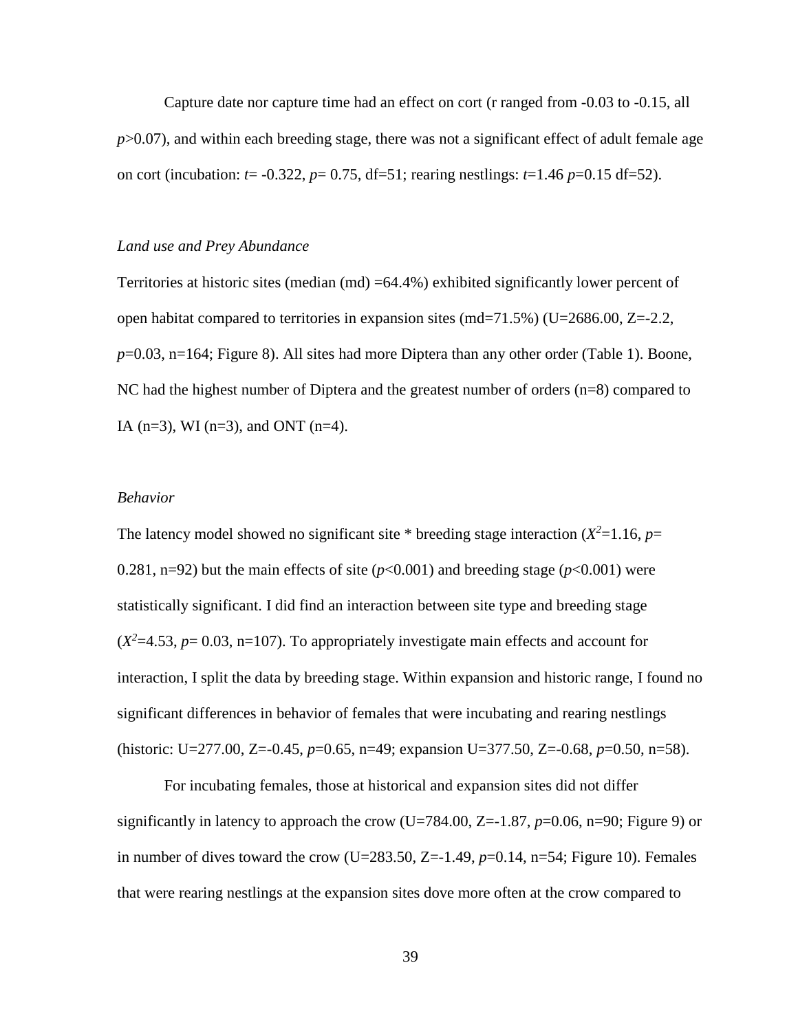Capture date nor capture time had an effect on cort (r ranged from -0.03 to -0.15, all $p$>0.07), and within each breeding stage, there was not a significant effect of adult female age on cort (incubation: $t$= -0.322, $p$= 0.75, df=51; rearing nestlings: $t$=1.46 $p$=0.15 df=52).

### *Land use and Prey Abundance*

Territories at historic sites (median (md) =64.4%) exhibited significantly lower percent of open habitat compared to territories in expansion sites (md=71.5%) (U=2686.00, Z=-2.2, $p$=0.03, n=164; Figure 8). All sites had more Diptera than any other order (Table 1). Boone, NC had the highest number of Diptera and the greatest number of orders (n=8) compared to IA (n=3), WI (n=3), and ONT (n=4).

### *Behavior*

The latency model showed no significant site * breeding stage interaction ($X^2$=1.16, $p$= 0.281, n=92) but the main effects of site ($p$<0.001) and breeding stage ($p$<0.001) were statistically significant. I did find an interaction between site type and breeding stage ($X^2$=4.53, $p$= 0.03, n=107). To appropriately investigate main effects and account for interaction, I split the data by breeding stage. Within expansion and historic range, I found no significant differences in behavior of females that were incubating and rearing nestlings (historic: U=277.00, Z=-0.45, $p$=0.65, n=49; expansion U=377.50, Z=-0.68, $p$=0.50, n=58).

For incubating females, those at historical and expansion sites did not differ significantly in latency to approach the crow (U=784.00, Z=-1.87, $p$=0.06, n=90; Figure 9) or in number of dives toward the crow (U=283.50, Z=-1.49, $p$=0.14, n=54; Figure 10). Females that were rearing nestlings at the expansion sites dove more often at the crow compared to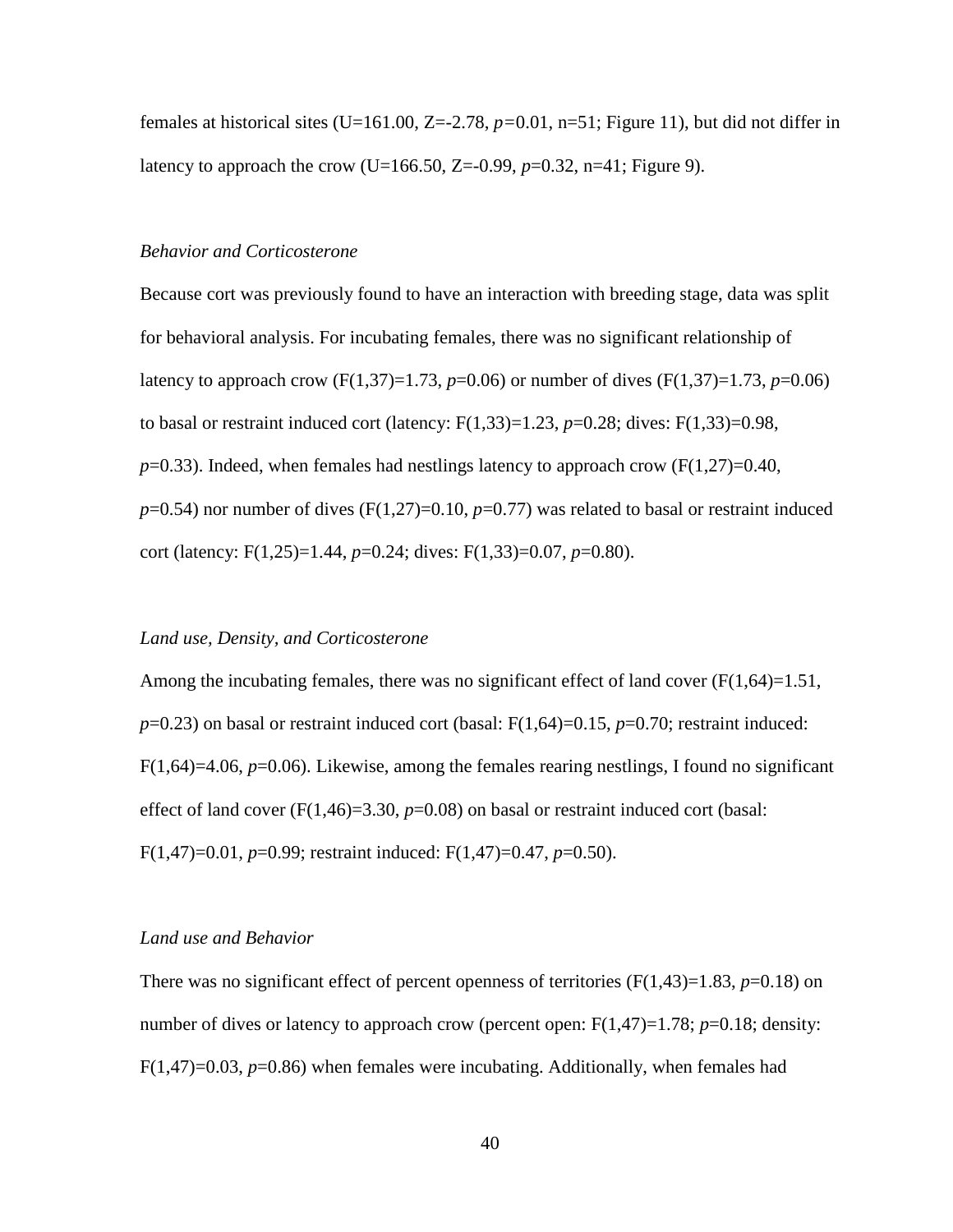females at historical sites (U=161.00, Z=-2.78, $p$=0.01, n=51; Figure 11), but did not differ in latency to approach the crow (U=166.50, Z=-0.99, $p$=0.32, n=41; Figure 9).

### *Behavior and Corticosterone*

Because cort was previously found to have an interaction with breeding stage, data was split for behavioral analysis. For incubating females, there was no significant relationship of latency to approach crow ($F(1,37)=1.73$, $p$=0.06) or number of dives ($F(1,37)=1.73$, $p$=0.06) to basal or restraint induced cort (latency: $F(1,33)=1.23$, $p$=0.28; dives: $F(1,33)=0.98$, $p$=0.33). Indeed, when females had nestlings latency to approach crow ($F(1,27)=0.40$, $p$=0.54) nor number of dives ($F(1,27)=0.10$, $p$=0.77) was related to basal or restraint induced cort (latency: $F(1,25)=1.44$, $p$=0.24; dives: $F(1,33)=0.07$, $p$=0.80).

### *Land use, Density, and Corticosterone*

Among the incubating females, there was no significant effect of land cover ($F(1,64)=1.51$, $p$=0.23) on basal or restraint induced cort (basal: $F(1,64)=0.15$, $p$=0.70; restraint induced: $F(1,64)=4.06$, $p$=0.06). Likewise, among the females rearing nestlings, I found no significant effect of land cover ($F(1,46)=3.30$, $p$=0.08) on basal or restraint induced cort (basal: $F(1,47)=0.01$, $p$=0.99; restraint induced: $F(1,47)=0.47$, $p$=0.50).

### *Land use and Behavior*

There was no significant effect of percent openness of territories ($F(1,43)=1.83$, $p$=0.18) on number of dives or latency to approach crow (percent open: $F(1,47)=1.78$; $p$=0.18; density: $F(1,47)=0.03$, $p$=0.86) when females were incubating. Additionally, when females had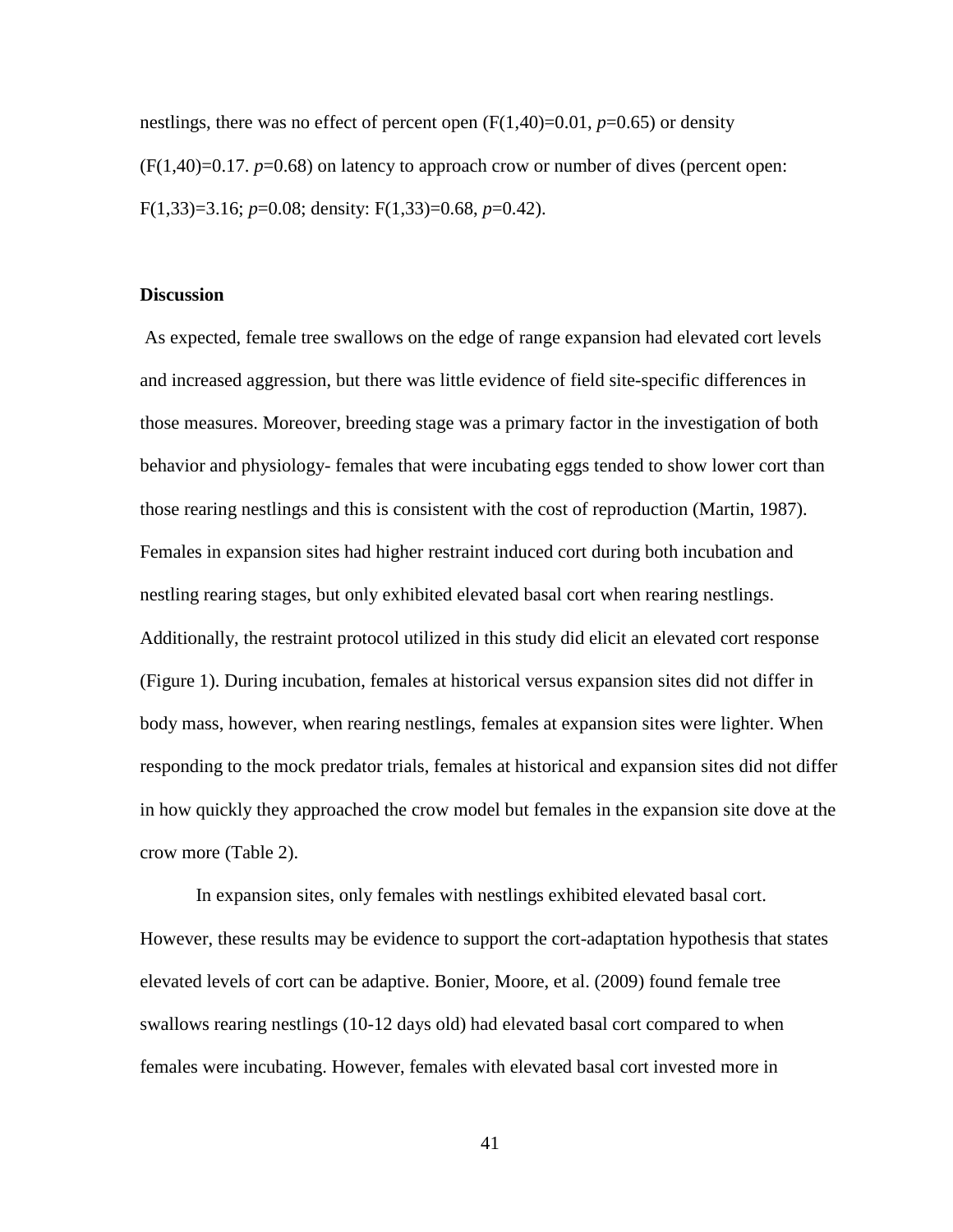nestlings, there was no effect of percent open ($F(1,40)=0.01$, $p=0.65$) or density ($F(1,40)=0.17$. $p=0.68$) on latency to approach crow or number of dives (percent open: $F(1,33)=3.16$; $p=0.08$; density: $F(1,33)=0.68$, $p=0.42$).

**Discussion**

As expected, female tree swallows on the edge of range expansion had elevated cort levels and increased aggression, but there was little evidence of field site-specific differences in those measures. Moreover, breeding stage was a primary factor in the investigation of both behavior and physiology- females that were incubating eggs tended to show lower cort than those rearing nestlings and this is consistent with the cost of reproduction (Martin, 1987). Females in expansion sites had higher restraint induced cort during both incubation and nestling rearing stages, but only exhibited elevated basal cort when rearing nestlings. Additionally, the restraint protocol utilized in this study did elicit an elevated cort response (Figure 1). During incubation, females at historical versus expansion sites did not differ in body mass, however, when rearing nestlings, females at expansion sites were lighter. When responding to the mock predator trials, females at historical and expansion sites did not differ in how quickly they approached the crow model but females in the expansion site dove at the crow more (Table 2).

In expansion sites, only females with nestlings exhibited elevated basal cort. However, these results may be evidence to support the cort-adaptation hypothesis that states elevated levels of cort can be adaptive. Bonier, Moore, et al. (2009) found female tree swallows rearing nestlings (10-12 days old) had elevated basal cort compared to when females were incubating. However, females with elevated basal cort invested more in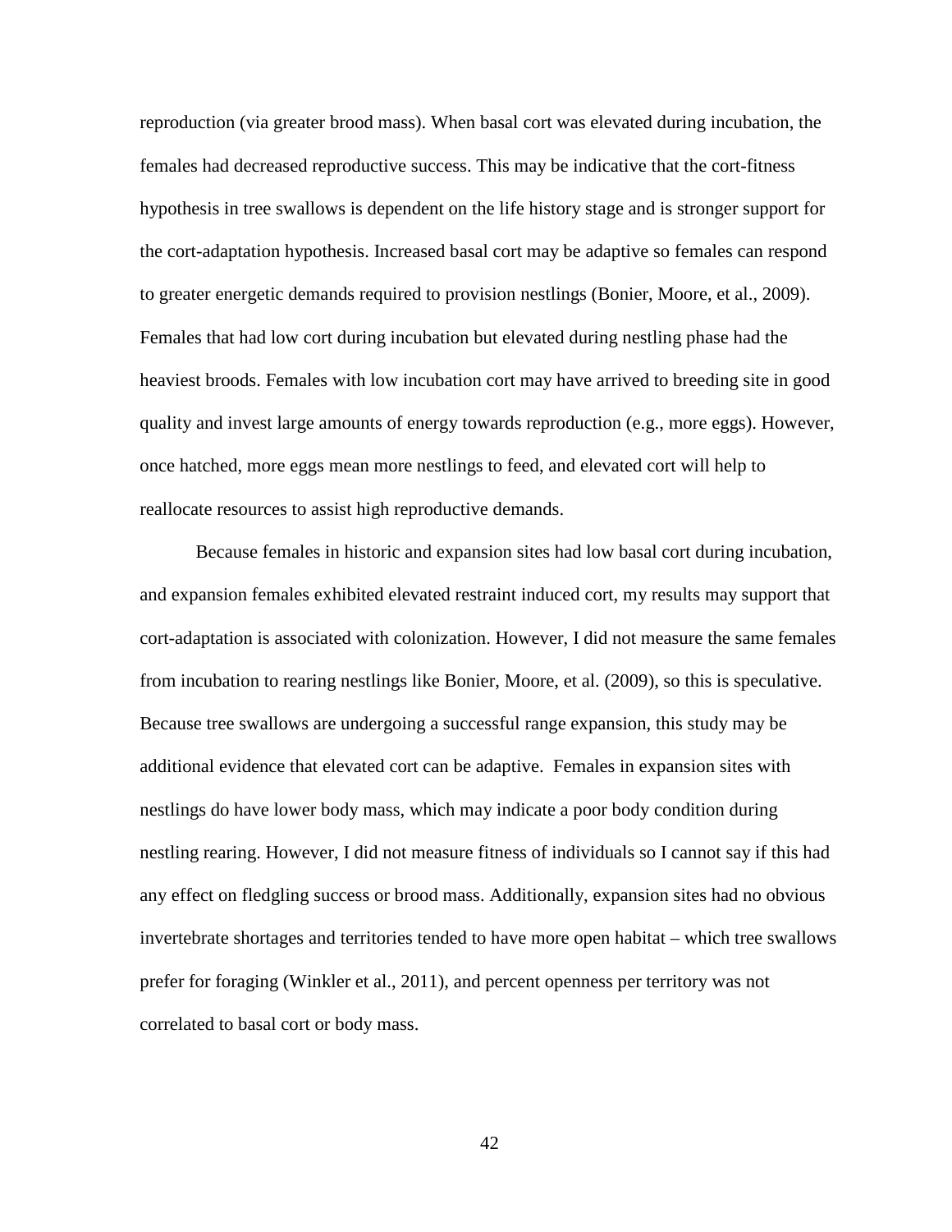reproduction (via greater brood mass). When basal cort was elevated during incubation, the females had decreased reproductive success. This may be indicative that the cort-fitness hypothesis in tree swallows is dependent on the life history stage and is stronger support for the cort-adaptation hypothesis. Increased basal cort may be adaptive so females can respond to greater energetic demands required to provision nestlings (Bonier, Moore, et al., 2009). Females that had low cort during incubation but elevated during nestling phase had the heaviest broods. Females with low incubation cort may have arrived to breeding site in good quality and invest large amounts of energy towards reproduction (e.g., more eggs). However, once hatched, more eggs mean more nestlings to feed, and elevated cort will help to reallocate resources to assist high reproductive demands.

Because females in historic and expansion sites had low basal cort during incubation, and expansion females exhibited elevated restraint induced cort, my results may support that cort-adaptation is associated with colonization. However, I did not measure the same females from incubation to rearing nestlings like Bonier, Moore, et al. (2009), so this is speculative. Because tree swallows are undergoing a successful range expansion, this study may be additional evidence that elevated cort can be adaptive. Females in expansion sites with nestlings do have lower body mass, which may indicate a poor body condition during nestling rearing. However, I did not measure fitness of individuals so I cannot say if this had any effect on fledgling success or brood mass. Additionally, expansion sites had no obvious invertebrate shortages and territories tended to have more open habitat – which tree swallows prefer for foraging (Winkler et al., 2011), and percent openness per territory was not correlated to basal cort or body mass.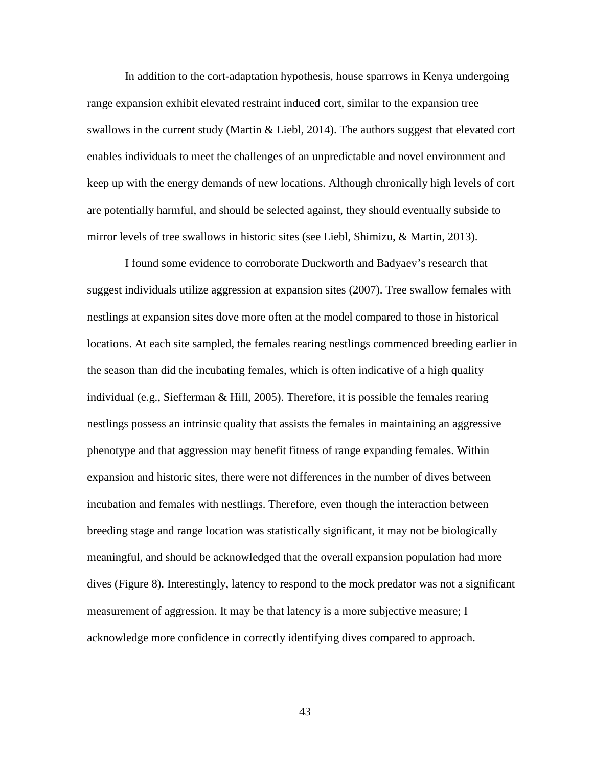In addition to the cort-adaptation hypothesis, house sparrows in Kenya undergoing range expansion exhibit elevated restraint induced cort, similar to the expansion tree swallows in the current study (Martin & Liebl, 2014). The authors suggest that elevated cort enables individuals to meet the challenges of an unpredictable and novel environment and keep up with the energy demands of new locations. Although chronically high levels of cort are potentially harmful, and should be selected against, they should eventually subside to mirror levels of tree swallows in historic sites (see Liebl, Shimizu, & Martin, 2013).

I found some evidence to corroborate Duckworth and Badyaev's research that suggest individuals utilize aggression at expansion sites (2007). Tree swallow females with nestlings at expansion sites dove more often at the model compared to those in historical locations. At each site sampled, the females rearing nestlings commenced breeding earlier in the season than did the incubating females, which is often indicative of a high quality individual (e.g., Siefferman & Hill, 2005). Therefore, it is possible the females rearing nestlings possess an intrinsic quality that assists the females in maintaining an aggressive phenotype and that aggression may benefit fitness of range expanding females. Within expansion and historic sites, there were not differences in the number of dives between incubation and females with nestlings. Therefore, even though the interaction between breeding stage and range location was statistically significant, it may not be biologically meaningful, and should be acknowledged that the overall expansion population had more dives (Figure 8). Interestingly, latency to respond to the mock predator was not a significant measurement of aggression. It may be that latency is a more subjective measure; I acknowledge more confidence in correctly identifying dives compared to approach.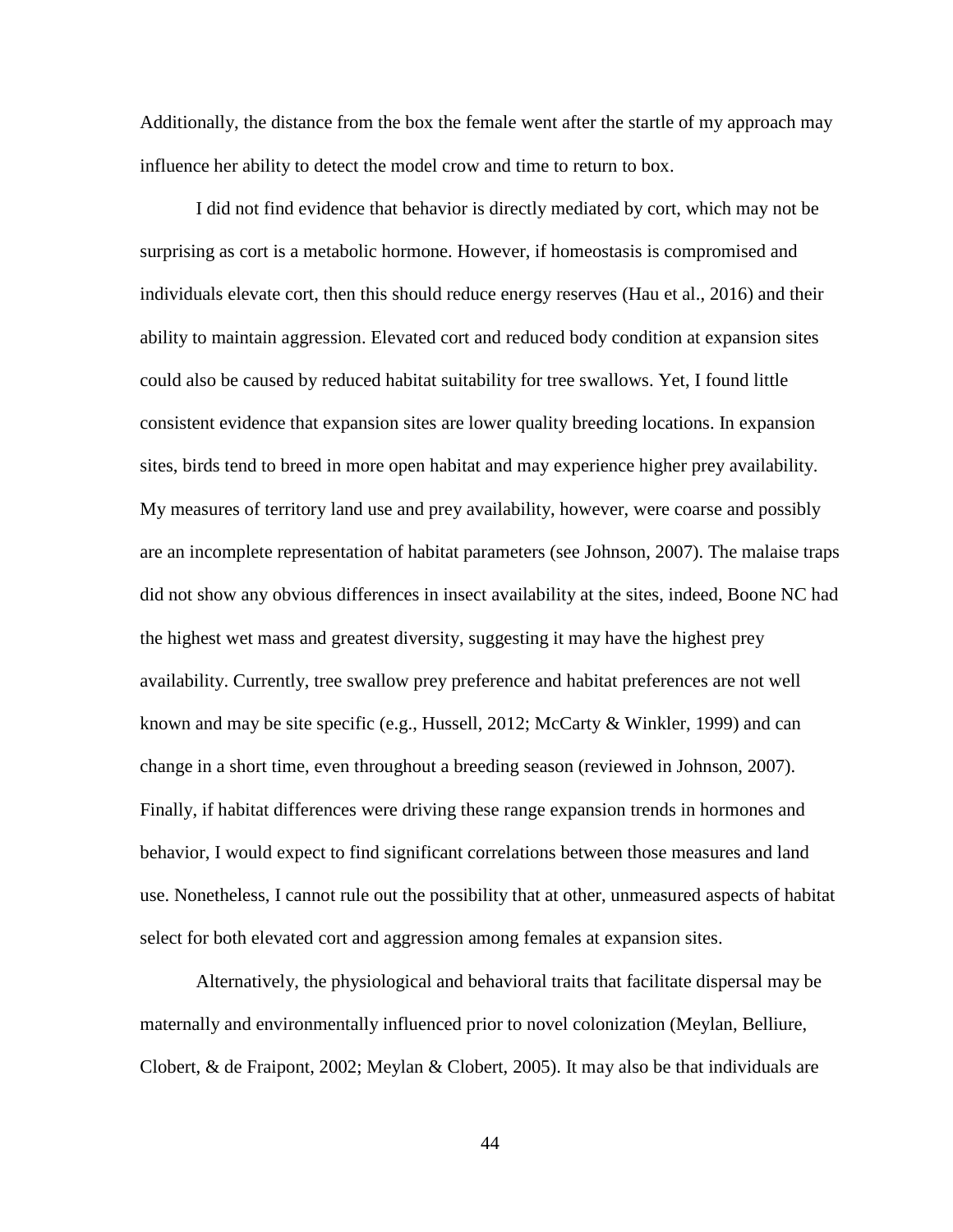Additionally, the distance from the box the female went after the startle of my approach may influence her ability to detect the model crow and time to return to box.

I did not find evidence that behavior is directly mediated by cort, which may not be surprising as cort is a metabolic hormone. However, if homeostasis is compromised and individuals elevate cort, then this should reduce energy reserves (Hau et al., 2016) and their ability to maintain aggression. Elevated cort and reduced body condition at expansion sites could also be caused by reduced habitat suitability for tree swallows. Yet, I found little consistent evidence that expansion sites are lower quality breeding locations. In expansion sites, birds tend to breed in more open habitat and may experience higher prey availability. My measures of territory land use and prey availability, however, were coarse and possibly are an incomplete representation of habitat parameters (see Johnson, 2007). The malaise traps did not show any obvious differences in insect availability at the sites, indeed, Boone NC had the highest wet mass and greatest diversity, suggesting it may have the highest prey availability. Currently, tree swallow prey preference and habitat preferences are not well known and may be site specific (e.g., Hussell, 2012; McCarty & Winkler, 1999) and can change in a short time, even throughout a breeding season (reviewed in Johnson, 2007). Finally, if habitat differences were driving these range expansion trends in hormones and behavior, I would expect to find significant correlations between those measures and land use. Nonetheless, I cannot rule out the possibility that at other, unmeasured aspects of habitat select for both elevated cort and aggression among females at expansion sites.

Alternatively, the physiological and behavioral traits that facilitate dispersal may be maternally and environmentally influenced prior to novel colonization (Meylan, Belliure, Clobert, & de Fraipont, 2002; Meylan & Clobert, 2005). It may also be that individuals are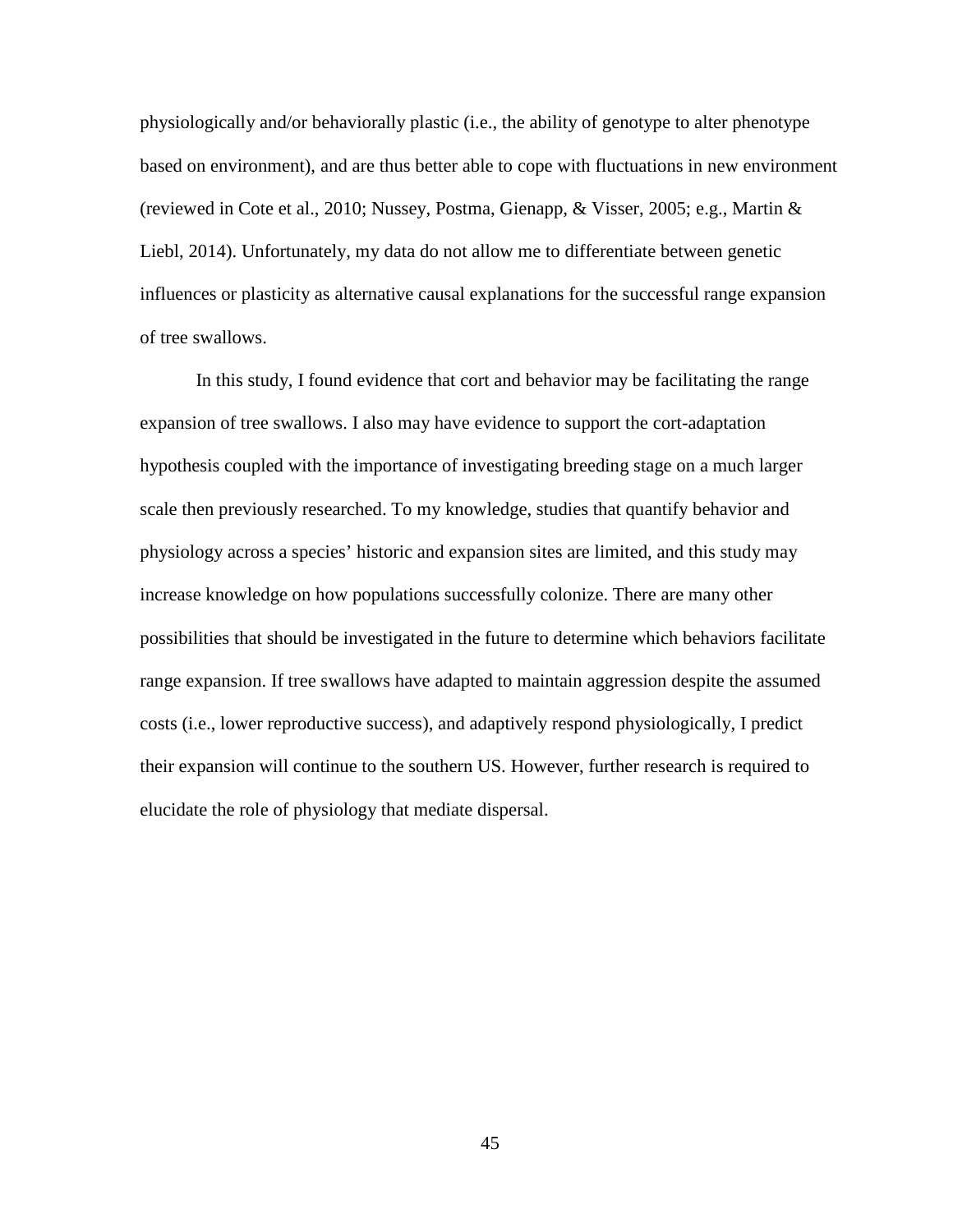physiologically and/or behaviorally plastic (i.e., the ability of genotype to alter phenotype based on environment), and are thus better able to cope with fluctuations in new environment (reviewed in Cote et al., 2010; Nussey, Postma, Gienapp, & Visser, 2005; e.g., Martin & Liebl, 2014). Unfortunately, my data do not allow me to differentiate between genetic influences or plasticity as alternative causal explanations for the successful range expansion of tree swallows.

In this study, I found evidence that cort and behavior may be facilitating the range expansion of tree swallows. I also may have evidence to support the cort-adaptation hypothesis coupled with the importance of investigating breeding stage on a much larger scale then previously researched. To my knowledge, studies that quantify behavior and physiology across a species' historic and expansion sites are limited, and this study may increase knowledge on how populations successfully colonize. There are many other possibilities that should be investigated in the future to determine which behaviors facilitate range expansion. If tree swallows have adapted to maintain aggression despite the assumed costs (i.e., lower reproductive success), and adaptively respond physiologically, I predict their expansion will continue to the southern US. However, further research is required to elucidate the role of physiology that mediate dispersal.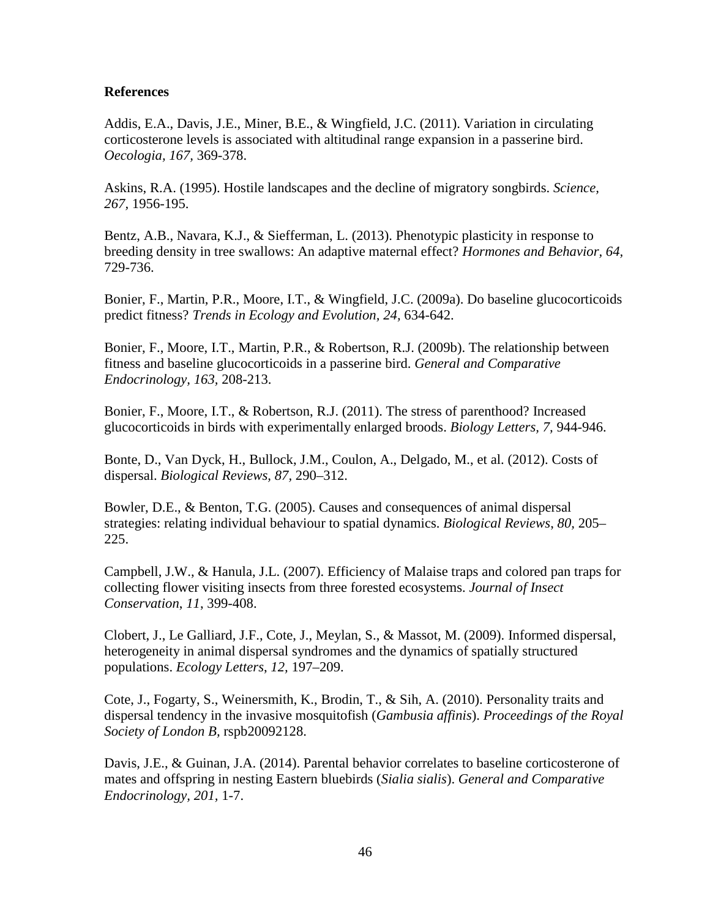**References**

Addis, E.A., Davis, J.E., Miner, B.E., & Wingfield, J.C. (2011). Variation in circulating corticosterone levels is associated with altitudinal range expansion in a passerine bird. *Oecologia, 167,* 369-378.

Askins, R.A. (1995). Hostile landscapes and the decline of migratory songbirds. *Science, 267,* 1956-195.

Bentz, A.B., Navara, K.J., & Siefferman, L. (2013). Phenotypic plasticity in response to breeding density in tree swallows: An adaptive maternal effect? *Hormones and Behavior, 64,* 729-736.

Bonier, F., Martin, P.R., Moore, I.T., & Wingfield, J.C. (2009a). Do baseline glucocorticoids predict fitness? *Trends in Ecology and Evolution, 24,* 634-642.

Bonier, F., Moore, I.T., Martin, P.R., & Robertson, R.J. (2009b). The relationship between fitness and baseline glucocorticoids in a passerine bird. *General and Comparative Endocrinology, 163,* 208-213.

Bonier, F., Moore, I.T., & Robertson, R.J. (2011). The stress of parenthood? Increased glucocorticoids in birds with experimentally enlarged broods. *Biology Letters, 7,* 944-946.

Bonte, D., Van Dyck, H., Bullock, J.M., Coulon, A., Delgado, M., et al. (2012). Costs of dispersal. *Biological Reviews, 87,* 290–312.

Bowler, D.E., & Benton, T.G. (2005). Causes and consequences of animal dispersal strategies: relating individual behaviour to spatial dynamics. *Biological Reviews*, *80,* 205–225.

Campbell, J.W., & Hanula, J.L. (2007). Efficiency of Malaise traps and colored pan traps for collecting flower visiting insects from three forested ecosystems. *Journal of Insect Conservation*, *11*, 399-408.

Clobert, J., Le Galliard, J.F., Cote, J., Meylan, S., & Massot, M. (2009). Informed dispersal, heterogeneity in animal dispersal syndromes and the dynamics of spatially structured populations. *Ecology Letters*, *12,* 197–209.

Cote, J., Fogarty, S., Weinersmith, K., Brodin, T., & Sih, A. (2010). Personality traits and dispersal tendency in the invasive mosquitofish (*Gambusia affinis*). *Proceedings of the Royal Society of London B,* rspb20092128.

Davis, J.E., & Guinan, J.A. (2014). Parental behavior correlates to baseline corticosterone of mates and offspring in nesting Eastern bluebirds (*Sialia sialis*). *General and Comparative Endocrinology*, *201,* 1-7.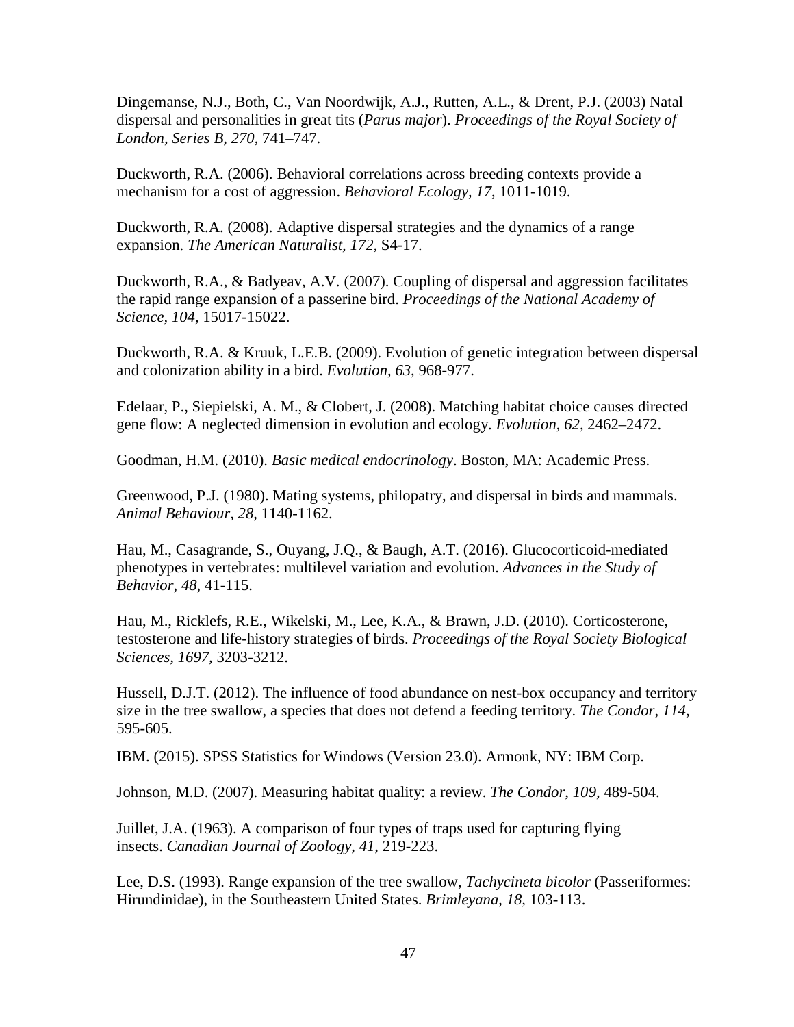Dingemanse, N.J., Both, C., Van Noordwijk, A.J., Rutten, A.L., & Drent, P.J. (2003) Natal dispersal and personalities in great tits (*Parus major*). *Proceedings of the Royal Society of London, Series B, 270*, 741–747.

Duckworth, R.A. (2006). Behavioral correlations across breeding contexts provide a mechanism for a cost of aggression. *Behavioral Ecology, 17*, 1011-1019.

Duckworth, R.A. (2008). Adaptive dispersal strategies and the dynamics of a range expansion. *The American Naturalist, 172,* S4-17.

Duckworth, R.A., & Badyeav, A.V. (2007). Coupling of dispersal and aggression facilitates the rapid range expansion of a passerine bird. *Proceedings of the National Academy of Science*, *104,* 15017-15022.

Duckworth, R.A. & Kruuk, L.E.B. (2009). Evolution of genetic integration between dispersal and colonization ability in a bird. *Evolution, 63*, 968-977.

Edelaar, P., Siepielski, A. M., & Clobert, J. (2008). Matching habitat choice causes directed gene flow: A neglected dimension in evolution and ecology. *Evolution*, *62,* 2462–2472.

Goodman, H.M. (2010). *Basic medical endocrinology*. Boston, MA: Academic Press.

Greenwood, P.J. (1980). Mating systems, philopatry, and dispersal in birds and mammals. *Animal Behaviour, 28,* 1140-1162.

Hau, M., Casagrande, S., Ouyang, J.Q., & Baugh, A.T. (2016). Glucocorticoid-mediated phenotypes in vertebrates: multilevel variation and evolution. *Advances in the Study of Behavior*, *48*, 41-115.

Hau, M., Ricklefs, R.E., Wikelski, M., Lee, K.A., & Brawn, J.D. (2010). Corticosterone, testosterone and life-history strategies of birds. *Proceedings of the Royal Society Biological Sciences, 1697,* 3203-3212.

Hussell, D.J.T. (2012). The influence of food abundance on nest-box occupancy and territory size in the tree swallow, a species that does not defend a feeding territory. *The Condor*, *114*, 595-605.

IBM. (2015). SPSS Statistics for Windows (Version 23.0). Armonk, NY: IBM Corp.

Johnson, M.D. (2007). Measuring habitat quality: a review. *The Condor*, *109*, 489-504.

Juillet, J.A. (1963). A comparison of four types of traps used for capturing flying insects. *Canadian Journal of Zoology*, *41*, 219-223.

Lee, D.S. (1993). Range expansion of the tree swallow, *Tachycineta bicolor* (Passeriformes: Hirundinidae), in the Southeastern United States. *Brimleyana*, *18,* 103-113.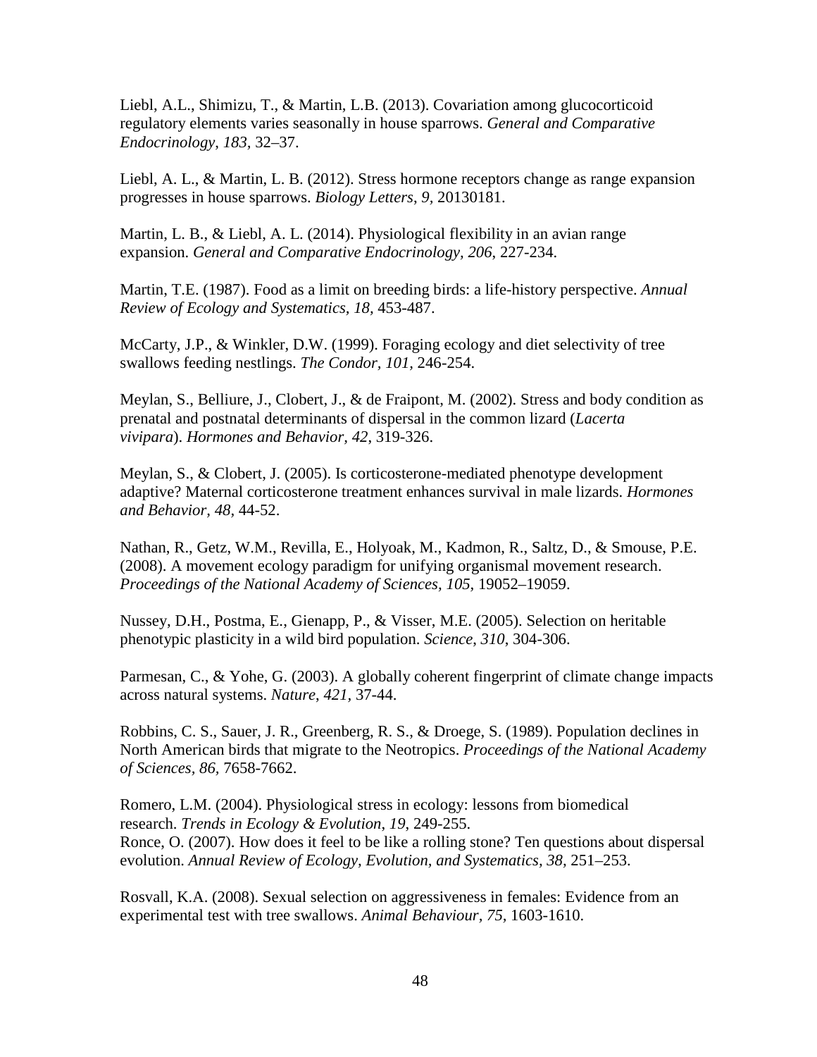Liebl, A.L., Shimizu, T., & Martin, L.B. (2013). Covariation among glucocorticoid regulatory elements varies seasonally in house sparrows. *General and Comparative Endocrinology, 183*, 32–37.

Liebl, A. L., & Martin, L. B. (2012). Stress hormone receptors change as range expansion progresses in house sparrows. *Biology Letters*, *9*, 20130181.

Martin, L. B., & Liebl, A. L. (2014). Physiological flexibility in an avian range expansion. *General and Comparative Endocrinology*, *206*, 227-234.

Martin, T.E. (1987). Food as a limit on breeding birds: a life-history perspective. *Annual Review of Ecology and Systematics, 18,* 453-487.

McCarty, J.P., & Winkler, D.W. (1999). Foraging ecology and diet selectivity of tree swallows feeding nestlings. *The Condor, 101,* 246-254.

Meylan, S., Belliure, J., Clobert, J., & de Fraipont, M. (2002). Stress and body condition as prenatal and postnatal determinants of dispersal in the common lizard (*Lacerta vivipara*). *Hormones and Behavior*, *42*, 319-326.

Meylan, S., & Clobert, J. (2005). Is corticosterone-mediated phenotype development adaptive? Maternal corticosterone treatment enhances survival in male lizards. *Hormones and Behavior, 48,* 44-52.

Nathan, R., Getz, W.M., Revilla, E., Holyoak, M., Kadmon, R., Saltz, D., & Smouse, P.E. (2008). A movement ecology paradigm for unifying organismal movement research. *Proceedings of the National Academy of Sciences, 105,* 19052–19059.

Nussey, D.H., Postma, E., Gienapp, P., & Visser, M.E. (2005). Selection on heritable phenotypic plasticity in a wild bird population. *Science, 310*, 304-306.

Parmesan, C., & Yohe, G. (2003). A globally coherent fingerprint of climate change impacts across natural systems. *Nature*, *421,* 37-44.

Robbins, C. S., Sauer, J. R., Greenberg, R. S., & Droege, S. (1989). Population declines in North American birds that migrate to the Neotropics. *Proceedings of the National Academy of Sciences, 86,* 7658-7662.

Romero, L.M. (2004). Physiological stress in ecology: lessons from biomedical research. *Trends in Ecology & Evolution*, *19*, 249-255.

Ronce, O. (2007). How does it feel to be like a rolling stone? Ten questions about dispersal evolution. *Annual Review of Ecology, Evolution, and Systematics, 38,* 251–253.

Rosvall, K.A. (2008). Sexual selection on aggressiveness in females: Evidence from an experimental test with tree swallows. *Animal Behaviour, 75,* 1603-1610.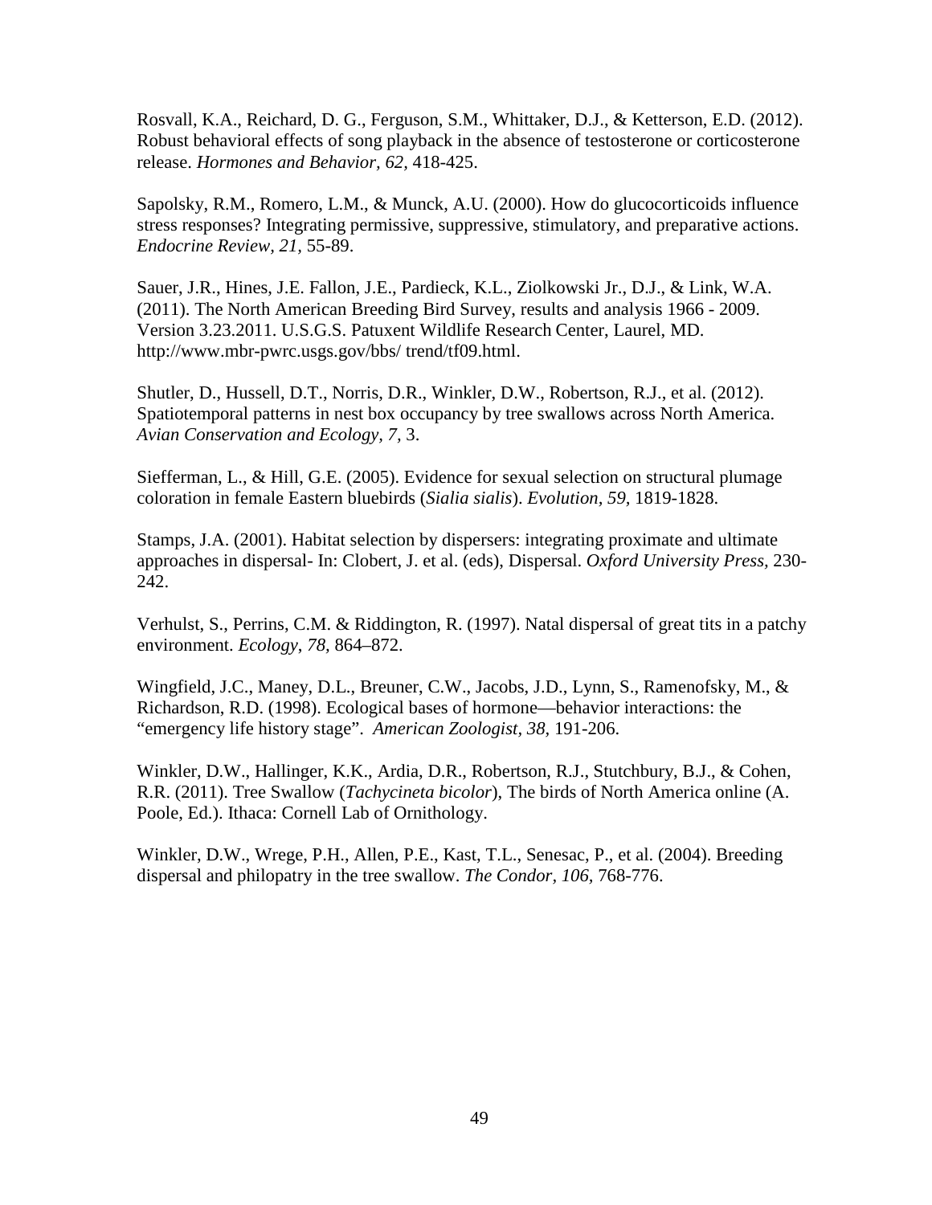Rosvall, K.A., Reichard, D. G., Ferguson, S.M., Whittaker, D.J., & Ketterson, E.D. (2012). Robust behavioral effects of song playback in the absence of testosterone or corticosterone release. *Hormones and Behavior, 62,* 418-425.

Sapolsky, R.M., Romero, L.M., & Munck, A.U. (2000). How do glucocorticoids influence stress responses? Integrating permissive, suppressive, stimulatory, and preparative actions. *Endocrine Review, 21,* 55-89.

Sauer, J.R., Hines, J.E. Fallon, J.E., Pardieck, K.L., Ziolkowski Jr., D.J., & Link, W.A. (2011). The North American Breeding Bird Survey, results and analysis 1966 - 2009. Version 3.23.2011. U.S.G.S. Patuxent Wildlife Research Center, Laurel, MD. http://www.mbr-pwrc.usgs.gov/bbs/ trend/tf09.html.

Shutler, D., Hussell, D.T., Norris, D.R., Winkler, D.W., Robertson, R.J., et al. (2012). Spatiotemporal patterns in nest box occupancy by tree swallows across North America. *Avian Conservation and Ecology, 7,* 3.

Siefferman, L., & Hill, G.E. (2005). Evidence for sexual selection on structural plumage coloration in female Eastern bluebirds (*Sialia sialis*). *Evolution, 59,* 1819-1828.

Stamps, J.A. (2001). Habitat selection by dispersers: integrating proximate and ultimate approaches in dispersal- In: Clobert, J. et al. (eds), Dispersal. *Oxford University Press,* 230-242.

Verhulst, S., Perrins, C.M. & Riddington, R. (1997). Natal dispersal of great tits in a patchy environment. *Ecology, 78,* 864–872.

Wingfield, J.C., Maney, D.L., Breuner, C.W., Jacobs, J.D., Lynn, S., Ramenofsky, M., & Richardson, R.D. (1998). Ecological bases of hormone—behavior interactions: the "emergency life history stage". *American Zoologist, 38,* 191-206.

Winkler, D.W., Hallinger, K.K., Ardia, D.R., Robertson, R.J., Stutchbury, B.J., & Cohen, R.R. (2011). Tree Swallow (*Tachycineta bicolor*), The birds of North America online (A. Poole, Ed.). Ithaca: Cornell Lab of Ornithology.

Winkler, D.W., Wrege, P.H., Allen, P.E., Kast, T.L., Senesac, P., et al. (2004). Breeding dispersal and philopatry in the tree swallow. *The Condor, 106,* 768-776.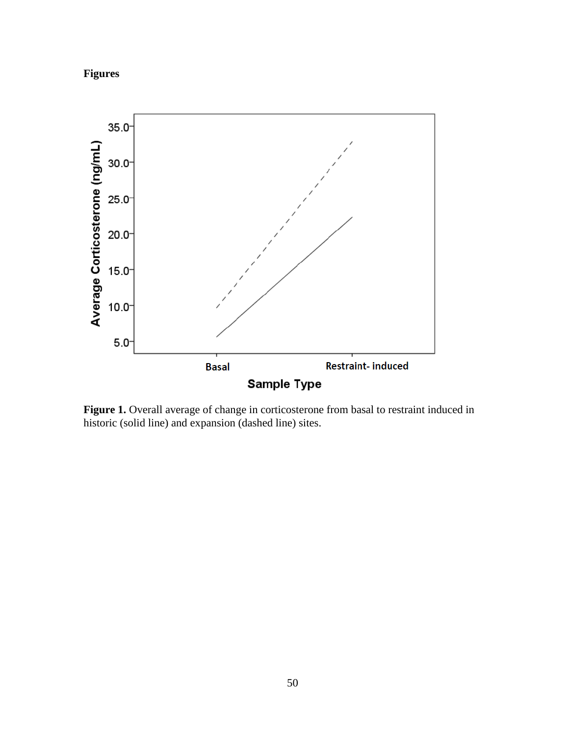**Figures**

**Figure 1.** Overall average of change in corticosterone from basal to restraint induced in historic (solid line) and expansion (dashed line) sites.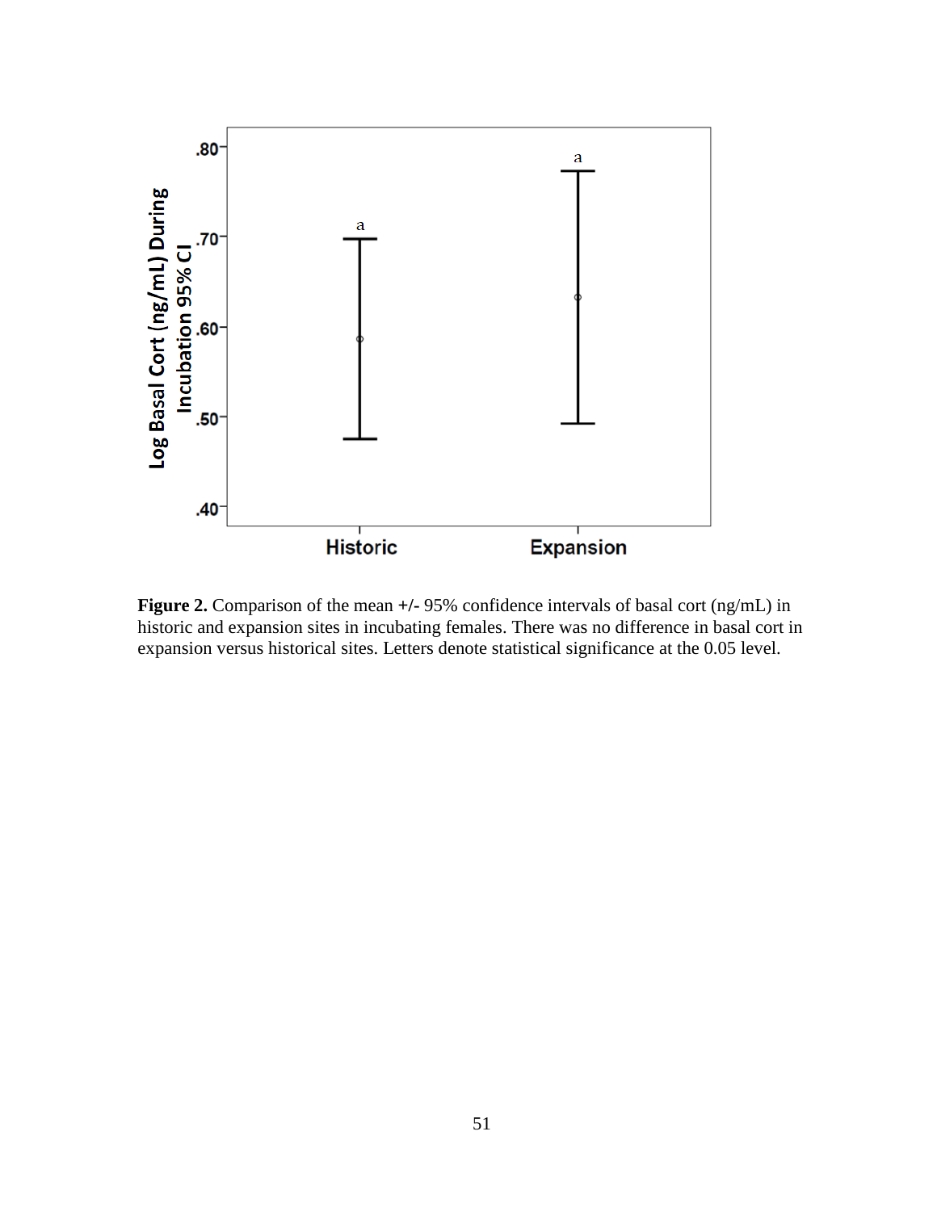**Figure 2.** Comparison of the mean +/- 95% confidence intervals of basal cort (ng/mL) in historic and expansion sites in incubating females. There was no difference in basal cort in expansion versus historical sites. Letters denote statistical significance at the 0.05 level.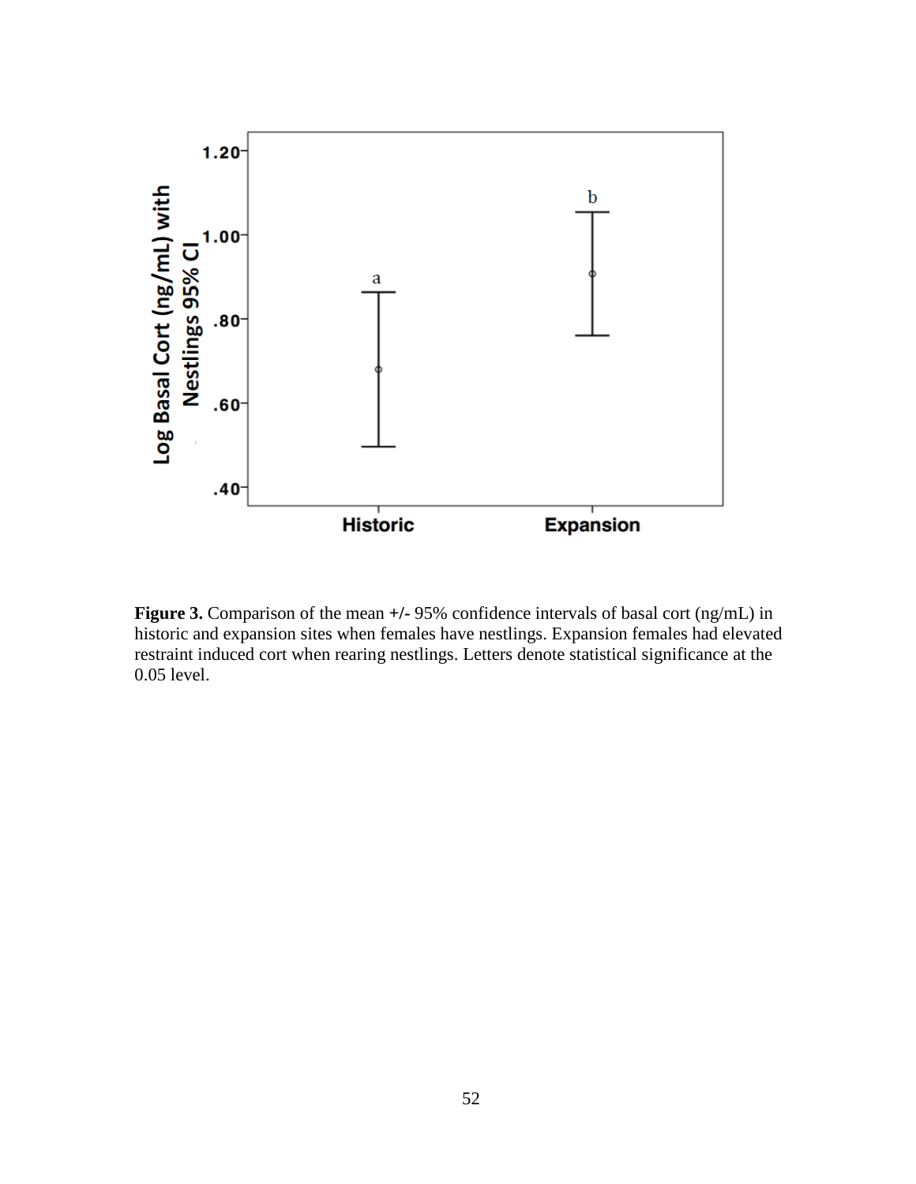**Figure 3.** Comparison of the mean +/- 95% confidence intervals of basal cort (ng/mL) in historic and expansion sites when females have nestlings. Expansion females had elevated restraint induced cort when rearing nestlings. Letters denote statistical significance at the 0.05 level.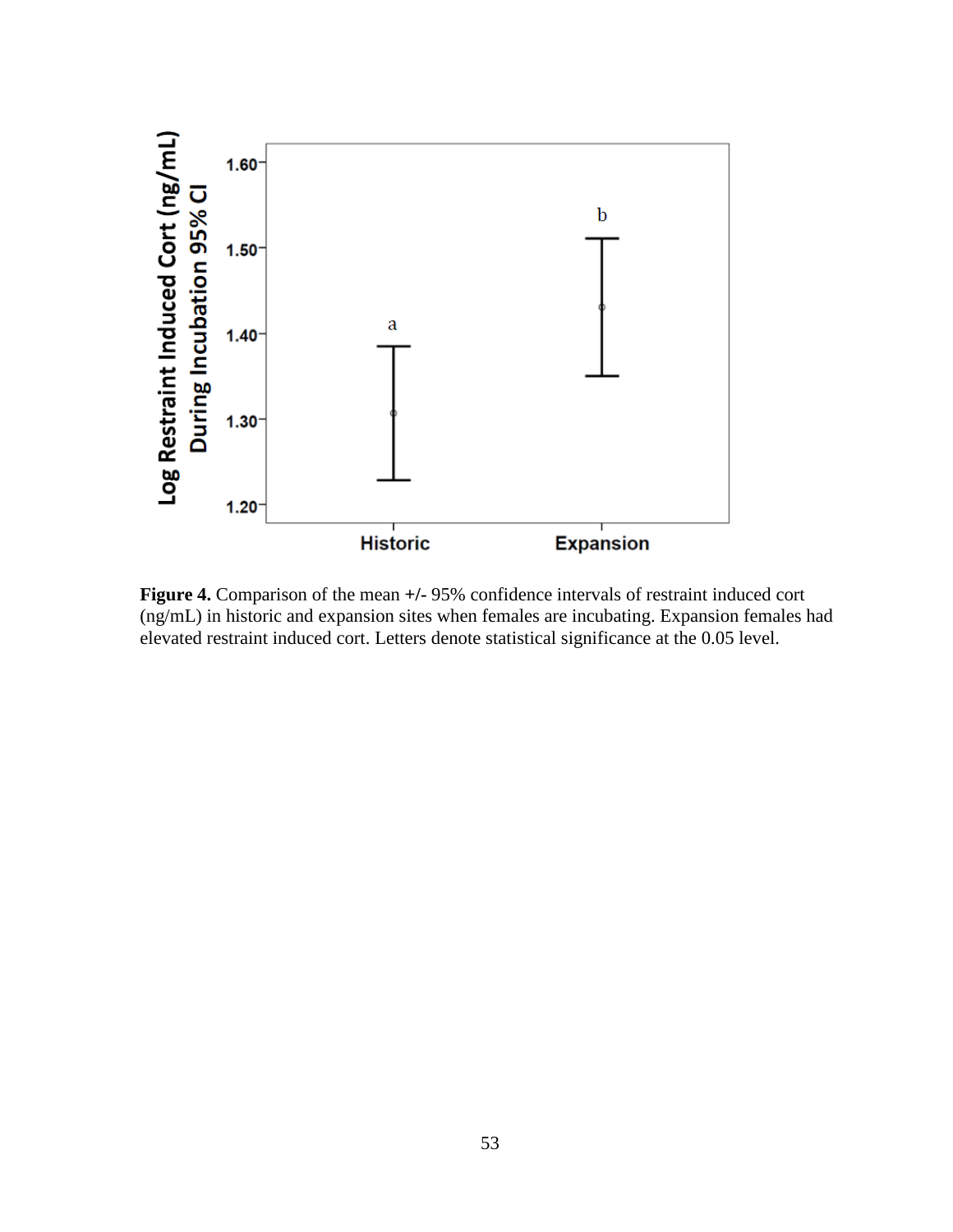**Figure 4.** Comparison of the mean +/- 95% confidence intervals of restraint induced cort (ng/mL) in historic and expansion sites when females are incubating. Expansion females had elevated restraint induced cort. Letters denote statistical significance at the 0.05 level.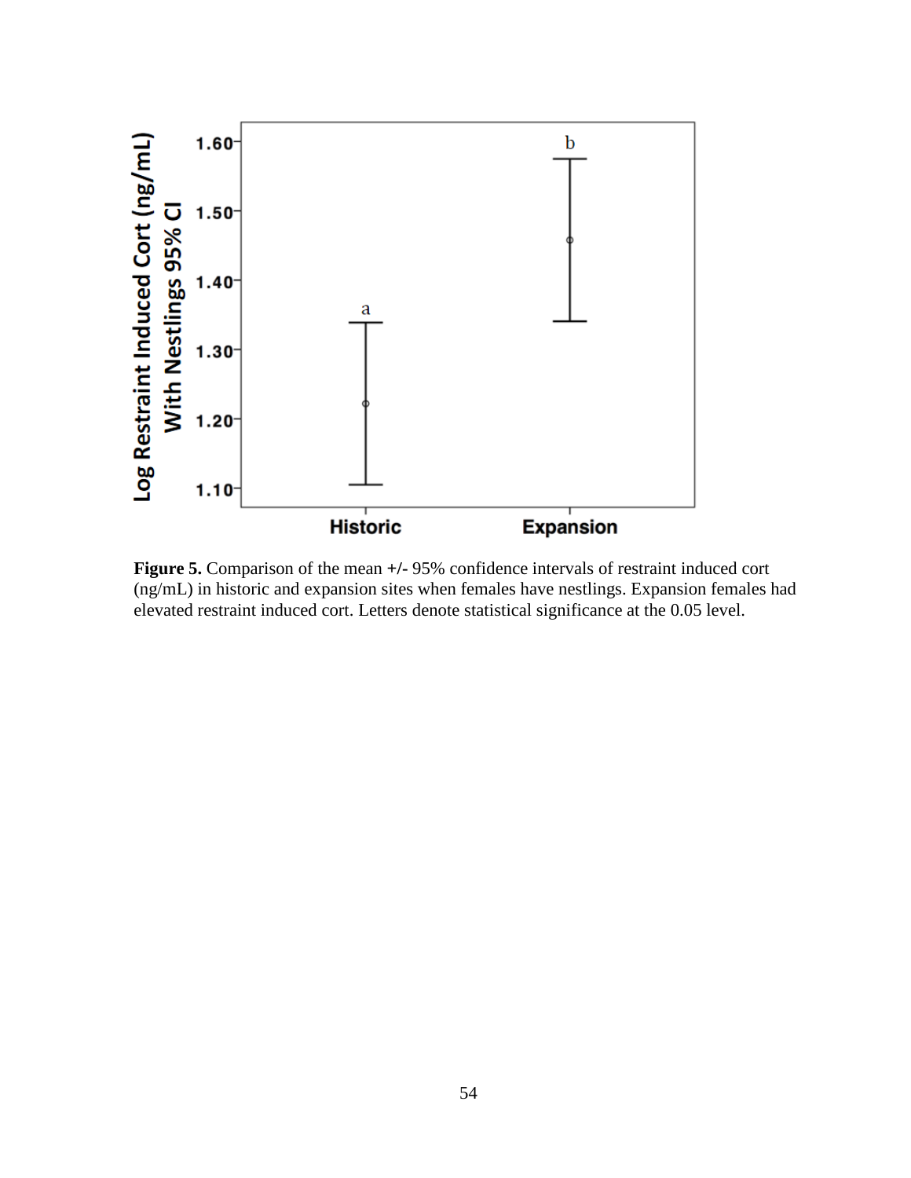**Figure 5.** Comparison of the mean +/- 95% confidence intervals of restraint induced cort (ng/mL) in historic and expansion sites when females have nestlings. Expansion females had elevated restraint induced cort. Letters denote statistical significance at the 0.05 level.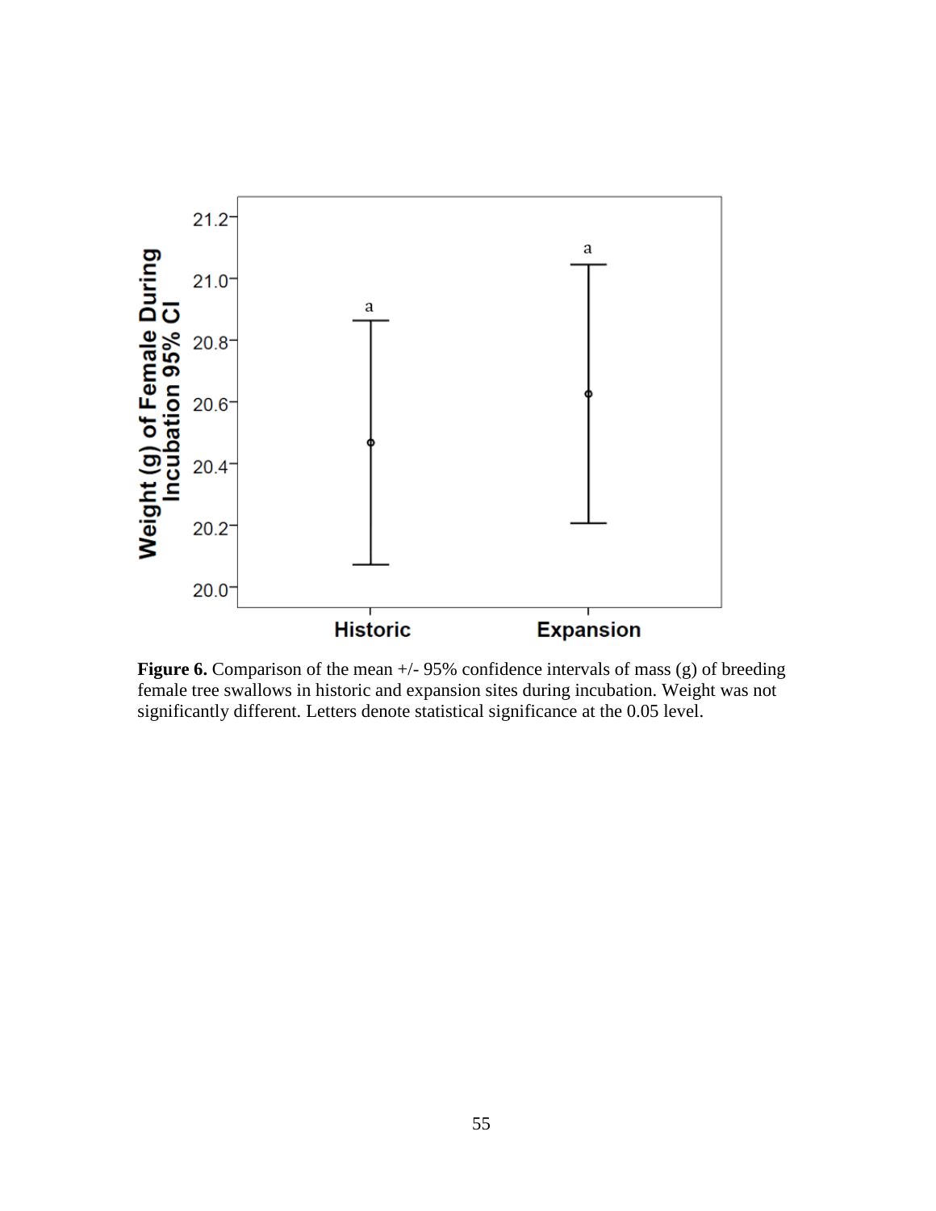**Figure 6.** Comparison of the mean +/- 95% confidence intervals of mass (g) of breeding female tree swallows in historic and expansion sites during incubation. Weight was not significantly different. Letters denote statistical significance at the 0.05 level.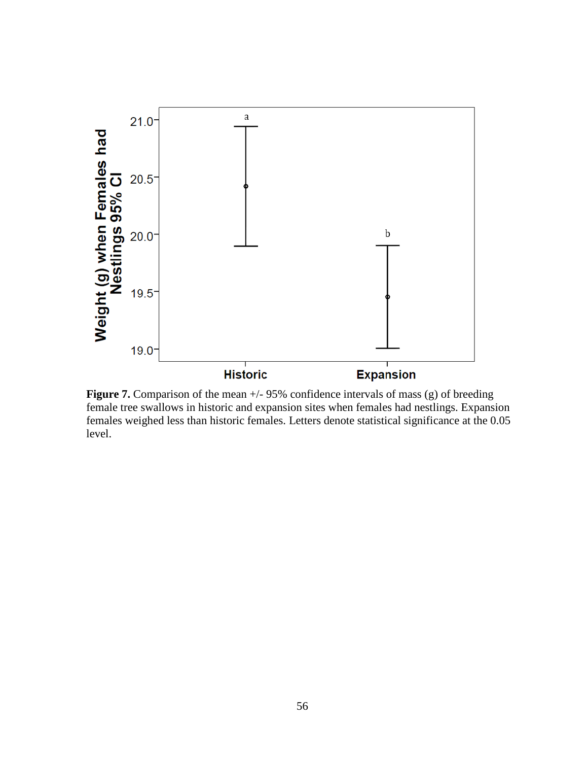**Figure 7.** Comparison of the mean +/- 95% confidence intervals of mass (g) of breeding female tree swallows in historic and expansion sites when females had nestlings. Expansion females weighed less than historic females. Letters denote statistical significance at the 0.05 level.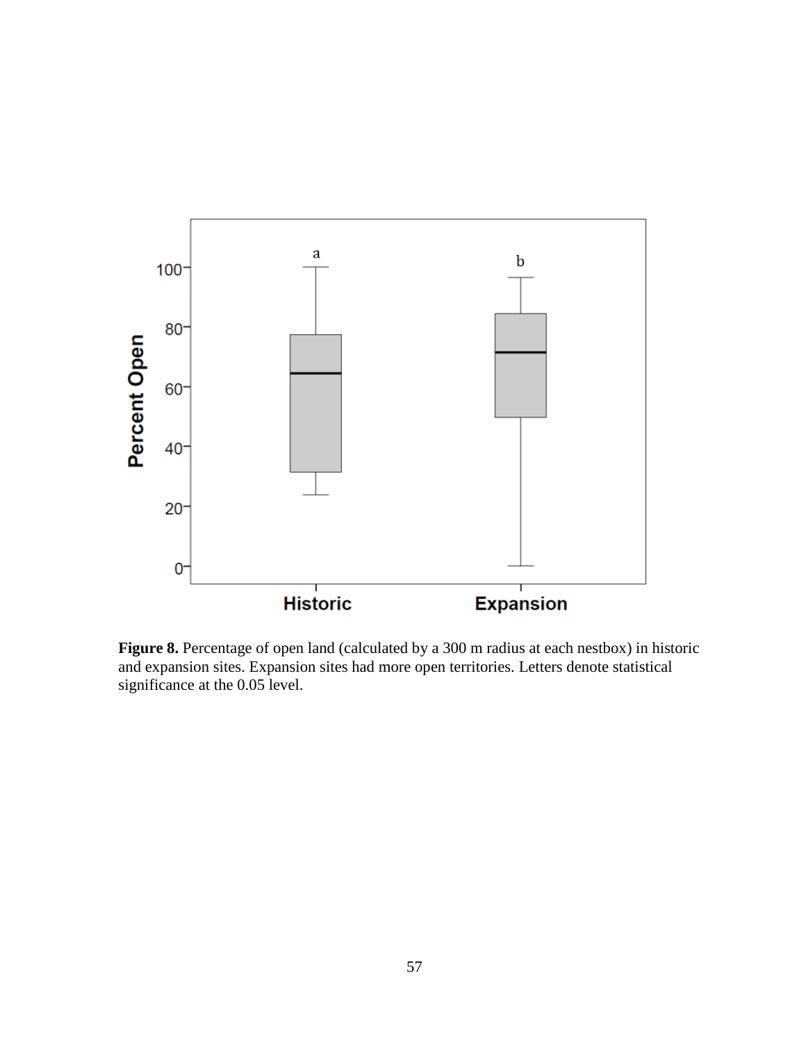**Figure 8.** Percentage of open land (calculated by a 300 m radius at each nestbox) in historic and expansion sites. Expansion sites had more open territories. Letters denote statistical significance at the 0.05 level.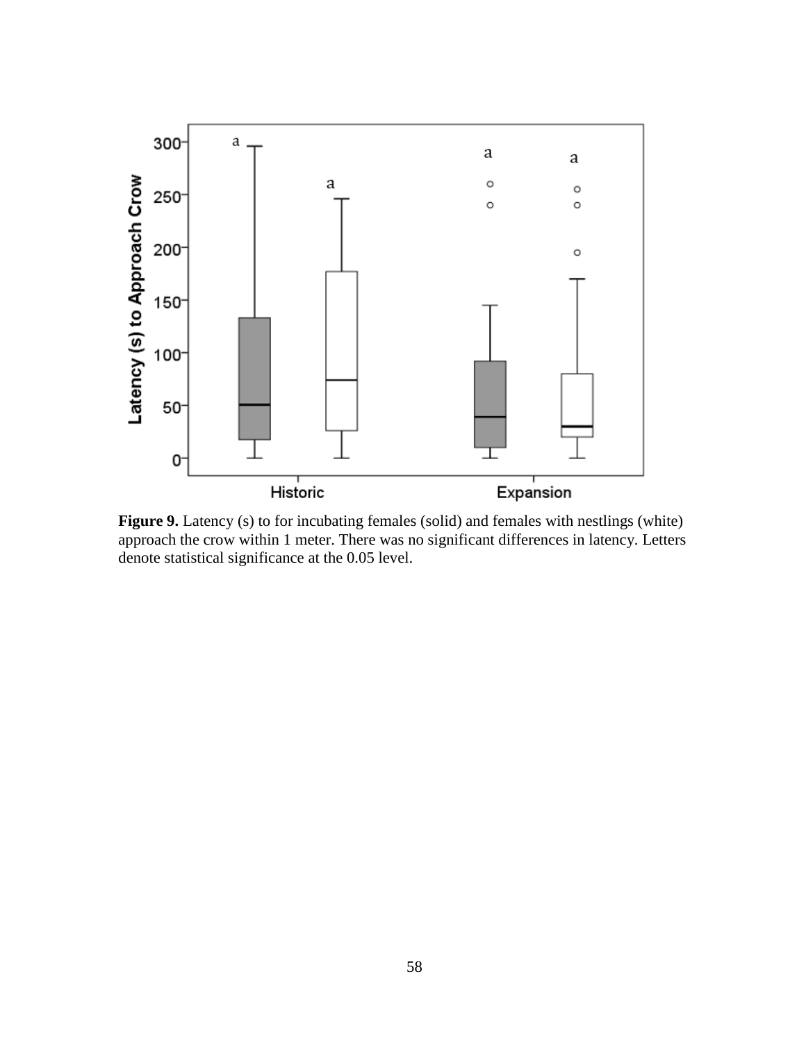**Figure 9.** Latency (s) to for incubating females (solid) and females with nestlings (white) approach the crow within 1 meter. There was no significant differences in latency. Letters denote statistical significance at the 0.05 level.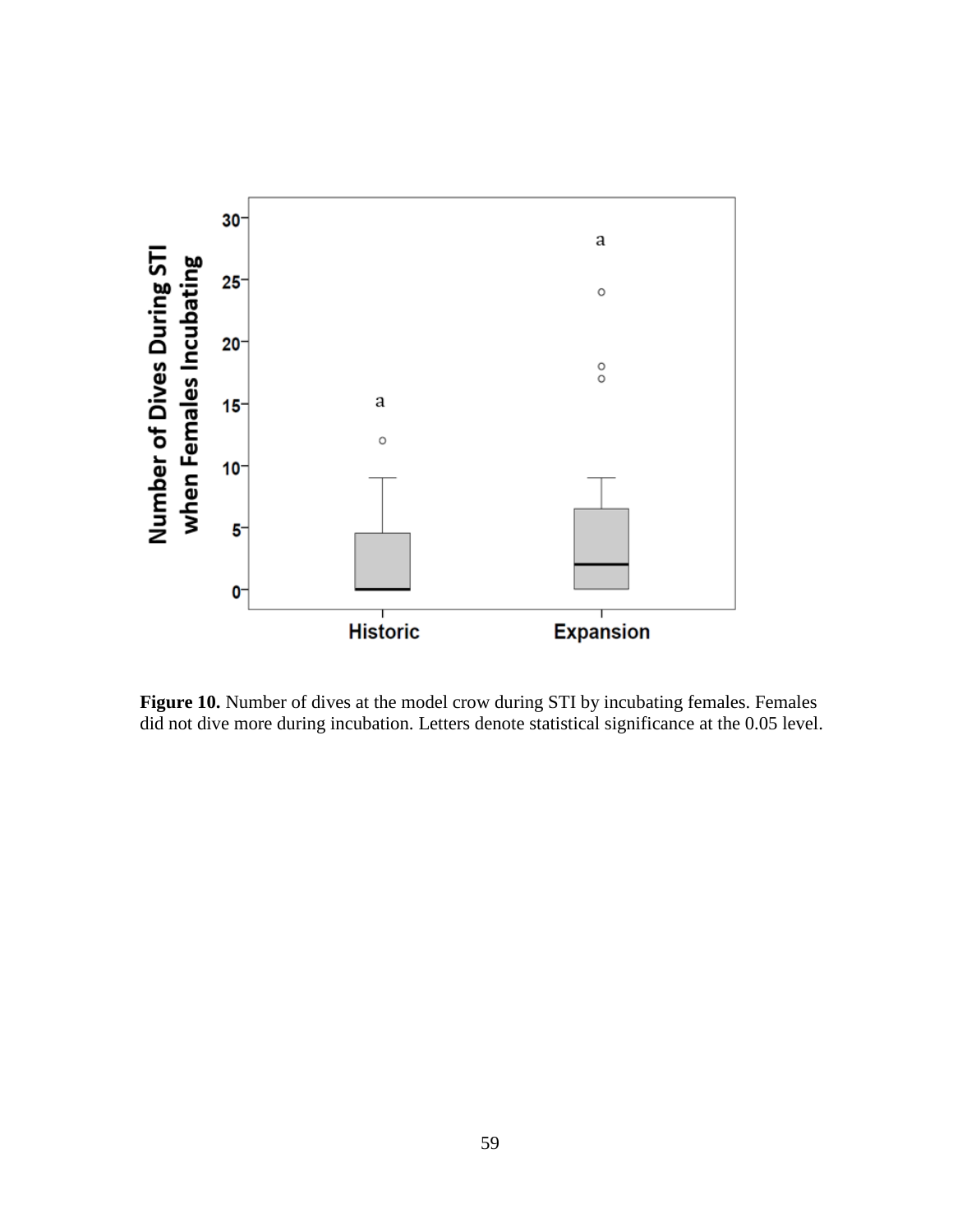**Figure 10.** Number of dives at the model crow during STI by incubating females. Females did not dive more during incubation. Letters denote statistical significance at the 0.05 level.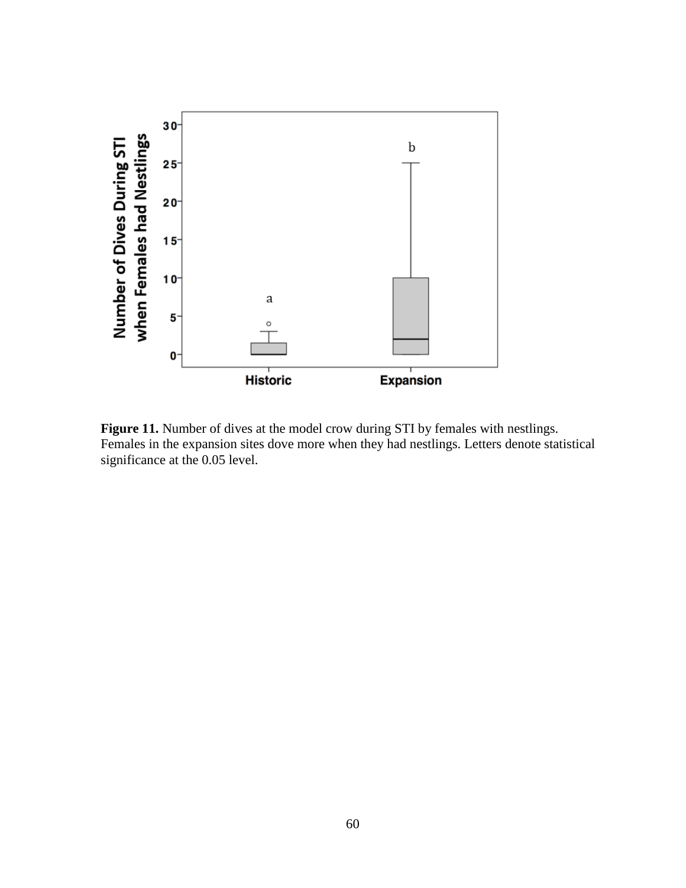**Figure 11.** Number of dives at the model crow during STI by females with nestlings. Females in the expansion sites dove more when they had nestlings. Letters denote statistical significance at the 0.05 level.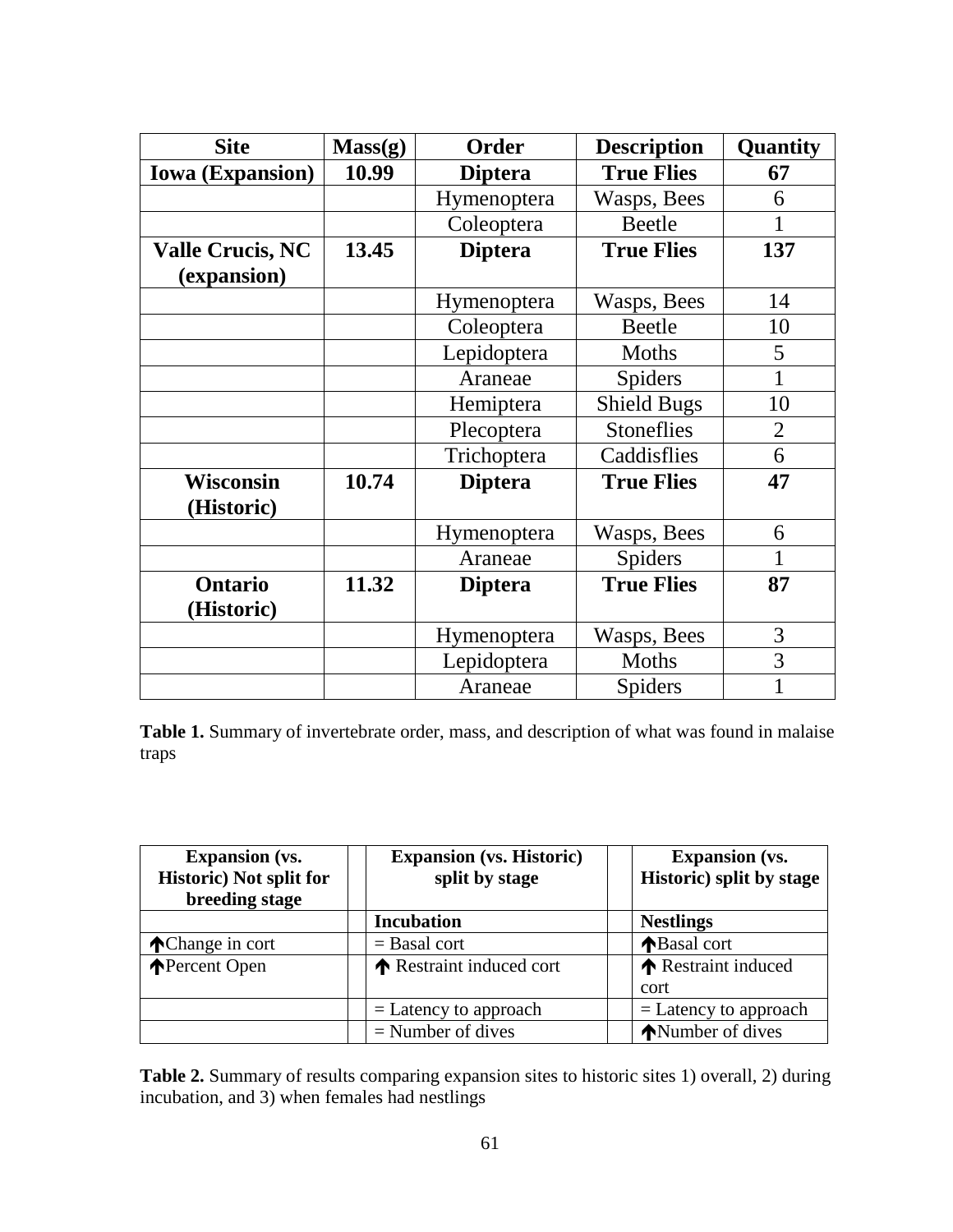| Site | Mass(g) | Order | Description | Quantity |
|---|---|---|---|---|
| **Iowa (Expansion)** | **10.99** | **Diptera** | **True Flies** | **67** |
| | | Hymenoptera | Wasps, Bees | 6 |
| | | Coleoptera | Beetle | 1 |
| **Valle Crucis, NC (expansion)** | **13.45** | **Diptera** | **True Flies** | **137** |
| | | Hymenoptera | Wasps, Bees | 14 |
| | | Coleoptera | Beetle | 10 |
| | | Lepidoptera | Moths | 5 |
| | | Araneae | Spiders | 1 |
| | | Hemiptera | Shield Bugs | 10 |
| | | Plecoptera | Stoneflies | 2 |
| | | Trichoptera | Caddisflies | 6 |
| **Wisconsin (Historic)** | **10.74** | **Diptera** | **True Flies** | **47** |
| | | Hymenoptera | Wasps, Bees | 6 |
| | | Araneae | Spiders | 1 |
| **Ontario (Historic)** | **11.32** | **Diptera** | **True Flies** | **87** |
| | | Hymenoptera | Wasps, Bees | 3 |
| | | Lepidoptera | Moths | 3 |
| | | Araneae | Spiders | 1 |

**Table 1.** Summary of invertebrate order, mass, and description of what was found in malaise traps

| Expansion (vs. Historic) Not split for breeding stage | | Expansion (vs. Historic) split by stage | | Expansion (vs. Historic) split by stage |
|---|---|---|---|---|
| | | **Incubation** | | **Nestlings** |
| ↑Change in cort | | = Basal cort | | ↑Basal cort |
| ↑Percent Open | | ↑ Restraint induced cort | | ↑ Restraint induced cort |
| | | = Latency to approach | | = Latency to approach |
| | | = Number of dives | | ↑Number of dives |

**Table 2.** Summary of results comparing expansion sites to historic sites 1) overall, 2) during incubation, and 3) when females had nestlings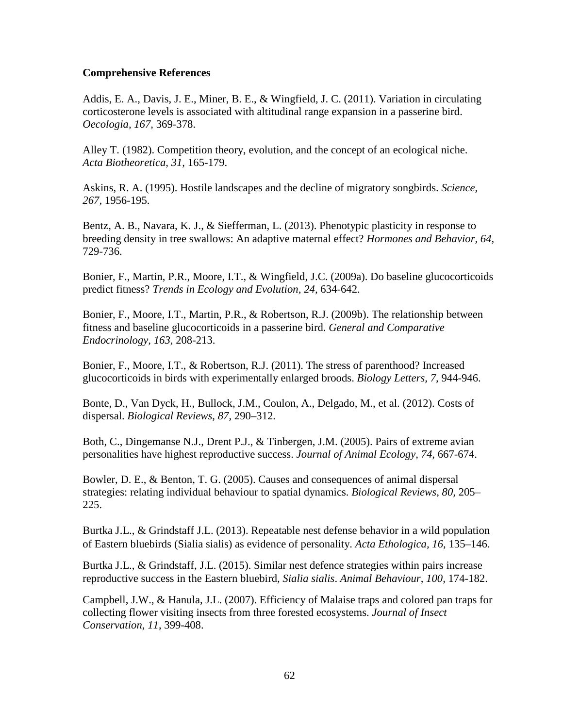**Comprehensive References**

Addis, E. A., Davis, J. E., Miner, B. E., & Wingfield, J. C. (2011). Variation in circulating corticosterone levels is associated with altitudinal range expansion in a passerine bird. *Oecologia, 167,* 369-378.

Alley T. (1982). Competition theory, evolution, and the concept of an ecological niche. *Acta Biotheoretica, 31,* 165-179.

Askins, R. A. (1995). Hostile landscapes and the decline of migratory songbirds. *Science, 267,* 1956-195.

Bentz, A. B., Navara, K. J., & Siefferman, L. (2013). Phenotypic plasticity in response to breeding density in tree swallows: An adaptive maternal effect? *Hormones and Behavior, 64,* 729-736.

Bonier, F., Martin, P.R., Moore, I.T., & Wingfield, J.C. (2009a). Do baseline glucocorticoids predict fitness? *Trends in Ecology and Evolution, 24,* 634-642.

Bonier, F., Moore, I.T., Martin, P.R., & Robertson, R.J. (2009b). The relationship between fitness and baseline glucocorticoids in a passerine bird. *General and Comparative Endocrinology, 163*, 208-213.

Bonier, F., Moore, I.T., & Robertson, R.J. (2011). The stress of parenthood? Increased glucocorticoids in birds with experimentally enlarged broods. *Biology Letters, 7,* 944-946.

Bonte, D., Van Dyck, H., Bullock, J.M., Coulon, A., Delgado, M., et al. (2012). Costs of dispersal. *Biological Reviews*, *87*, 290–312.

Both, C., Dingemanse N.J., Drent P.J., & Tinbergen, J.M. (2005). Pairs of extreme avian personalities have highest reproductive success. *Journal of Animal Ecology, 74,* 667-674.

Bowler, D. E., & Benton, T. G. (2005). Causes and consequences of animal dispersal strategies: relating individual behaviour to spatial dynamics. *Biological Reviews*, *80*, 205–225.

Burtka J.L., & Grindstaff J.L. (2013). Repeatable nest defense behavior in a wild population of Eastern bluebirds (Sialia sialis) as evidence of personality. *Acta Ethologica*, *16,* 135–146.

Burtka J.L., & Grindstaff, J.L. (2015). Similar nest defence strategies within pairs increase reproductive success in the Eastern bluebird, *Sialia sialis*. *Animal Behaviour*, *100,* 174-182.

Campbell, J.W., & Hanula, J.L. (2007). Efficiency of Malaise traps and colored pan traps for collecting flower visiting insects from three forested ecosystems. *Journal of Insect Conservation*, *11*, 399-408.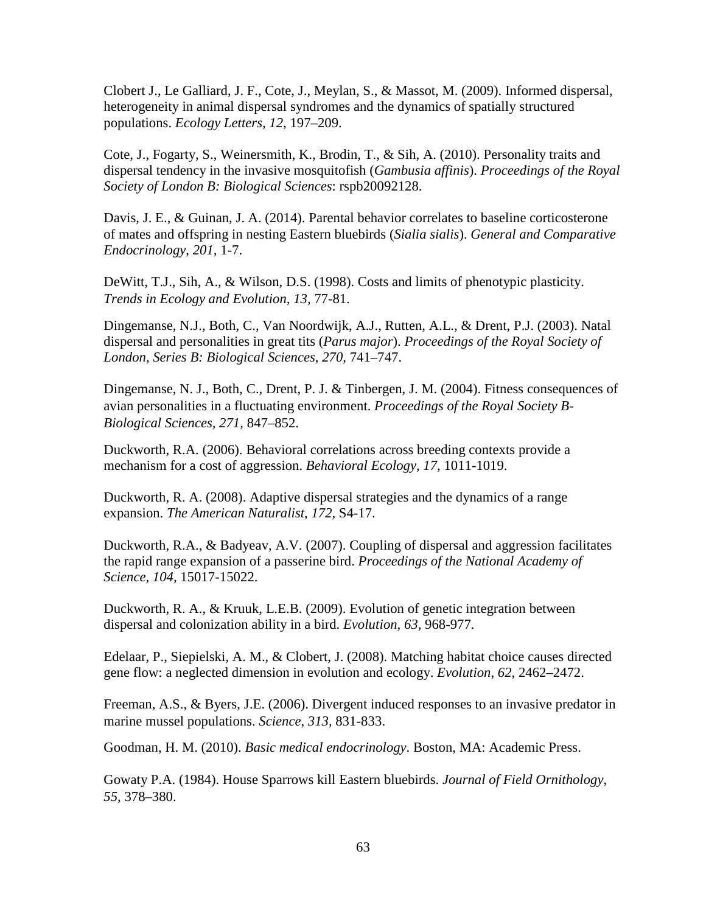Clobert J., Le Galliard, J. F., Cote, J., Meylan, S., & Massot, M. (2009). Informed dispersal, heterogeneity in animal dispersal syndromes and the dynamics of spatially structured populations. *Ecology Letters, 12,* 197–209.

Cote, J., Fogarty, S., Weinersmith, K., Brodin, T., & Sih, A. (2010). Personality traits and dispersal tendency in the invasive mosquitofish (*Gambusia affinis*). *Proceedings of the Royal Society of London B: Biological Sciences*: rspb20092128.

Davis, J. E., & Guinan, J. A. (2014). Parental behavior correlates to baseline corticosterone of mates and offspring in nesting Eastern bluebirds (*Sialia sialis*). *General and Comparative Endocrinology, 201*, 1-7.

DeWitt, T.J., Sih, A., & Wilson, D.S. (1998). Costs and limits of phenotypic plasticity. *Trends in Ecology and Evolution, 13,* 77-81.

Dingemanse, N.J., Both, C., Van Noordwijk, A.J., Rutten, A.L., & Drent, P.J. (2003). Natal dispersal and personalities in great tits (*Parus major*). *Proceedings of the Royal Society of London, Series B: Biological Sciences*, *270,* 741–747.

Dingemanse, N. J., Both, C., Drent, P. J. & Tinbergen, J. M. (2004). Fitness consequences of avian personalities in a fluctuating environment. *Proceedings of the Royal Society B-Biological Sciences, 271,* 847–852.

Duckworth, R.A. (2006). Behavioral correlations across breeding contexts provide a mechanism for a cost of aggression. *Behavioral Ecology, 17,* 1011-1019.

Duckworth, R. A. (2008). Adaptive dispersal strategies and the dynamics of a range expansion. *The American Naturalist*, *172,* S4-17.

Duckworth, R.A., & Badyeav, A.V. (2007). Coupling of dispersal and aggression facilitates the rapid range expansion of a passerine bird. *Proceedings of the National Academy of Science, 104,* 15017-15022.

Duckworth, R. A., & Kruuk, L.E.B. (2009). Evolution of genetic integration between dispersal and colonization ability in a bird. *Evolution*, *63*, 968-977.

Edelaar, P., Siepielski, A. M., & Clobert, J. (2008). Matching habitat choice causes directed gene flow: a neglected dimension in evolution and ecology. *Evolution*, *62,* 2462–2472.

Freeman, A.S., & Byers, J.E. (2006). Divergent induced responses to an invasive predator in marine mussel populations. *Science*, *313*, 831-833.

Goodman, H. M. (2010). *Basic medical endocrinology*. Boston, MA: Academic Press.

Gowaty P.A. (1984). House Sparrows kill Eastern bluebirds. *Journal of Field Ornithology*, *55*, 378–380.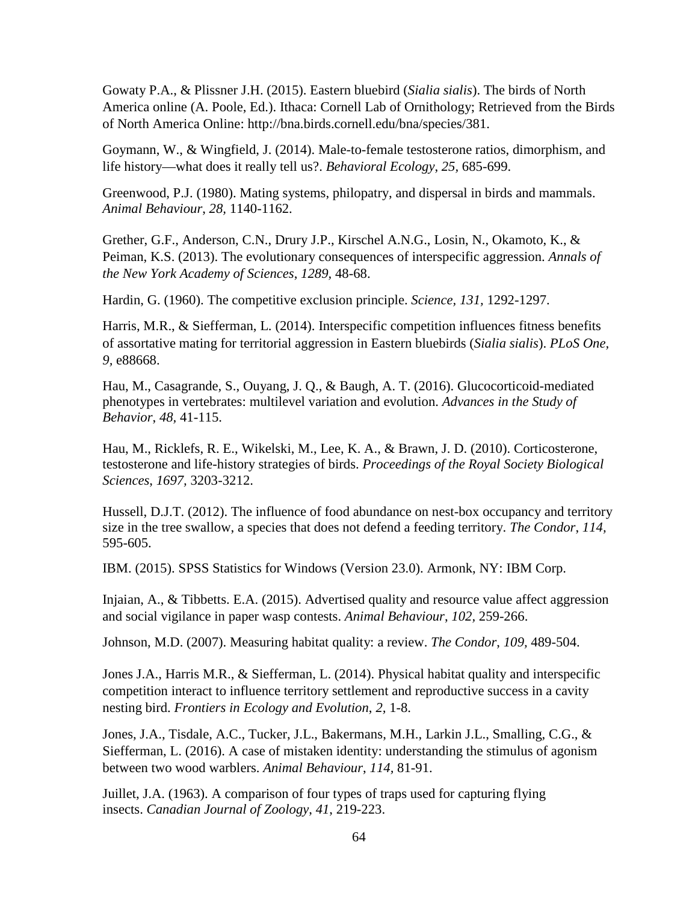Gowaty P.A., & Plissner J.H. (2015). Eastern bluebird (*Sialia sialis*). The birds of North America online (A. Poole, Ed.). Ithaca: Cornell Lab of Ornithology; Retrieved from the Birds of North America Online: http://bna.birds.cornell.edu/bna/species/381.

Goymann, W., & Wingfield, J. (2014). Male-to-female testosterone ratios, dimorphism, and life history—what does it really tell us?. *Behavioral Ecology*, *25,* 685-699.

Greenwood, P.J. (1980). Mating systems, philopatry, and dispersal in birds and mammals. *Animal Behaviour*, *28,* 1140-1162.

Grether, G.F., Anderson, C.N., Drury J.P., Kirschel A.N.G., Losin, N., Okamoto, K., & Peiman, K.S. (2013). The evolutionary consequences of interspecific aggression. *Annals of the New York Academy of Sciences*, *1289,* 48-68.

Hardin, G. (1960). The competitive exclusion principle. *Science, 131*, 1292-1297.

Harris, M.R., & Siefferman, L. (2014). Interspecific competition influences fitness benefits of assortative mating for territorial aggression in Eastern bluebirds (*Sialia sialis*). *PLoS One*, *9,* e88668.

Hau, M., Casagrande, S., Ouyang, J. Q., & Baugh, A. T. (2016). Glucocorticoid-mediated phenotypes in vertebrates: multilevel variation and evolution. *Advances in the Study of Behavior*, *48,* 41-115.

Hau, M., Ricklefs, R. E., Wikelski, M., Lee, K. A., & Brawn, J. D. (2010). Corticosterone, testosterone and life-history strategies of birds. *Proceedings of the Royal Society Biological Sciences*, *1697,* 3203-3212.

Hussell, D.J.T. (2012). The influence of food abundance on nest-box occupancy and territory size in the tree swallow, a species that does not defend a feeding territory. *The Condor, 114,* 595-605.

IBM. (2015). SPSS Statistics for Windows (Version 23.0). Armonk, NY: IBM Corp.

Injaian, A., & Tibbetts. E.A. (2015). Advertised quality and resource value affect aggression and social vigilance in paper wasp contests. *Animal Behaviour*, *102,* 259-266.

Johnson, M.D. (2007). Measuring habitat quality: a review. *The Condor*, *109,* 489-504.

Jones J.A., Harris M.R., & Siefferman, L. (2014). Physical habitat quality and interspecific competition interact to influence territory settlement and reproductive success in a cavity nesting bird. *Frontiers in Ecology and Evolution*, *2,* 1-8.

Jones, J.A., Tisdale, A.C., Tucker, J.L., Bakermans, M.H., Larkin J.L., Smalling, C.G., & Siefferman, L. (2016). A case of mistaken identity: understanding the stimulus of agonism between two wood warblers. *Animal Behaviour*, *114,* 81-91.

Juillet, J.A. (1963). A comparison of four types of traps used for capturing flying insects. *Canadian Journal of Zoology*, *41*, 219-223.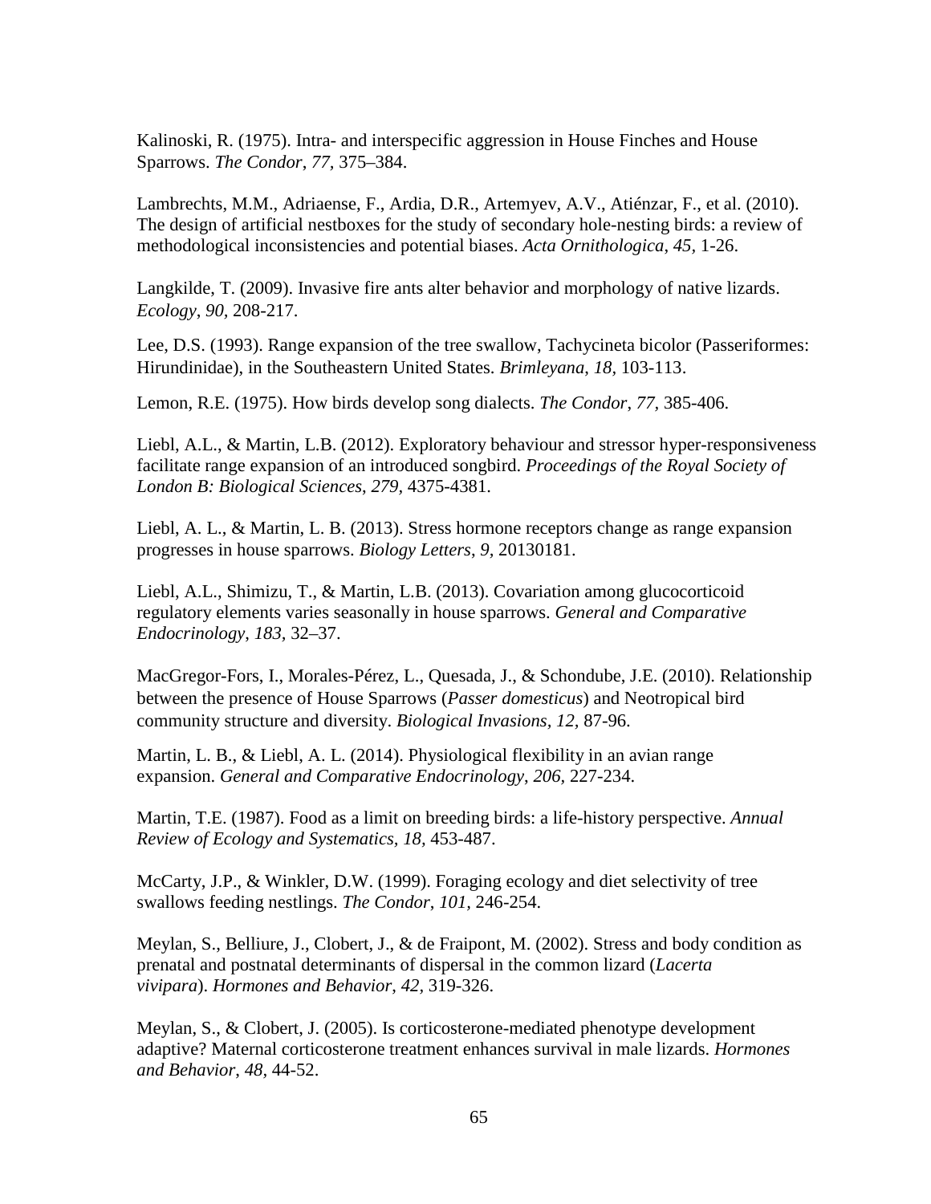Kalinoski, R. (1975). Intra- and interspecific aggression in House Finches and House Sparrows. *The Condor*, *77,* 375–384.

Lambrechts, M.M., Adriaense, F., Ardia, D.R., Artemyev, A.V., Atiénzar, F., et al. (2010). The design of artificial nestboxes for the study of secondary hole-nesting birds: a review of methodological inconsistencies and potential biases. *Acta Ornithologica*, *45,* 1-26.

Langkilde, T. (2009). Invasive fire ants alter behavior and morphology of native lizards. *Ecology*, *90*, 208-217.

Lee, D.S. (1993). Range expansion of the tree swallow, Tachycineta bicolor (Passeriformes: Hirundinidae), in the Southeastern United States. *Brimleyana*, *18,* 103-113.

Lemon, R.E. (1975). How birds develop song dialects. *The Condor*, *77,* 385-406.

Liebl, A.L., & Martin, L.B. (2012). Exploratory behaviour and stressor hyper-responsiveness facilitate range expansion of an introduced songbird. *Proceedings of the Royal Society of London B: Biological Sciences*, *279,* 4375-4381.

Liebl, A. L., & Martin, L. B. (2013). Stress hormone receptors change as range expansion progresses in house sparrows. *Biology Letters*, *9,* 20130181.

Liebl, A.L., Shimizu, T., & Martin, L.B. (2013). Covariation among glucocorticoid regulatory elements varies seasonally in house sparrows. *General and Comparative Endocrinology*, *183,* 32–37.

MacGregor-Fors, I., Morales-Pérez, L., Quesada, J., & Schondube, J.E. (2010). Relationship between the presence of House Sparrows (*Passer domesticus*) and Neotropical bird community structure and diversity. *Biological Invasions*, *12,* 87-96.

Martin, L. B., & Liebl, A. L. (2014). Physiological flexibility in an avian range expansion. *General and Comparative Endocrinology*, *206*, 227-234.

Martin, T.E. (1987). Food as a limit on breeding birds: a life-history perspective. *Annual Review of Ecology and Systematics*, *18,* 453-487.

McCarty, J.P., & Winkler, D.W. (1999). Foraging ecology and diet selectivity of tree swallows feeding nestlings. *The Condor*, *101,* 246-254.

Meylan, S., Belliure, J., Clobert, J., & de Fraipont, M. (2002). Stress and body condition as prenatal and postnatal determinants of dispersal in the common lizard (*Lacerta vivipara*). *Hormones and Behavior*, *42,* 319-326.

Meylan, S., & Clobert, J. (2005). Is corticosterone-mediated phenotype development adaptive? Maternal corticosterone treatment enhances survival in male lizards. *Hormones and Behavior*, *48*, 44-52.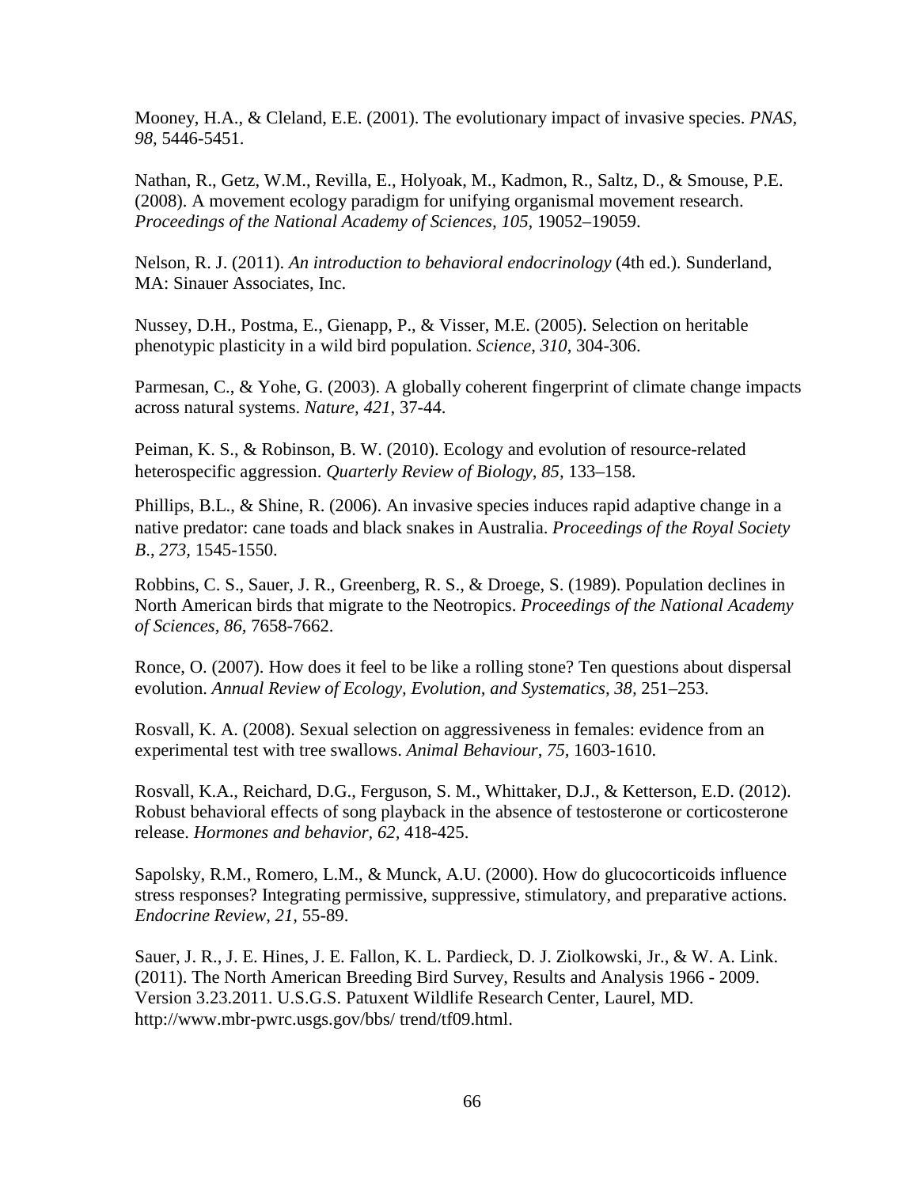Mooney, H.A., & Cleland, E.E. (2001). The evolutionary impact of invasive species. *PNAS, 98,* 5446-5451.

Nathan, R., Getz, W.M., Revilla, E., Holyoak, M., Kadmon, R., Saltz, D., & Smouse, P.E. (2008). A movement ecology paradigm for unifying organismal movement research. *Proceedings of the National Academy of Sciences, 105,* 19052–19059.

Nelson, R. J. (2011). *An introduction to behavioral endocrinology* (4th ed.). Sunderland, MA: Sinauer Associates, Inc.

Nussey, D.H., Postma, E., Gienapp, P., & Visser, M.E. (2005). Selection on heritable phenotypic plasticity in a wild bird population. *Science*, *310*, 304-306.

Parmesan, C., & Yohe, G. (2003). A globally coherent fingerprint of climate change impacts across natural systems. *Nature, 421*, 37-44.

Peiman, K. S., & Robinson, B. W. (2010). Ecology and evolution of resource-related heterospecific aggression. *Quarterly Review of Biology, 85,* 133–158.

Phillips, B.L., & Shine, R. (2006). An invasive species induces rapid adaptive change in a native predator: cane toads and black snakes in Australia. *Proceedings of the Royal Society B*., *273,* 1545-1550.

Robbins, C. S., Sauer, J. R., Greenberg, R. S., & Droege, S. (1989). Population declines in North American birds that migrate to the Neotropics. *Proceedings of the National Academy of Sciences, 86,* 7658-7662.

Ronce, O. (2007). How does it feel to be like a rolling stone? Ten questions about dispersal evolution. *Annual Review of Ecology, Evolution, and Systematics, 38*, 251–253.

Rosvall, K. A. (2008). Sexual selection on aggressiveness in females: evidence from an experimental test with tree swallows. *Animal Behaviour*, *75,* 1603-1610.

Rosvall, K.A., Reichard, D.G., Ferguson, S. M., Whittaker, D.J., & Ketterson, E.D. (2012). Robust behavioral effects of song playback in the absence of testosterone or corticosterone release. *Hormones and behavior, 62*, 418-425.

Sapolsky, R.M., Romero, L.M., & Munck, A.U. (2000). How do glucocorticoids influence stress responses? Integrating permissive, suppressive, stimulatory, and preparative actions. *Endocrine Review*, *21,* 55-89.

Sauer, J. R., J. E. Hines, J. E. Fallon, K. L. Pardieck, D. J. Ziolkowski, Jr., & W. A. Link. (2011). The North American Breeding Bird Survey, Results and Analysis 1966 - 2009. Version 3.23.2011. U.S.G.S. Patuxent Wildlife Research Center, Laurel, MD. http://www.mbr-pwrc.usgs.gov/bbs/ trend/tf09.html.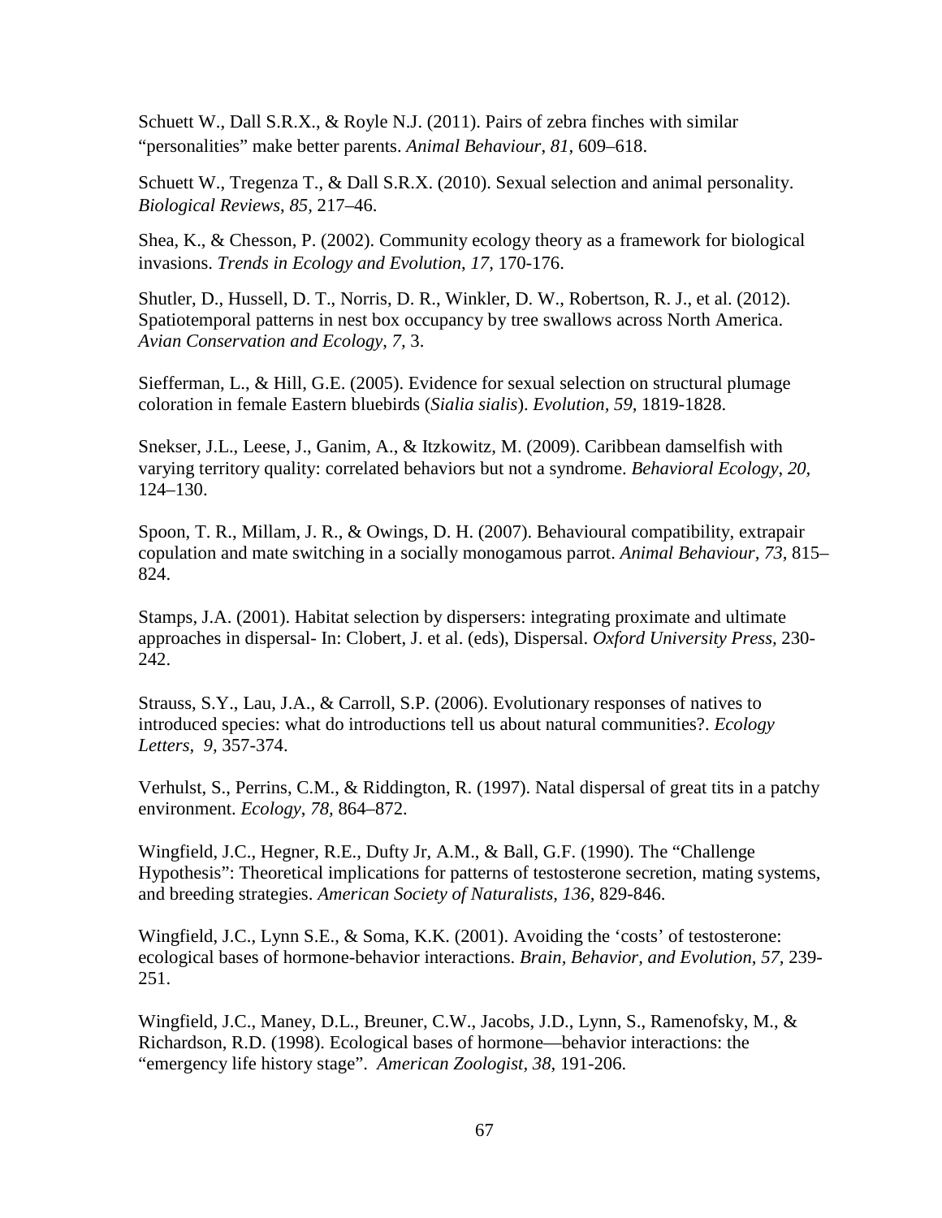Schuett W., Dall S.R.X., & Royle N.J. (2011). Pairs of zebra finches with similar "personalities" make better parents. *Animal Behaviour*, *81,* 609–618.

Schuett W., Tregenza T., & Dall S.R.X. (2010). Sexual selection and animal personality. *Biological Reviews*, *85,* 217–46.

Shea, K., & Chesson, P. (2002). Community ecology theory as a framework for biological invasions. *Trends in Ecology and Evolution*, *17,* 170-176.

Shutler, D., Hussell, D. T., Norris, D. R., Winkler, D. W., Robertson, R. J., et al. (2012). Spatiotemporal patterns in nest box occupancy by tree swallows across North America. *Avian Conservation and Ecology*, *7,* 3.

Siefferman, L., & Hill, G.E. (2005). Evidence for sexual selection on structural plumage coloration in female Eastern bluebirds (*Sialia sialis*). *Evolution, 59,* 1819-1828.

Snekser, J.L., Leese, J., Ganim, A., & Itzkowitz, M. (2009). Caribbean damselfish with varying territory quality: correlated behaviors but not a syndrome. *Behavioral Ecology*, *20,* 124–130.

Spoon, T. R., Millam, J. R., & Owings, D. H. (2007). Behavioural compatibility, extrapair copulation and mate switching in a socially monogamous parrot. *Animal Behaviour*, *73,* 815–824.

Stamps, J.A. (2001). Habitat selection by dispersers: integrating proximate and ultimate approaches in dispersal- In: Clobert, J. et al. (eds), Dispersal. *Oxford University Press,* 230-242.

Strauss, S.Y., Lau, J.A., & Carroll, S.P. (2006). Evolutionary responses of natives to introduced species: what do introductions tell us about natural communities?. *Ecology Letters*, *9,* 357-374.

Verhulst, S., Perrins, C.M., & Riddington, R. (1997). Natal dispersal of great tits in a patchy environment. *Ecology*, *78,* 864–872.

Wingfield, J.C., Hegner, R.E., Dufty Jr, A.M., & Ball, G.F. (1990). The "Challenge Hypothesis": Theoretical implications for patterns of testosterone secretion, mating systems, and breeding strategies. *American Society of Naturalists*, *136,* 829-846.

Wingfield, J.C., Lynn S.E., & Soma, K.K. (2001). Avoiding the 'costs' of testosterone: ecological bases of hormone-behavior interactions. *Brain, Behavior, and Evolution*, *57,* 239-251.

Wingfield, J.C., Maney, D.L., Breuner, C.W., Jacobs, J.D., Lynn, S., Ramenofsky, M., & Richardson, R.D. (1998). Ecological bases of hormone—behavior interactions: the "emergency life history stage". *American Zoologist, 38,* 191-206.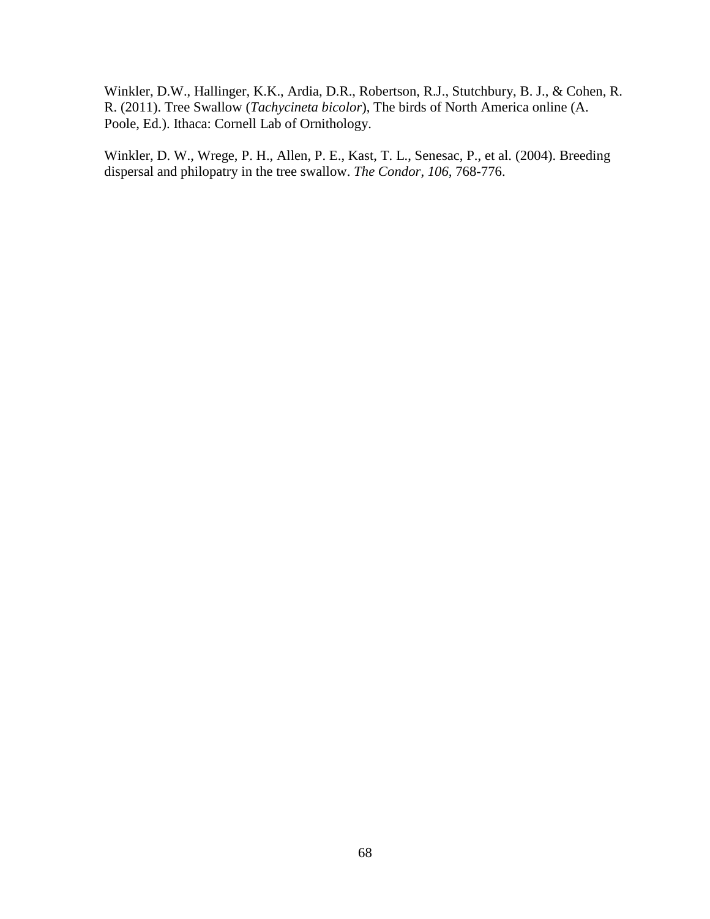Winkler, D.W., Hallinger, K.K., Ardia, D.R., Robertson, R.J., Stutchbury, B. J., & Cohen, R. R. (2011). Tree Swallow (*Tachycineta bicolor*), The birds of North America online (A. Poole, Ed.). Ithaca: Cornell Lab of Ornithology.

Winkler, D. W., Wrege, P. H., Allen, P. E., Kast, T. L., Senesac, P., et al. (2004). Breeding dispersal and philopatry in the tree swallow. *The Condor, 106*, 768-776.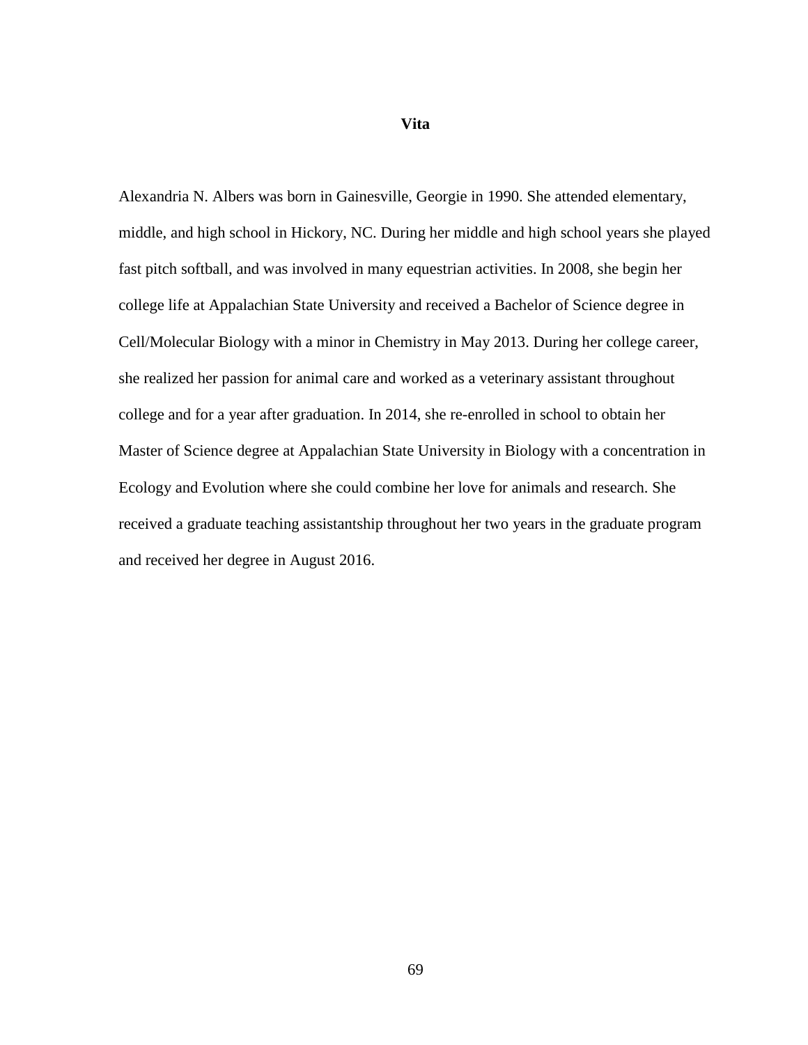# Vita

Alexandria N. Albers was born in Gainesville, Georgie in 1990. She attended elementary, middle, and high school in Hickory, NC. During her middle and high school years she played fast pitch softball, and was involved in many equestrian activities. In 2008, she begin her college life at Appalachian State University and received a Bachelor of Science degree in Cell/Molecular Biology with a minor in Chemistry in May 2013. During her college career, she realized her passion for animal care and worked as a veterinary assistant throughout college and for a year after graduation. In 2014, she re-enrolled in school to obtain her Master of Science degree at Appalachian State University in Biology with a concentration in Ecology and Evolution where she could combine her love for animals and research. She received a graduate teaching assistantship throughout her two years in the graduate program and received her degree in August 2016.